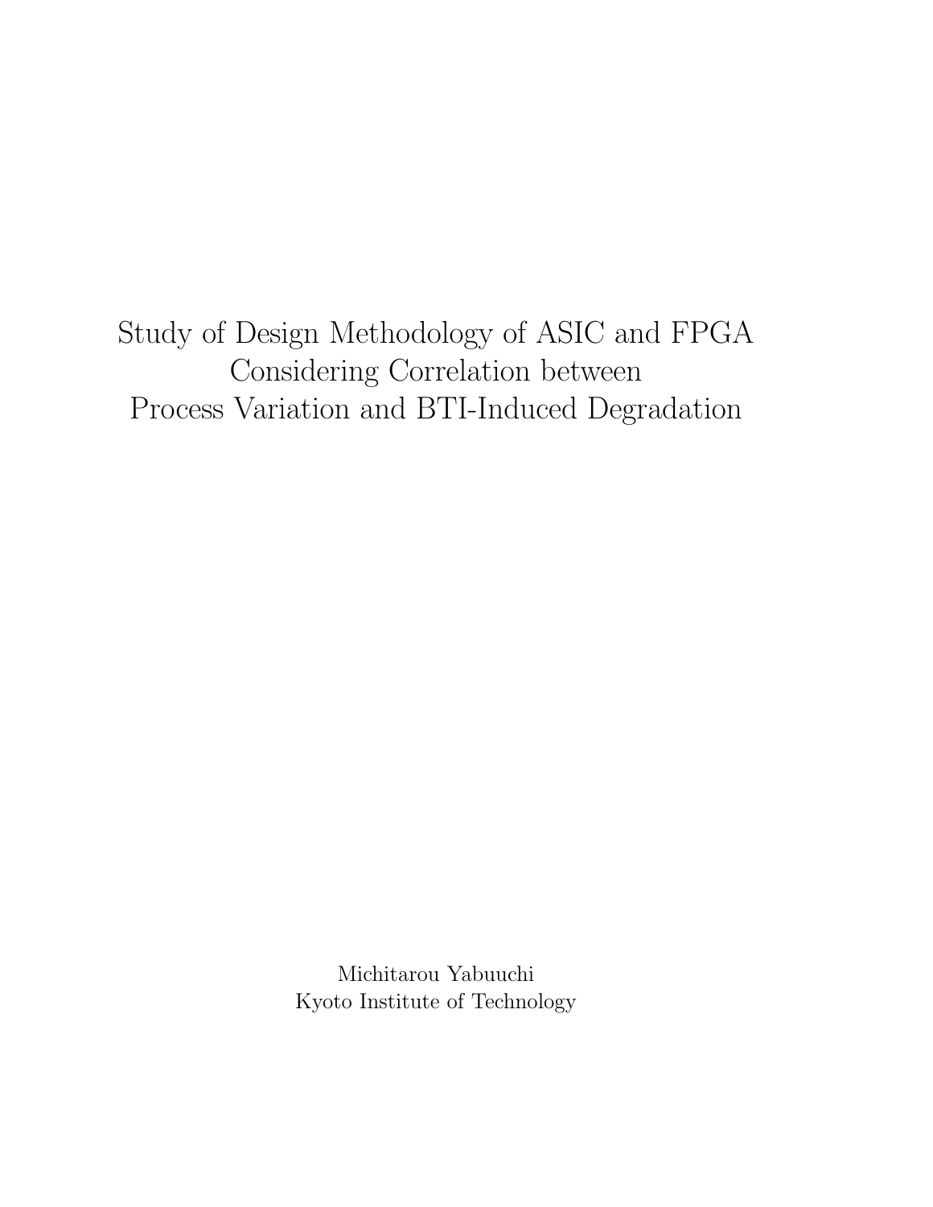# Study of Design Methodology of ASIC and FPGA Considering Correlation between Process Variation and BTI-Induced Degradation

Michitarou Yabuuchi
Kyoto Institute of Technology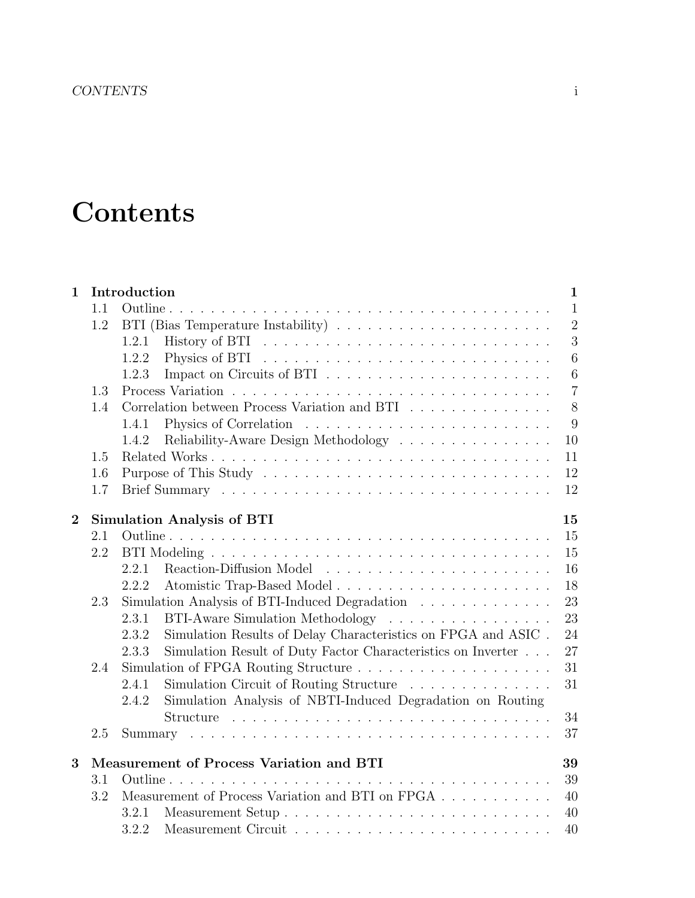# Contents

**1 Introduction** **1**

- 1.1 Outline . . . 1
- 1.2 BTI (Bias Temperature Instability) . . . 2
  - 1.2.1 History of BTI . . . 3
  - 1.2.2 Physics of BTI . . . 6
  - 1.2.3 Impact on Circuits of BTI . . . 6
- 1.3 Process Variation . . . 7
- 1.4 Correlation between Process Variation and BTI . . . 8
  - 1.4.1 Physics of Correlation . . . 9
  - 1.4.2 Reliability-Aware Design Methodology . . . 10
- 1.5 Related Works . . . 11
- 1.6 Purpose of This Study . . . 12
- 1.7 Brief Summary . . . 12

**2 Simulation Analysis of BTI** **15**

- 2.1 Outline . . . 15
- 2.2 BTI Modeling . . . 15
  - 2.2.1 Reaction-Diffusion Model . . . 16
  - 2.2.2 Atomistic Trap-Based Model . . . 18
- 2.3 Simulation Analysis of BTI-Induced Degradation . . . 23
  - 2.3.1 BTI-Aware Simulation Methodology . . . 23
  - 2.3.2 Simulation Results of Delay Characteristics on FPGA and ASIC . 24
  - 2.3.3 Simulation Result of Duty Factor Characteristics on Inverter . . . 27
- 2.4 Simulation of FPGA Routing Structure . . . 31
  - 2.4.1 Simulation Circuit of Routing Structure . . . 31
  - 2.4.2 Simulation Analysis of NBTI-Induced Degradation on Routing Structure . . . 34
- 2.5 Summary . . . 37

**3 Measurement of Process Variation and BTI** **39**

- 3.1 Outline . . . 39
- 3.2 Measurement of Process Variation and BTI on FPGA . . . 40
  - 3.2.1 Measurement Setup . . . 40
  - 3.2.2 Measurement Circuit . . . 40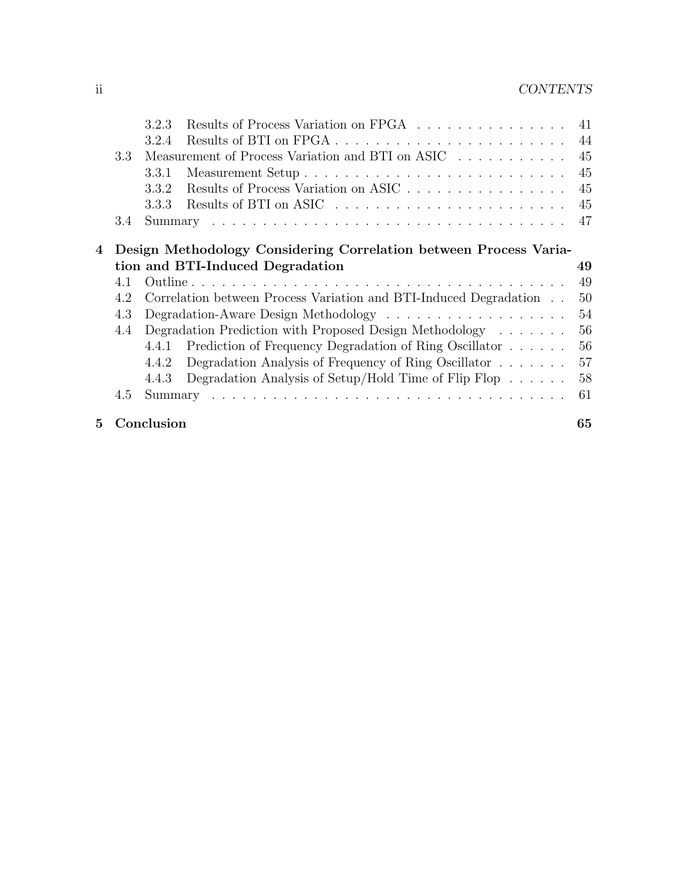3.2.3 Results of Process Variation on FPGA . . . . . . . . . . . . . . . . 41
3.2.4 Results of BTI on FPGA . . . . . . . . . . . . . . . . . . . . . . . . 44
3.3 Measurement of Process Variation and BTI on ASIC . . . . . . . . . . . 45
3.3.1 Measurement Setup . . . . . . . . . . . . . . . . . . . . . . . . . . 45
3.3.2 Results of Process Variation on ASIC . . . . . . . . . . . . . . . . 45
3.3.3 Results of BTI on ASIC . . . . . . . . . . . . . . . . . . . . . . . 45
3.4 Summary . . . . . . . . . . . . . . . . . . . . . . . . . . . . . . . . . . 47

**4 Design Methodology Considering Correlation between Process Variation and BTI-Induced Degradation 49**
4.1 Outline . . . . . . . . . . . . . . . . . . . . . . . . . . . . . . . . . . . 49
4.2 Correlation between Process Variation and BTI-Induced Degradation . . 50
4.3 Degradation-Aware Design Methodology . . . . . . . . . . . . . . . . . 54
4.4 Degradation Prediction with Proposed Design Methodology . . . . . . . 56
4.4.1 Prediction of Frequency Degradation of Ring Oscillator . . . . . . 56
4.4.2 Degradation Analysis of Frequency of Ring Oscillator . . . . . . . 57
4.4.3 Degradation Analysis of Setup/Hold Time of Flip Flop . . . . . . 58
4.5 Summary . . . . . . . . . . . . . . . . . . . . . . . . . . . . . . . . . . 61

**5 Conclusion 65**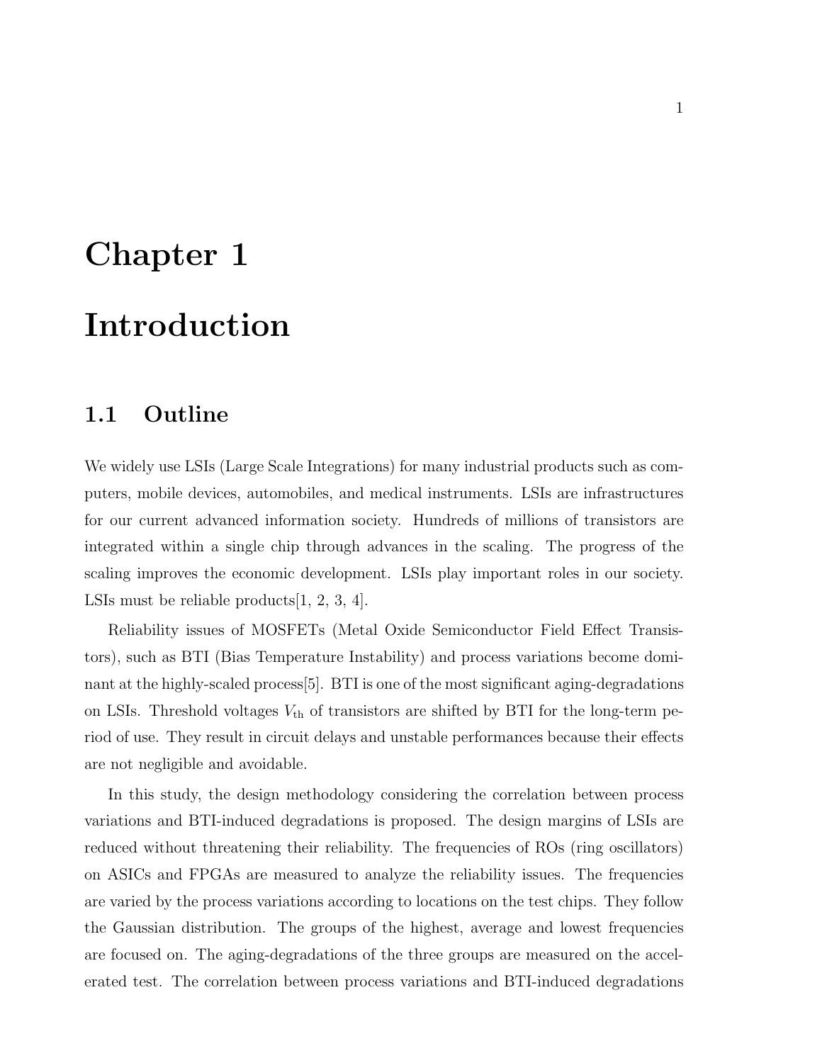# Chapter 1

# Introduction

## 1.1 Outline

We widely use LSIs (Large Scale Integrations) for many industrial products such as computers, mobile devices, automobiles, and medical instruments. LSIs are infrastructures for our current advanced information society. Hundreds of millions of transistors are integrated within a single chip through advances in the scaling. The progress of the scaling improves the economic development. LSIs play important roles in our society. LSIs must be reliable products[1, 2, 3, 4].

Reliability issues of MOSFETs (Metal Oxide Semiconductor Field Effect Transistors), such as BTI (Bias Temperature Instability) and process variations become dominant at the highly-scaled process[5]. BTI is one of the most significant aging-degradations on LSIs. Threshold voltages $V_{\mathrm{th}}$ of transistors are shifted by BTI for the long-term period of use. They result in circuit delays and unstable performances because their effects are not negligible and avoidable.

In this study, the design methodology considering the correlation between process variations and BTI-induced degradations is proposed. The design margins of LSIs are reduced without threatening their reliability. The frequencies of ROs (ring oscillators) on ASICs and FPGAs are measured to analyze the reliability issues. The frequencies are varied by the process variations according to locations on the test chips. They follow the Gaussian distribution. The groups of the highest, average and lowest frequencies are focused on. The aging-degradations of the three groups are measured on the accelerated test. The correlation between process variations and BTI-induced degradations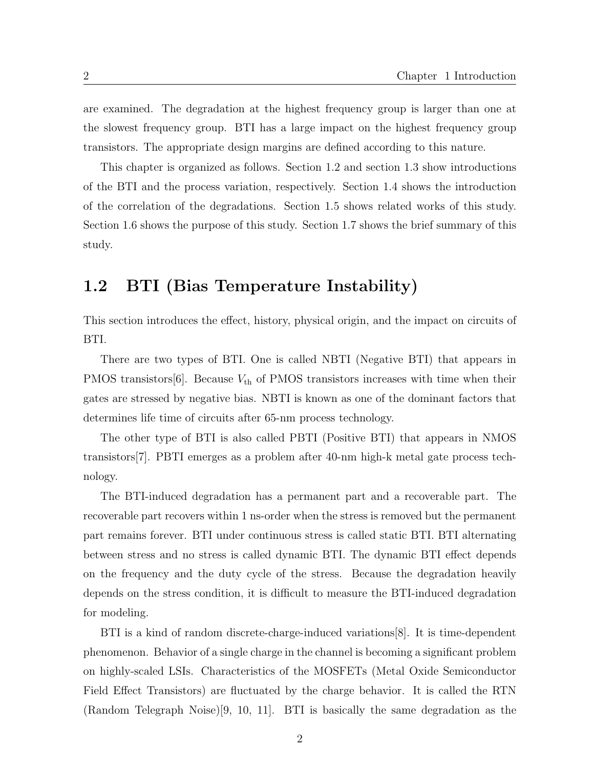are examined. The degradation at the highest frequency group is larger than one at the slowest frequency group. BTI has a large impact on the highest frequency group transistors. The appropriate design margins are defined according to this nature.

This chapter is organized as follows. Section 1.2 and section 1.3 show introductions of the BTI and the process variation, respectively. Section 1.4 shows the introduction of the correlation of the degradations. Section 1.5 shows related works of this study. Section 1.6 shows the purpose of this study. Section 1.7 shows the brief summary of this study.

## 1.2 BTI (Bias Temperature Instability)

This section introduces the effect, history, physical origin, and the impact on circuits of BTI.

There are two types of BTI. One is called NBTI (Negative BTI) that appears in PMOS transistors[6]. Because $V_{\mathrm{th}}$ of PMOS transistors increases with time when their gates are stressed by negative bias. NBTI is known as one of the dominant factors that determines life time of circuits after 65-nm process technology.

The other type of BTI is also called PBTI (Positive BTI) that appears in NMOS transistors[7]. PBTI emerges as a problem after 40-nm high-k metal gate process technology.

The BTI-induced degradation has a permanent part and a recoverable part. The recoverable part recovers within 1 ns-order when the stress is removed but the permanent part remains forever. BTI under continuous stress is called static BTI. BTI alternating between stress and no stress is called dynamic BTI. The dynamic BTI effect depends on the frequency and the duty cycle of the stress. Because the degradation heavily depends on the stress condition, it is difficult to measure the BTI-induced degradation for modeling.

BTI is a kind of random discrete-charge-induced variations[8]. It is time-dependent phenomenon. Behavior of a single charge in the channel is becoming a significant problem on highly-scaled LSIs. Characteristics of the MOSFETs (Metal Oxide Semiconductor Field Effect Transistors) are fluctuated by the charge behavior. It is called the RTN (Random Telegraph Noise)[9, 10, 11]. BTI is basically the same degradation as the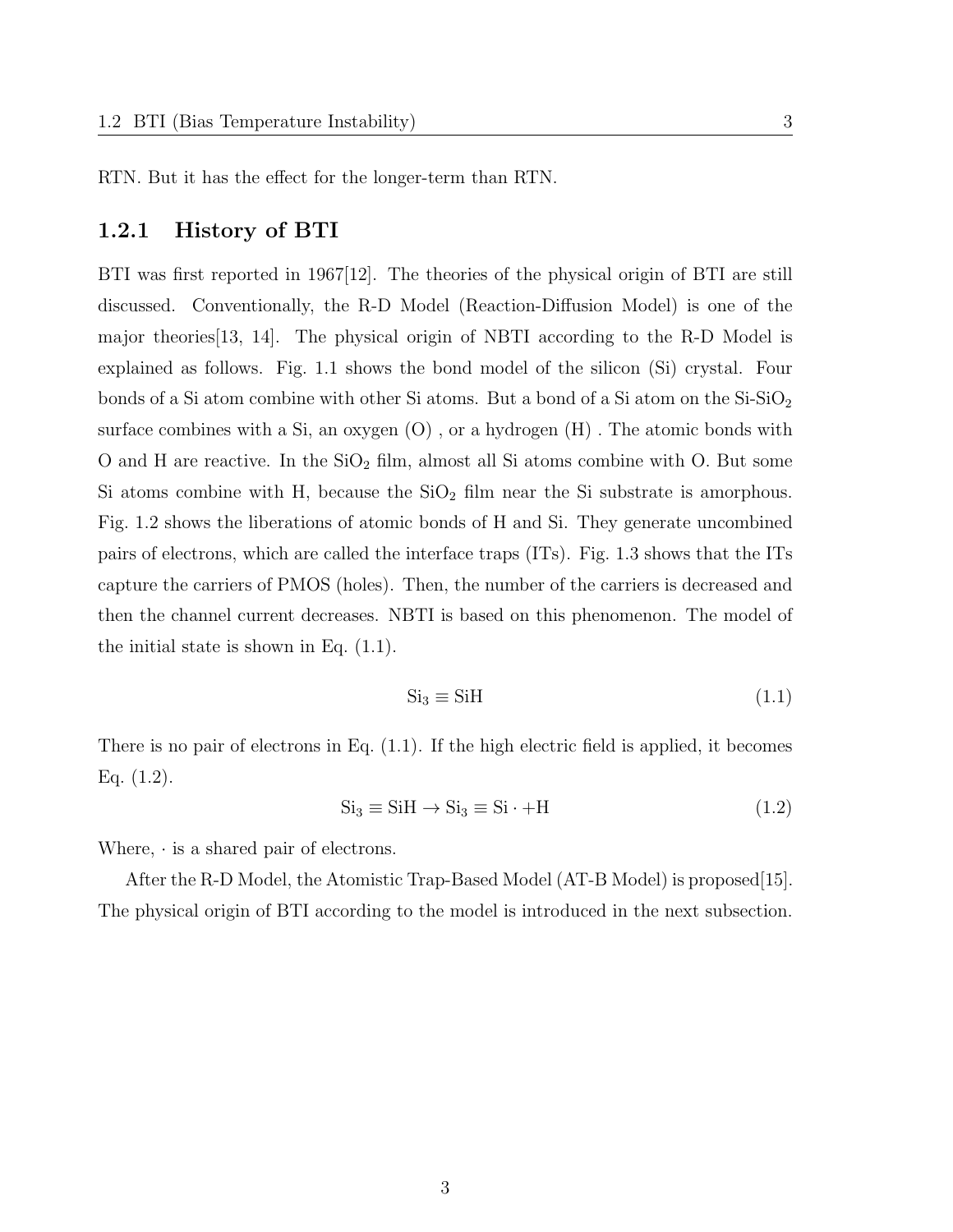RTN. But it has the effect for the longer-term than RTN.

### 1.2.1 History of BTI

BTI was first reported in 1967[12]. The theories of the physical origin of BTI are still discussed. Conventionally, the R-D Model (Reaction-Diffusion Model) is one of the major theories[13, 14]. The physical origin of NBTI according to the R-D Model is explained as follows. Fig. 1.1 shows the bond model of the silicon (Si) crystal. Four bonds of a Si atom combine with other Si atoms. But a bond of a Si atom on the Si-$SiO_2$ surface combines with a Si, an oxygen (O) , or a hydrogen (H) . The atomic bonds with O and H are reactive. In the $SiO_2$ film, almost all Si atoms combine with O. But some Si atoms combine with H, because the $SiO_2$ film near the Si substrate is amorphous. Fig. 1.2 shows the liberations of atomic bonds of H and Si. They generate uncombined pairs of electrons, which are called the interface traps (ITs). Fig. 1.3 shows that the ITs capture the carriers of PMOS (holes). Then, the number of the carriers is decreased and then the channel current decreases. NBTI is based on this phenomenon. The model of the initial state is shown in Eq. (1.1).

$$\mathrm{Si_3 \equiv SiH} \tag{1.1}$$

There is no pair of electrons in Eq. (1.1). If the high electric field is applied, it becomes Eq. (1.2).

$$\mathrm{Si_3 \equiv SiH \rightarrow Si_3 \equiv Si \cdot + H} \tag{1.2}$$

Where, $\cdot$ is a shared pair of electrons.

After the R-D Model, the Atomistic Trap-Based Model (AT-B Model) is proposed[15]. The physical origin of BTI according to the model is introduced in the next subsection.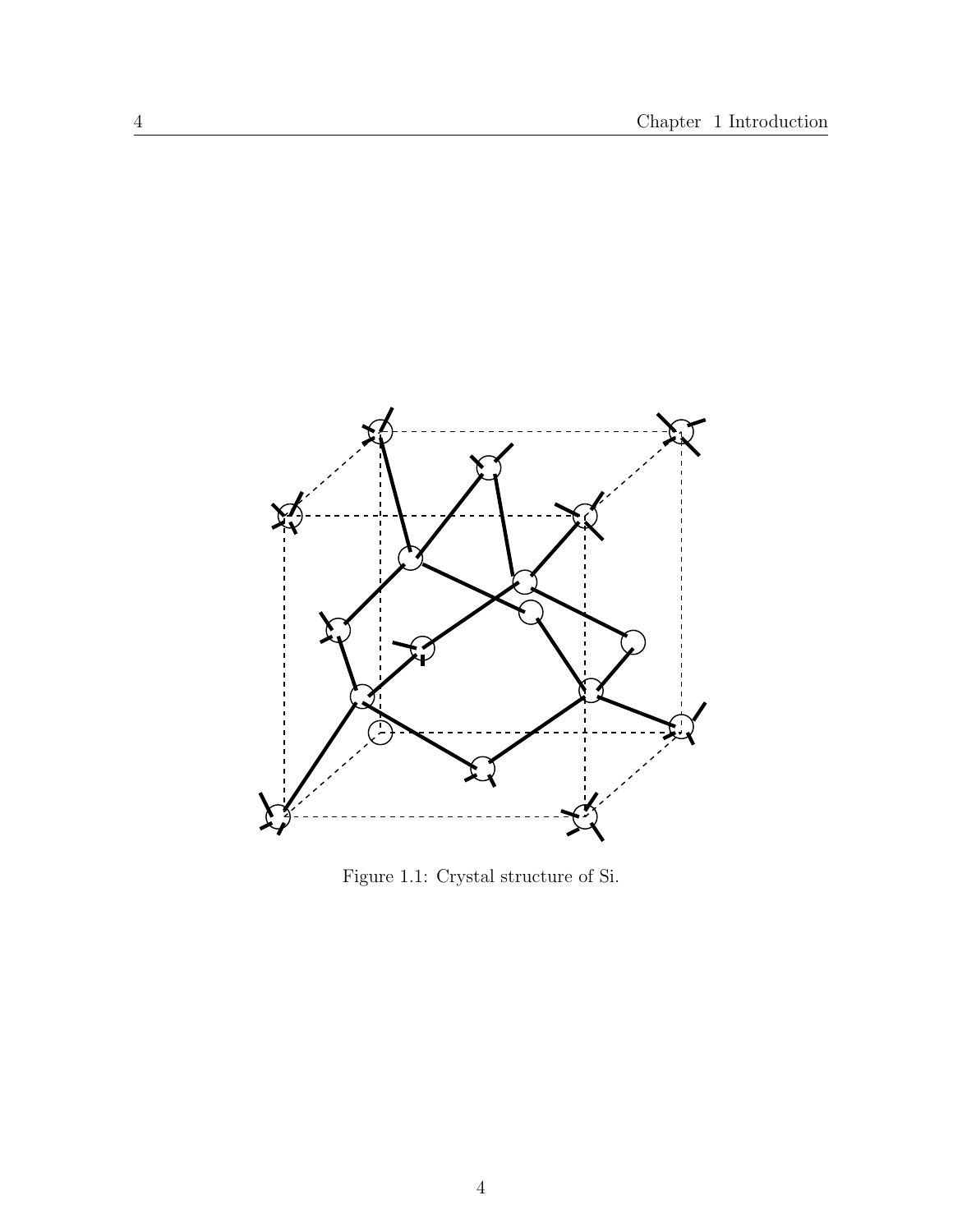Figure 1.1: Crystal structure of Si.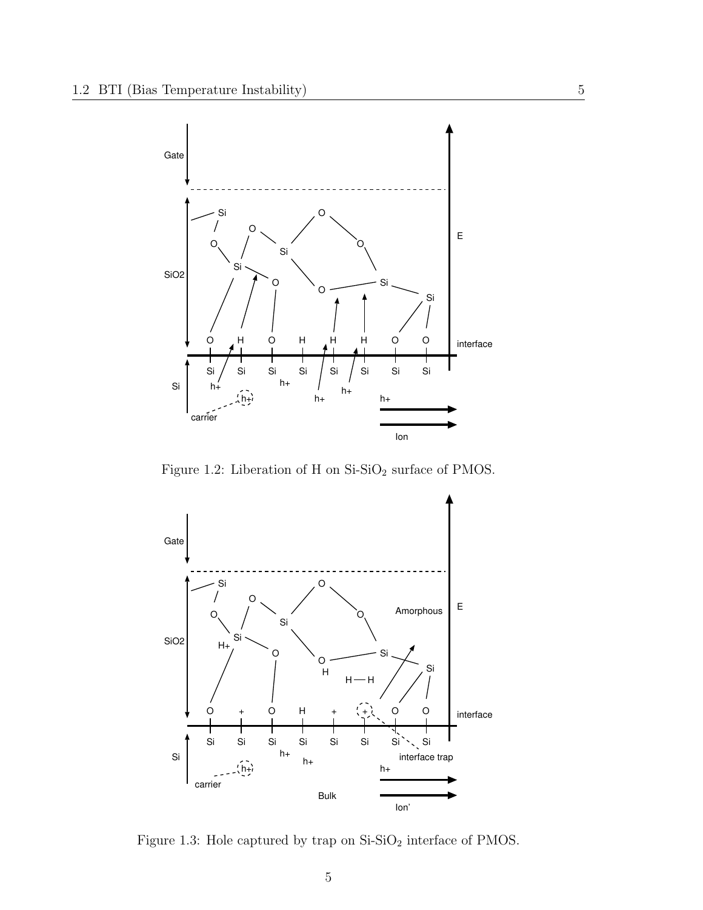Figure 1.2: Liberation of H on Si-$SiO_2$ surface of PMOS.

Figure 1.3: Hole captured by trap on Si-$SiO_2$ interface of PMOS.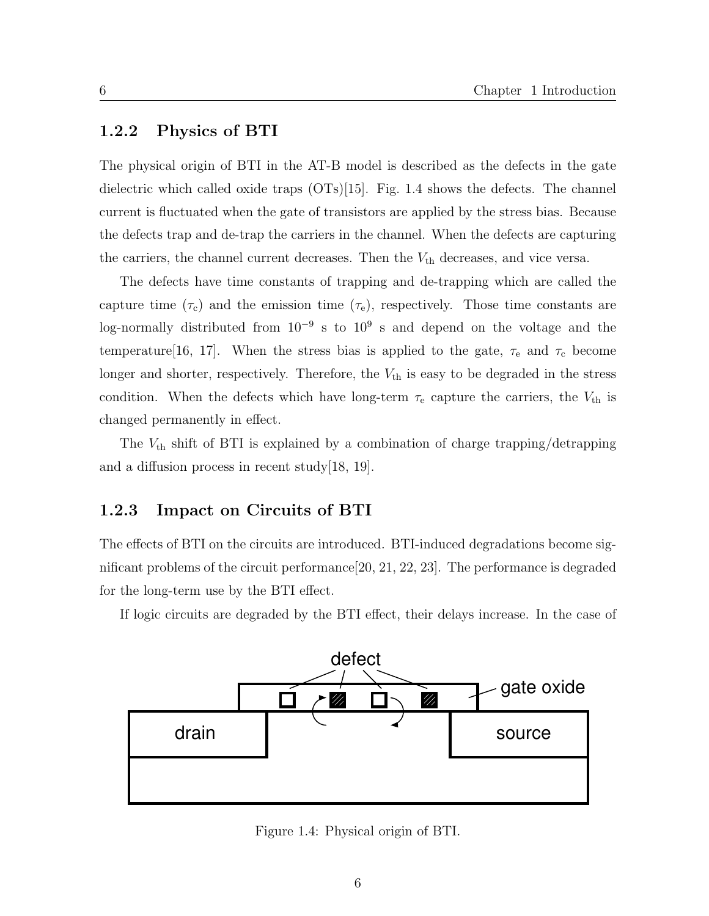### 1.2.2 Physics of BTI

The physical origin of BTI in the AT-B model is described as the defects in the gate dielectric which called oxide traps (OTs)[15]. Fig. 1.4 shows the defects. The channel current is fluctuated when the gate of transistors are applied by the stress bias. Because the defects trap and de-trap the carriers in the channel. When the defects are capturing the carriers, the channel current decreases. Then the $V_{\mathrm{th}}$ decreases, and vice versa.

The defects have time constants of trapping and de-trapping which are called the capture time ($\tau_{\mathrm{c}}$) and the emission time ($\tau_{\mathrm{e}}$), respectively. Those time constants are log-normally distributed from $10^{-9}$ s to $10^{9}$ s and depend on the voltage and the temperature[16, 17]. When the stress bias is applied to the gate, $\tau_{\mathrm{e}}$ and $\tau_{\mathrm{c}}$ become longer and shorter, respectively. Therefore, the $V_{\mathrm{th}}$ is easy to be degraded in the stress condition. When the defects which have long-term $\tau_{\mathrm{e}}$ capture the carriers, the $V_{\mathrm{th}}$ is changed permanently in effect.

The $V_{\mathrm{th}}$ shift of BTI is explained by a combination of charge trapping/detrapping and a diffusion process in recent study[18, 19].

### 1.2.3 Impact on Circuits of BTI

The effects of BTI on the circuits are introduced. BTI-induced degradations become significant problems of the circuit performance[20, 21, 22, 23]. The performance is degraded for the long-term use by the BTI effect.

If logic circuits are degraded by the BTI effect, their delays increase. In the case of

Figure 1.4: Physical origin of BTI.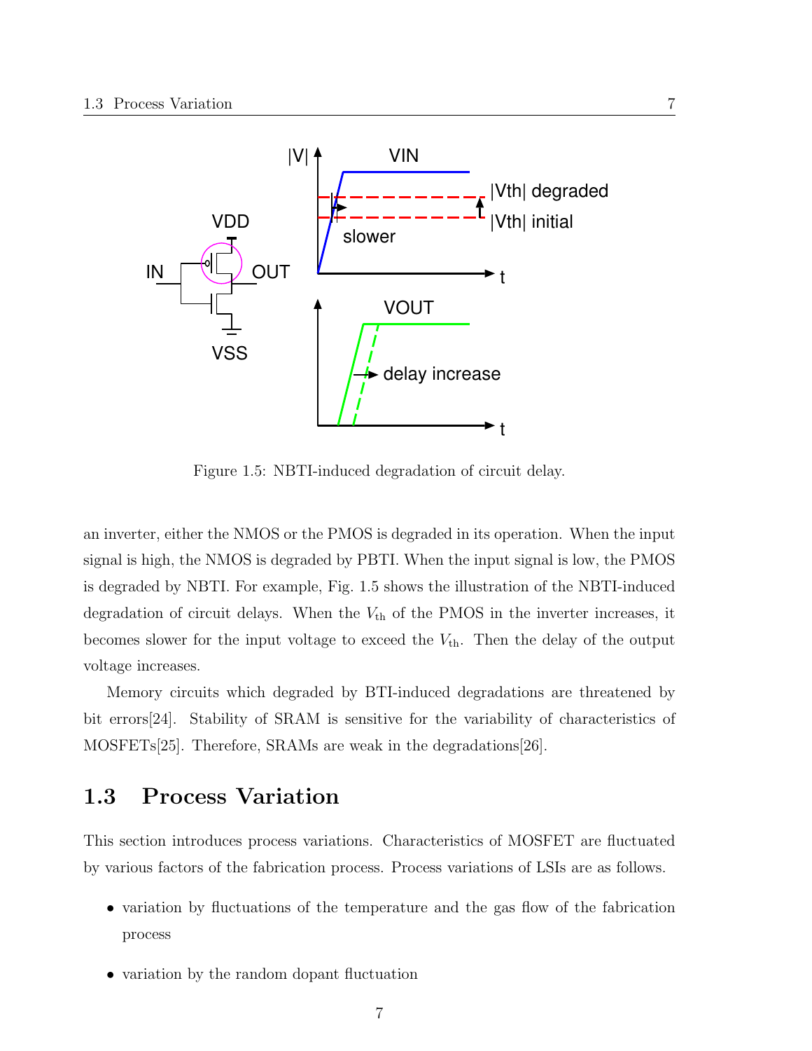Figure 1.5: NBTI-induced degradation of circuit delay.

an inverter, either the NMOS or the PMOS is degraded in its operation. When the input signal is high, the NMOS is degraded by PBTI. When the input signal is low, the PMOS is degraded by NBTI. For example, Fig. 1.5 shows the illustration of the NBTI-induced degradation of circuit delays. When the $V_{\mathrm{th}}$ of the PMOS in the inverter increases, it becomes slower for the input voltage to exceed the $V_{\mathrm{th}}$. Then the delay of the output voltage increases.

Memory circuits which degraded by BTI-induced degradations are threatened by bit errors[24]. Stability of SRAM is sensitive for the variability of characteristics of MOSFETs[25]. Therefore, SRAMs are weak in the degradations[26].

## 1.3 Process Variation

This section introduces process variations. Characteristics of MOSFET are fluctuated by various factors of the fabrication process. Process variations of LSIs are as follows.

- variation by fluctuations of the temperature and the gas flow of the fabrication process
- variation by the random dopant fluctuation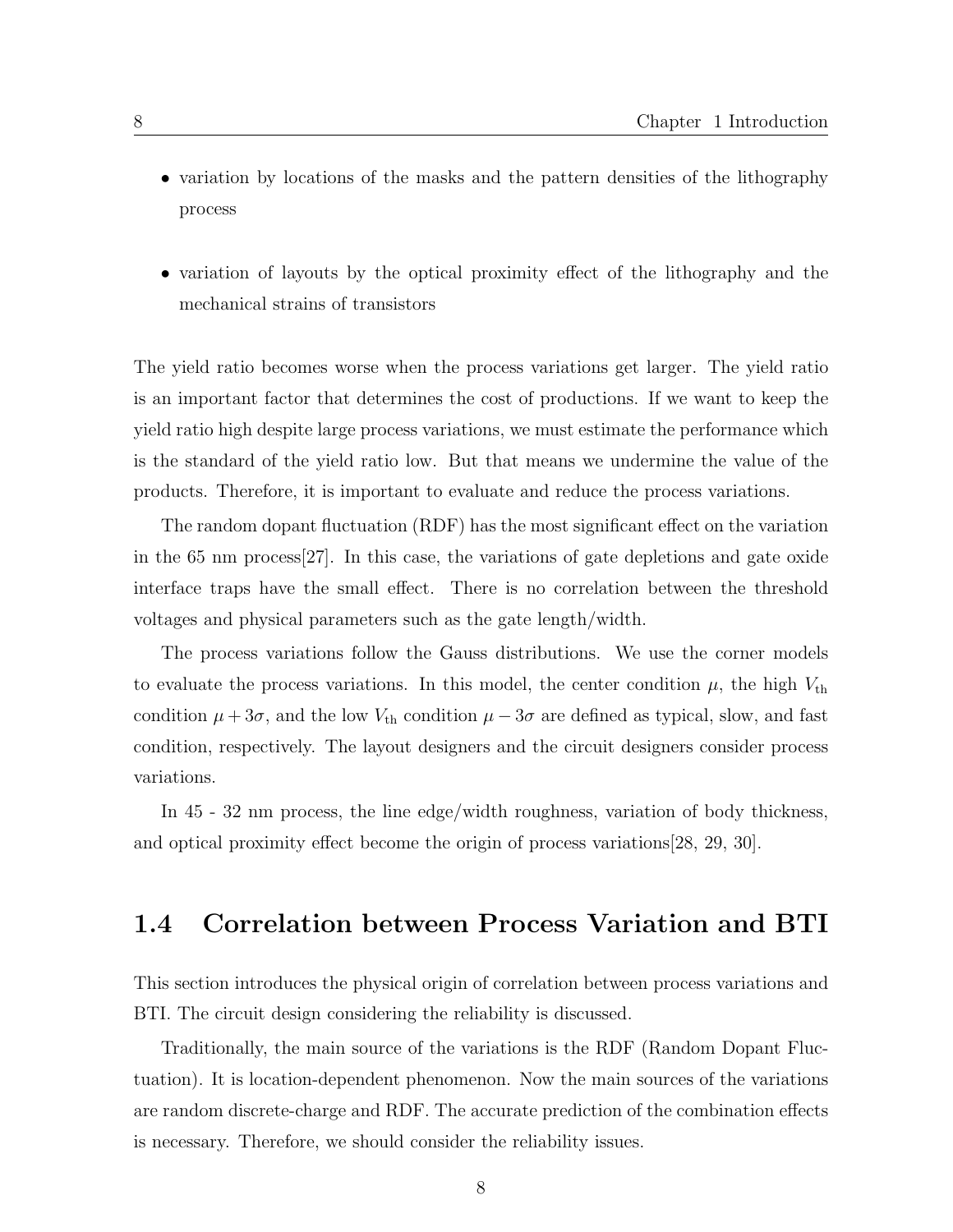- variation by locations of the masks and the pattern densities of the lithography process
- variation of layouts by the optical proximity effect of the lithography and the mechanical strains of transistors

The yield ratio becomes worse when the process variations get larger. The yield ratio is an important factor that determines the cost of productions. If we want to keep the yield ratio high despite large process variations, we must estimate the performance which is the standard of the yield ratio low. But that means we undermine the value of the products. Therefore, it is important to evaluate and reduce the process variations.

The random dopant fluctuation (RDF) has the most significant effect on the variation in the 65 nm process[27]. In this case, the variations of gate depletions and gate oxide interface traps have the small effect. There is no correlation between the threshold voltages and physical parameters such as the gate length/width.

The process variations follow the Gauss distributions. We use the corner models to evaluate the process variations. In this model, the center condition $\mu$, the high $V_{\mathrm{th}}$ condition $\mu + 3\sigma$, and the low $V_{\mathrm{th}}$ condition $\mu - 3\sigma$ are defined as typical, slow, and fast condition, respectively. The layout designers and the circuit designers consider process variations.

In 45 - 32 nm process, the line edge/width roughness, variation of body thickness, and optical proximity effect become the origin of process variations[28, 29, 30].

## 1.4 Correlation between Process Variation and BTI

This section introduces the physical origin of correlation between process variations and BTI. The circuit design considering the reliability is discussed.

Traditionally, the main source of the variations is the RDF (Random Dopant Fluctuation). It is location-dependent phenomenon. Now the main sources of the variations are random discrete-charge and RDF. The accurate prediction of the combination effects is necessary. Therefore, we should consider the reliability issues.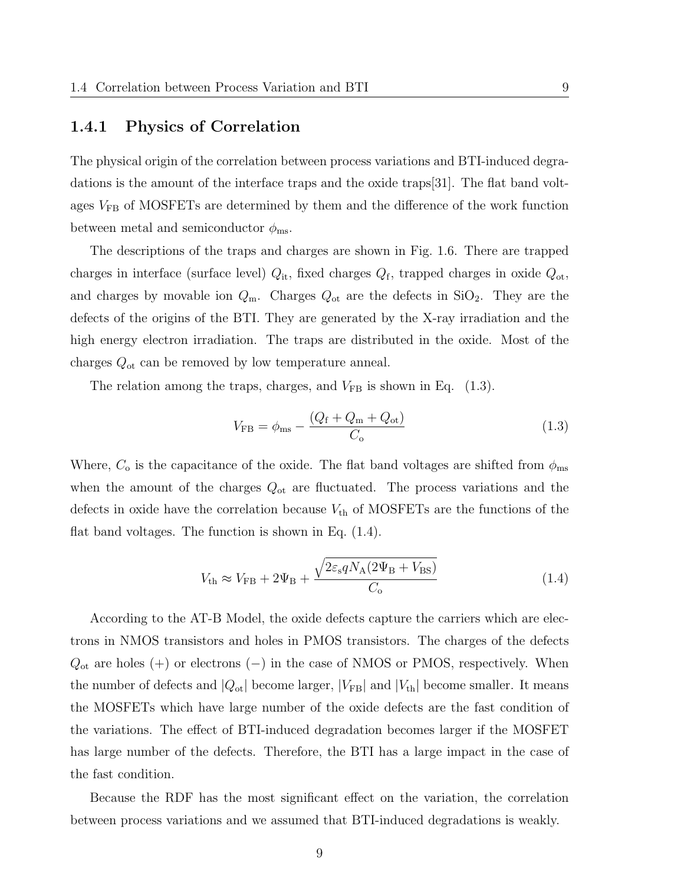### 1.4.1 Physics of Correlation

The physical origin of the correlation between process variations and BTI-induced degradations is the amount of the interface traps and the oxide traps[31]. The flat band voltages $V_{\mathrm{FB}}$ of MOSFETs are determined by them and the difference of the work function between metal and semiconductor $\phi_{\mathrm{ms}}$.

The descriptions of the traps and charges are shown in Fig. 1.6. There are trapped charges in interface (surface level) $Q_{\mathrm{it}}$, fixed charges $Q_{\mathrm{f}}$, trapped charges in oxide $Q_{\mathrm{ot}}$, and charges by movable ion $Q_{\mathrm{m}}$. Charges $Q_{\mathrm{ot}}$ are the defects in $\mathrm{SiO_2}$. They are the defects of the origins of the BTI. They are generated by the X-ray irradiation and the high energy electron irradiation. The traps are distributed in the oxide. Most of the charges $Q_{\mathrm{ot}}$ can be removed by low temperature anneal.

The relation among the traps, charges, and $V_{\mathrm{FB}}$ is shown in Eq. (1.3).

$$V_{\mathrm{FB}} = \phi_{\mathrm{ms}} - \frac{(Q_{\mathrm{f}} + Q_{\mathrm{m}} + Q_{\mathrm{ot}})}{C_{\mathrm{o}}} \tag{1.3}$$

Where, $C_{\mathrm{o}}$ is the capacitance of the oxide. The flat band voltages are shifted from $\phi_{\mathrm{ms}}$ when the amount of the charges $Q_{\mathrm{ot}}$ are fluctuated. The process variations and the defects in oxide have the correlation because $V_{\mathrm{th}}$ of MOSFETs are the functions of the flat band voltages. The function is shown in Eq. (1.4).

$$V_{\mathrm{th}} \approx V_{\mathrm{FB}} + 2\Psi_{\mathrm{B}} + \frac{\sqrt{2\varepsilon_{\mathrm{s}} q N_{\mathrm{A}} (2\Psi_{\mathrm{B}} + V_{\mathrm{BS}})}}{C_{\mathrm{o}}} \tag{1.4}$$

According to the AT-B Model, the oxide defects capture the carriers which are electrons in NMOS transistors and holes in PMOS transistors. The charges of the defects $Q_{\mathrm{ot}}$ are holes (+) or electrons (−) in the case of NMOS or PMOS, respectively. When the number of defects and $|Q_{\mathrm{ot}}|$ become larger, $|V_{\mathrm{FB}}|$ and $|V_{\mathrm{th}}|$ become smaller. It means the MOSFETs which have large number of the oxide defects are the fast condition of the variations. The effect of BTI-induced degradation becomes larger if the MOSFET has large number of the defects. Therefore, the BTI has a large impact in the case of the fast condition.

Because the RDF has the most significant effect on the variation, the correlation between process variations and we assumed that BTI-induced degradations is weakly.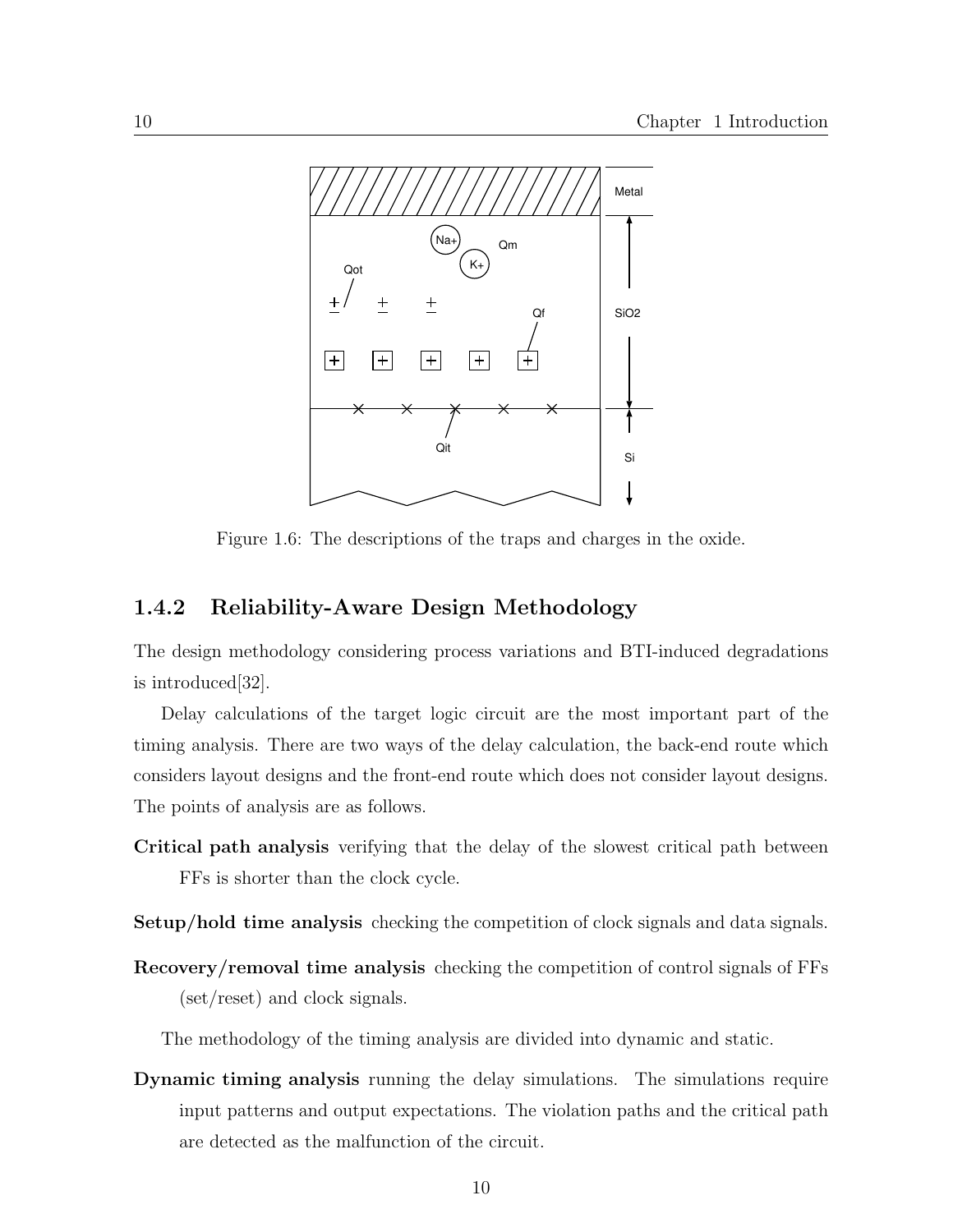Figure 1.6: The descriptions of the traps and charges in the oxide.

### 1.4.2 Reliability-Aware Design Methodology

The design methodology considering process variations and BTI-induced degradations is introduced[32].

Delay calculations of the target logic circuit are the most important part of the timing analysis. There are two ways of the delay calculation, the back-end route which considers layout designs and the front-end route which does not consider layout designs. The points of analysis are as follows.

**Critical path analysis** verifying that the delay of the slowest critical path between FFs is shorter than the clock cycle.

**Setup/hold time analysis** checking the competition of clock signals and data signals.

**Recovery/removal time analysis** checking the competition of control signals of FFs (set/reset) and clock signals.

The methodology of the timing analysis are divided into dynamic and static.

**Dynamic timing analysis** running the delay simulations. The simulations require input patterns and output expectations. The violation paths and the critical path are detected as the malfunction of the circuit.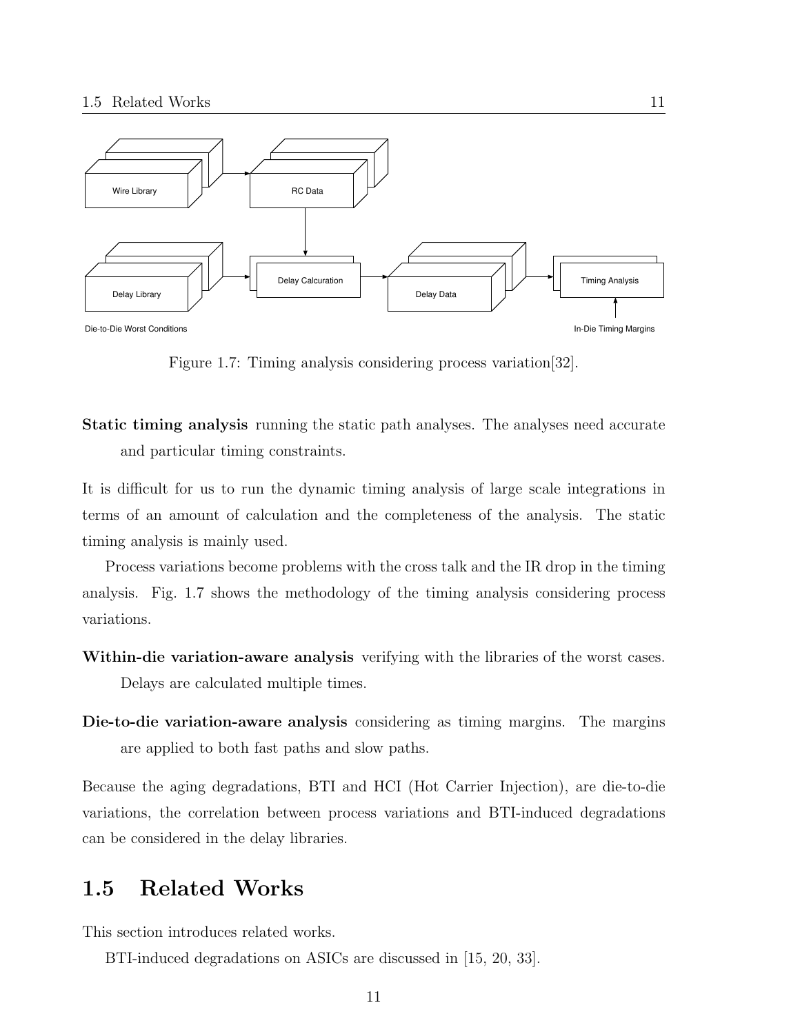Wire Library

RC Data

Delay Library

Delay Calcuration

Delay Data

Timing Analysis

Die-to-Die Worst Conditions

In-Die Timing Margins

Figure 1.7: Timing analysis considering process variation[32].

**Static timing analysis** running the static path analyses. The analyses need accurate and particular timing constraints.

It is difficult for us to run the dynamic timing analysis of large scale integrations in terms of an amount of calculation and the completeness of the analysis. The static timing analysis is mainly used.

Process variations become problems with the cross talk and the IR drop in the timing analysis. Fig. 1.7 shows the methodology of the timing analysis considering process variations.

**Within-die variation-aware analysis** verifying with the libraries of the worst cases. Delays are calculated multiple times.

**Die-to-die variation-aware analysis** considering as timing margins. The margins are applied to both fast paths and slow paths.

Because the aging degradations, BTI and HCI (Hot Carrier Injection), are die-to-die variations, the correlation between process variations and BTI-induced degradations can be considered in the delay libraries.

## 1.5 Related Works

This section introduces related works.

BTI-induced degradations on ASICs are discussed in [15, 20, 33].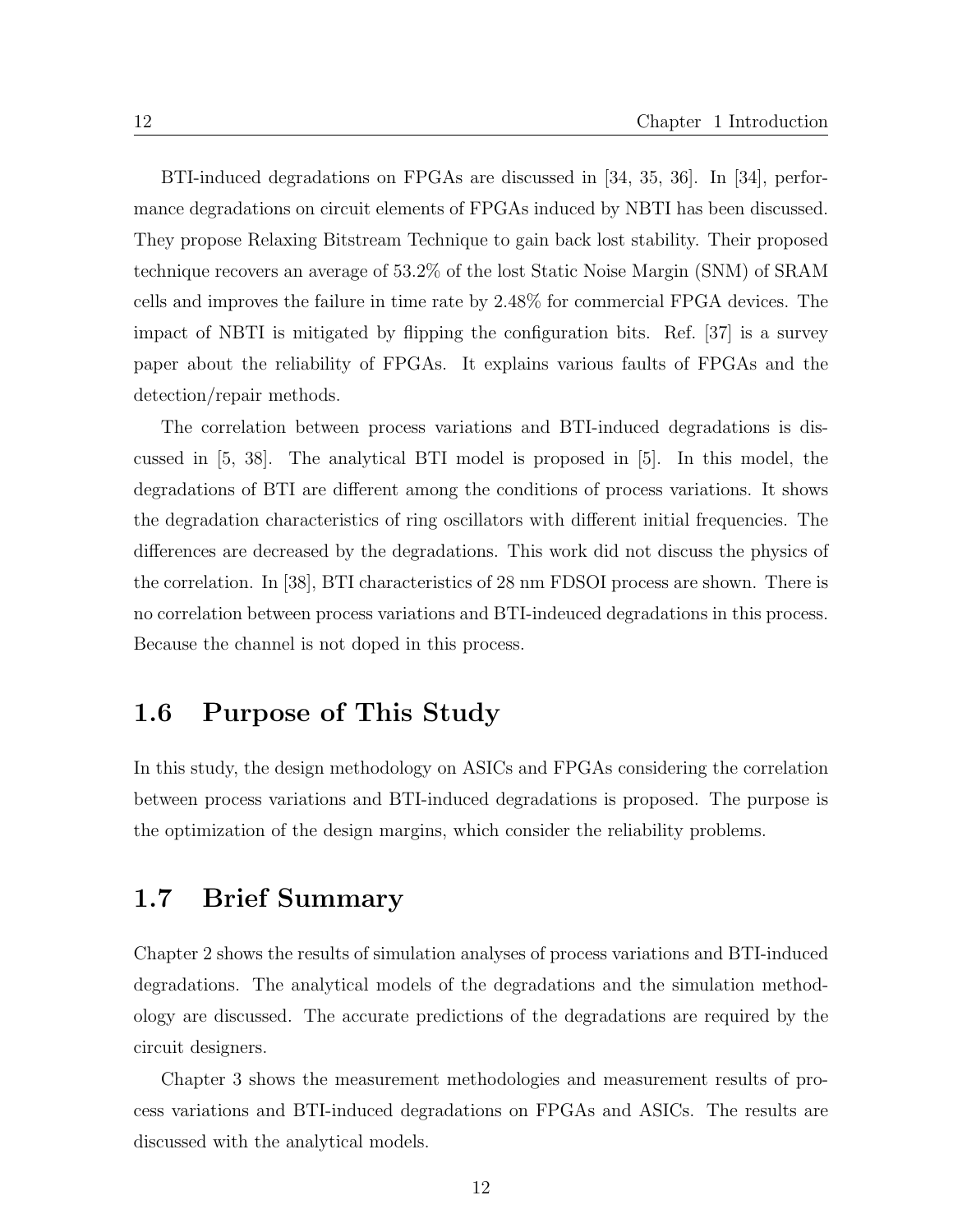BTI-induced degradations on FPGAs are discussed in [34, 35, 36]. In [34], performance degradations on circuit elements of FPGAs induced by NBTI has been discussed. They propose Relaxing Bitstream Technique to gain back lost stability. Their proposed technique recovers an average of 53.2% of the lost Static Noise Margin (SNM) of SRAM cells and improves the failure in time rate by 2.48% for commercial FPGA devices. The impact of NBTI is mitigated by flipping the configuration bits. Ref. [37] is a survey paper about the reliability of FPGAs. It explains various faults of FPGAs and the detection/repair methods.

The correlation between process variations and BTI-induced degradations is discussed in [5, 38]. The analytical BTI model is proposed in [5]. In this model, the degradations of BTI are different among the conditions of process variations. It shows the degradation characteristics of ring oscillators with different initial frequencies. The differences are decreased by the degradations. This work did not discuss the physics of the correlation. In [38], BTI characteristics of 28 nm FDSOI process are shown. There is no correlation between process variations and BTI-indeuced degradations in this process. Because the channel is not doped in this process.

## 1.6 Purpose of This Study

In this study, the design methodology on ASICs and FPGAs considering the correlation between process variations and BTI-induced degradations is proposed. The purpose is the optimization of the design margins, which consider the reliability problems.

## 1.7 Brief Summary

Chapter 2 shows the results of simulation analyses of process variations and BTI-induced degradations. The analytical models of the degradations and the simulation methodology are discussed. The accurate predictions of the degradations are required by the circuit designers.

Chapter 3 shows the measurement methodologies and measurement results of process variations and BTI-induced degradations on FPGAs and ASICs. The results are discussed with the analytical models.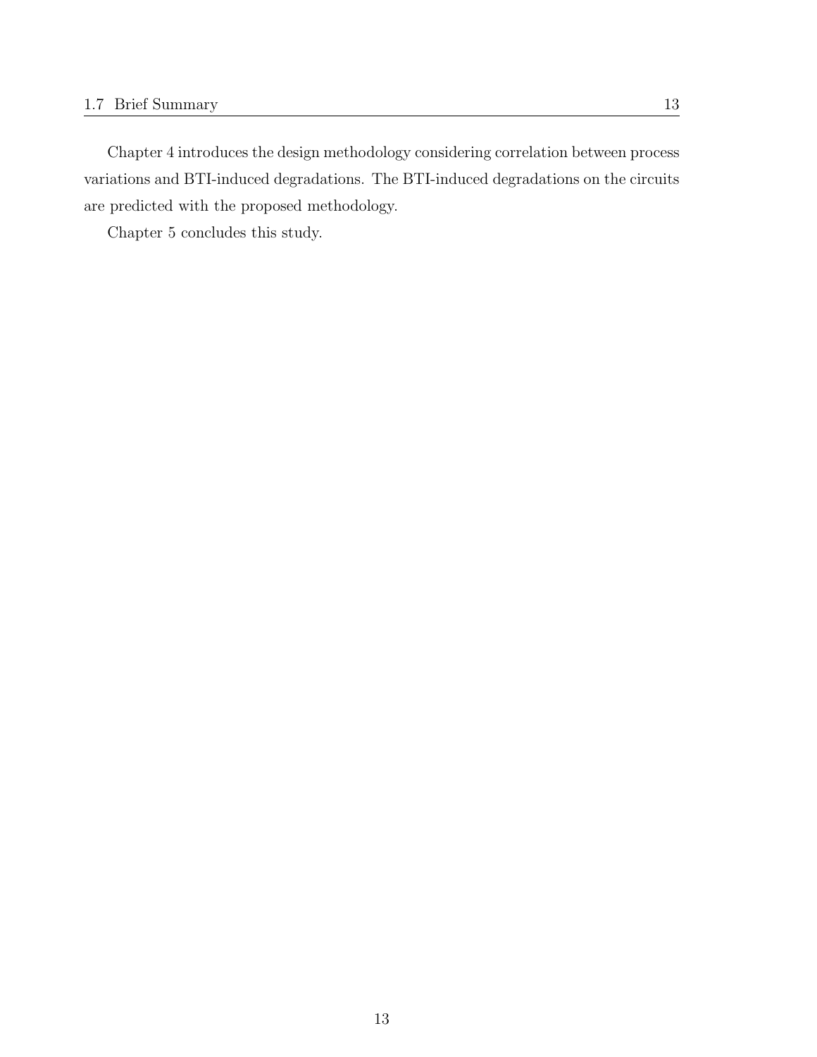Chapter 4 introduces the design methodology considering correlation between process variations and BTI-induced degradations. The BTI-induced degradations on the circuits are predicted with the proposed methodology.

Chapter 5 concludes this study.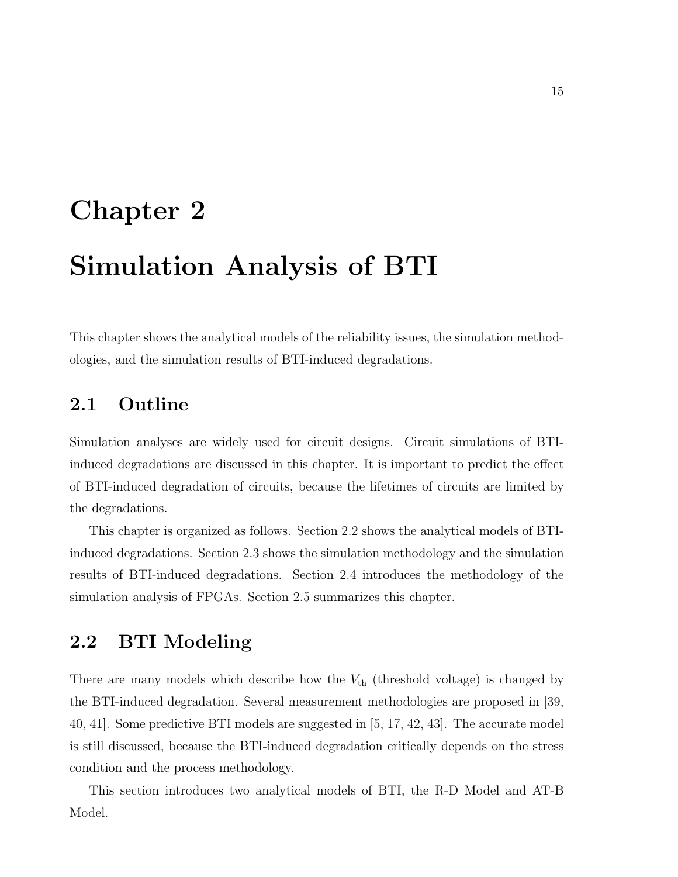# Chapter 2

# Simulation Analysis of BTI

This chapter shows the analytical models of the reliability issues, the simulation methodologies, and the simulation results of BTI-induced degradations.

## 2.1 Outline

Simulation analyses are widely used for circuit designs. Circuit simulations of BTI-induced degradations are discussed in this chapter. It is important to predict the effect of BTI-induced degradation of circuits, because the lifetimes of circuits are limited by the degradations.

This chapter is organized as follows. Section 2.2 shows the analytical models of BTI-induced degradations. Section 2.3 shows the simulation methodology and the simulation results of BTI-induced degradations. Section 2.4 introduces the methodology of the simulation analysis of FPGAs. Section 2.5 summarizes this chapter.

## 2.2 BTI Modeling

There are many models which describe how the $V_{\mathrm{th}}$ (threshold voltage) is changed by the BTI-induced degradation. Several measurement methodologies are proposed in [39, 40, 41]. Some predictive BTI models are suggested in [5, 17, 42, 43]. The accurate model is still discussed, because the BTI-induced degradation critically depends on the stress condition and the process methodology.

This section introduces two analytical models of BTI, the R-D Model and AT-B Model.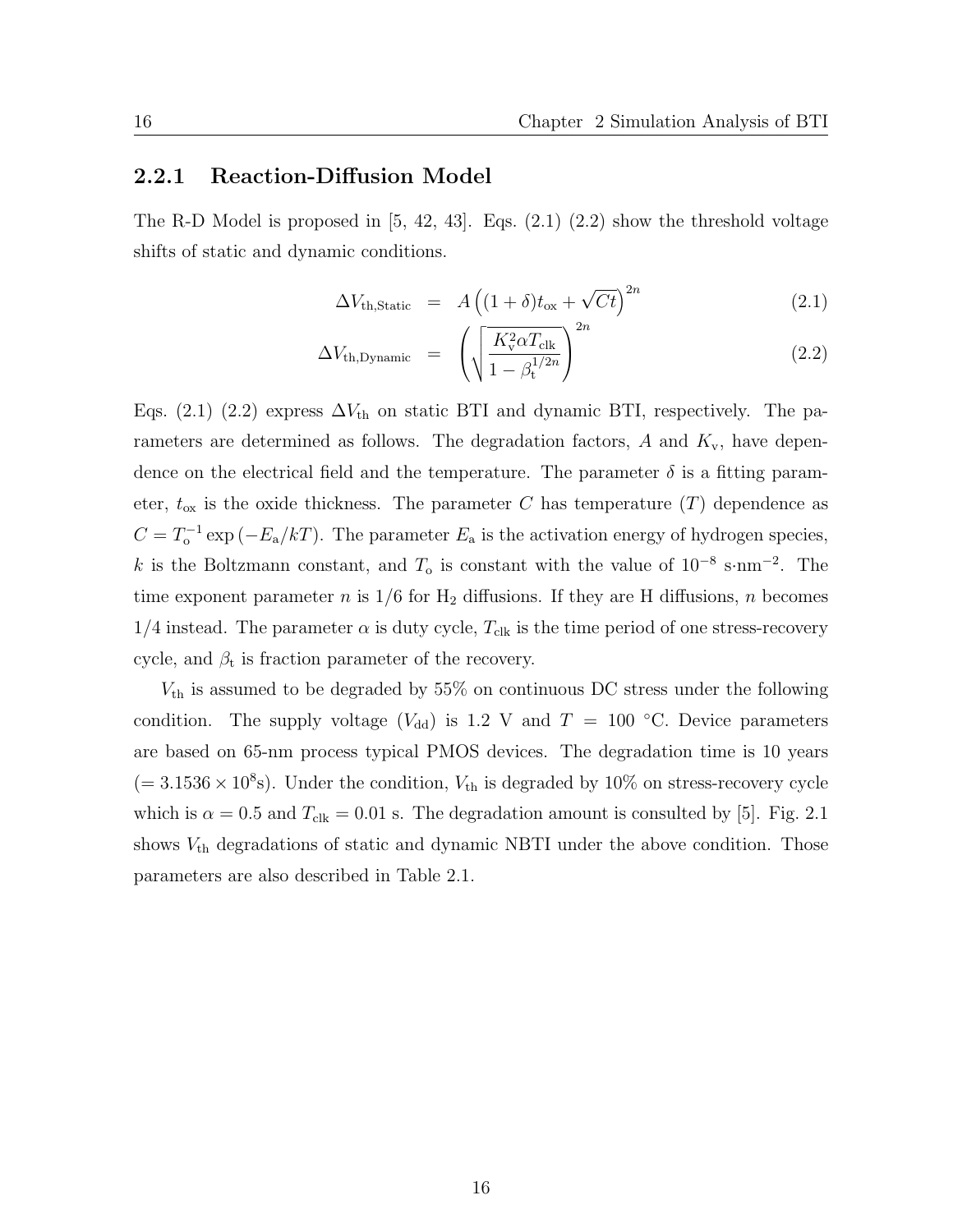### 2.2.1 Reaction-Diffusion Model

The R-D Model is proposed in [5, 42, 43]. Eqs. (2.1) (2.2) show the threshold voltage shifts of static and dynamic conditions.

$$\Delta V_{\mathrm{th,Static}} = A\left((1+\delta)t_{\mathrm{ox}} + \sqrt{Ct}\right)^{2n} \tag{2.1}$$

$$\Delta V_{\mathrm{th,Dynamic}} = \left(\sqrt{\frac{K_{\mathrm{v}}^2 \alpha T_{\mathrm{clk}}}{1-\beta_{\mathrm{t}}^{1/2n}}}\right)^{2n} \tag{2.2}$$

Eqs. (2.1) (2.2) express $\Delta V_{\mathrm{th}}$ on static BTI and dynamic BTI, respectively. The parameters are determined as follows. The degradation factors, $A$ and $K_{\mathrm{v}}$, have dependence on the electrical field and the temperature. The parameter $\delta$ is a fitting parameter, $t_{\mathrm{ox}}$ is the oxide thickness. The parameter $C$ has temperature ($T$) dependence as $C = T_{\mathrm{o}}^{-1}\exp\left(-E_{\mathrm{a}}/kT\right)$. The parameter $E_{\mathrm{a}}$ is the activation energy of hydrogen species, $k$ is the Boltzmann constant, and $T_{\mathrm{o}}$ is constant with the value of $10^{-8}$ s·nm$^{-2}$. The time exponent parameter $n$ is $1/6$ for $H_2$ diffusions. If they are H diffusions, $n$ becomes $1/4$ instead. The parameter $\alpha$ is duty cycle, $T_{\mathrm{clk}}$ is the time period of one stress-recovery cycle, and $\beta_{\mathrm{t}}$ is fraction parameter of the recovery.

$V_{\mathrm{th}}$ is assumed to be degraded by 55% on continuous DC stress under the following condition. The supply voltage ($V_{\mathrm{dd}}$) is 1.2 V and $T$ = 100 °C. Device parameters are based on 65-nm process typical PMOS devices. The degradation time is 10 years ($= 3.1536 \times 10^8$s). Under the condition, $V_{\mathrm{th}}$ is degraded by 10% on stress-recovery cycle which is $\alpha = 0.5$ and $T_{\mathrm{clk}} = 0.01$ s. The degradation amount is consulted by [5]. Fig. 2.1 shows $V_{\mathrm{th}}$ degradations of static and dynamic NBTI under the above condition. Those parameters are also described in Table 2.1.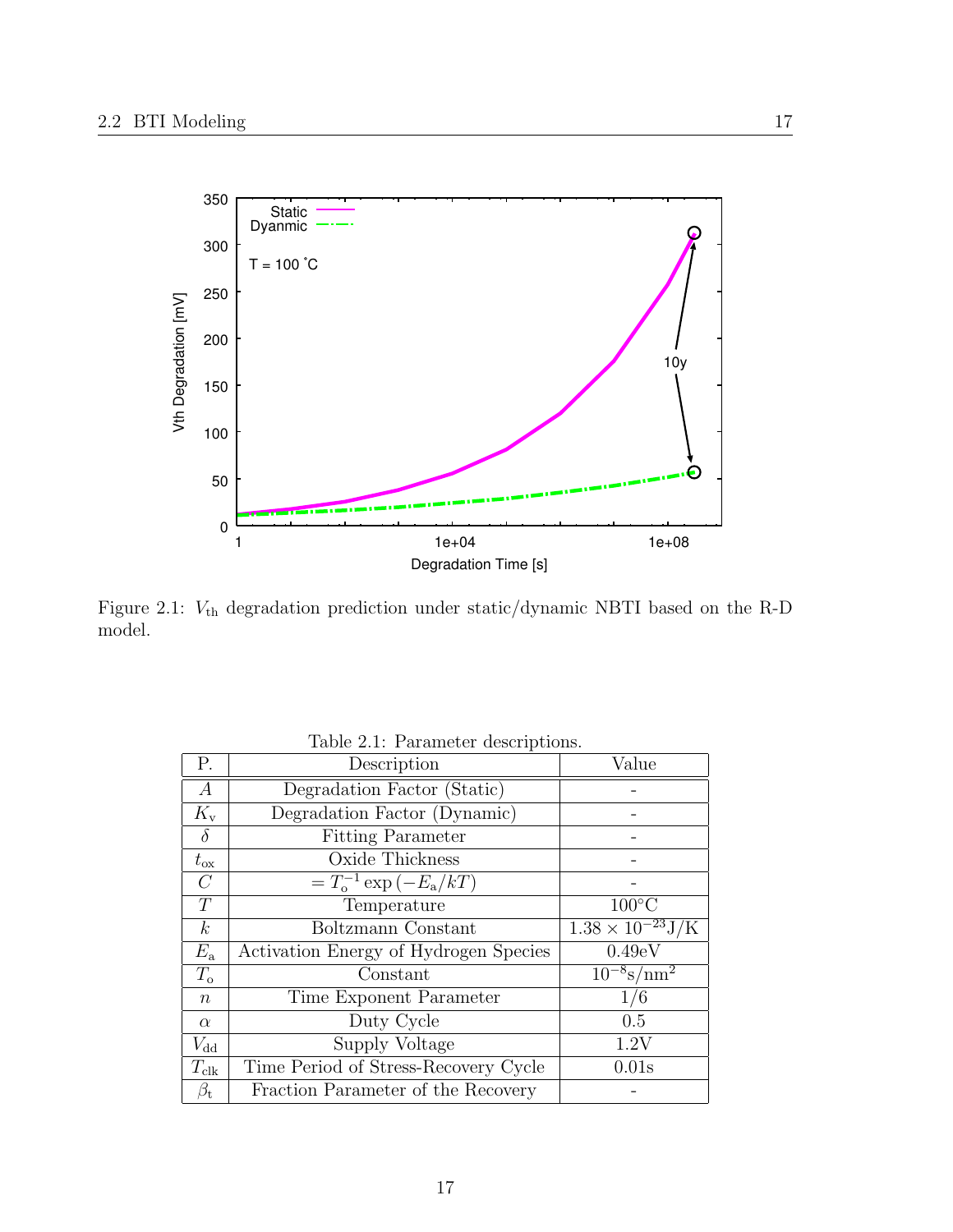Figure 2.1: $V_{\text{th}}$ degradation prediction under static/dynamic NBTI based on the R-D model.

Table 2.1: Parameter descriptions.

| P. | Description | Value |
|---|---|---|
| $A$ | Degradation Factor (Static) | - |
| $K_{\text{v}}$ | Degradation Factor (Dynamic) | - |
| $\delta$ | Fitting Parameter | - |
| $t_{\text{ox}}$ | Oxide Thickness | - |
| $C$ | $= T_{\text{o}}^{-1} \exp\left(-E_{\text{a}}/kT\right)$ | - |
| $T$ | Temperature | 100°C |
| $k$ | Boltzmann Constant | $1.38 \times 10^{-23}$J/K |
| $E_{\text{a}}$ | Activation Energy of Hydrogen Species | 0.49eV |
| $T_{\text{o}}$ | Constant | $10^{-8}$s/nm$^2$ |
| $n$ | Time Exponent Parameter | 1/6 |
| $\alpha$ | Duty Cycle | 0.5 |
| $V_{\text{dd}}$ | Supply Voltage | 1.2V |
| $T_{\text{clk}}$ | Time Period of Stress-Recovery Cycle | 0.01s |
| $\beta_{\text{t}}$ | Fraction Parameter of the Recovery | - |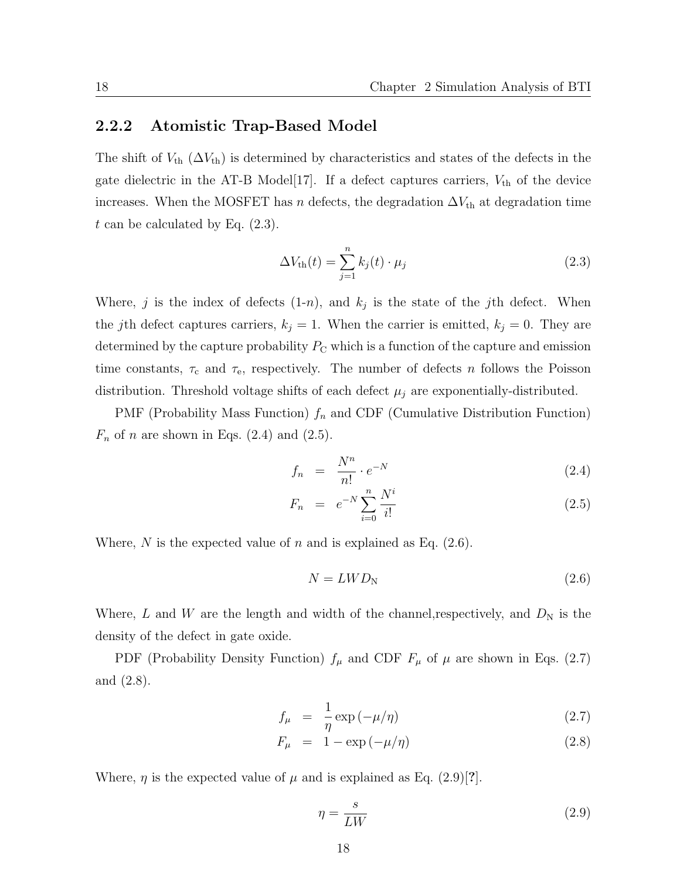### 2.2.2 Atomistic Trap-Based Model

The shift of $V_{\mathrm{th}}$ ($\Delta V_{\mathrm{th}}$) is determined by characteristics and states of the defects in the gate dielectric in the AT-B Model[17]. If a defect captures carriers, $V_{\mathrm{th}}$ of the device increases. When the MOSFET has $n$ defects, the degradation $\Delta V_{\mathrm{th}}$ at degradation time $t$ can be calculated by Eq. (2.3).

$$\Delta V_{\mathrm{th}}(t) = \sum_{j=1}^{n} k_j(t) \cdot \mu_j \tag{2.3}$$

Where, $j$ is the index of defects (1-$n$), and $k_j$ is the state of the $j$th defect. When the $j$th defect captures carriers, $k_j = 1$. When the carrier is emitted, $k_j = 0$. They are determined by the capture probability $P_{\mathrm{C}}$ which is a function of the capture and emission time constants, $\tau_{\mathrm{c}}$ and $\tau_{\mathrm{e}}$, respectively. The number of defects $n$ follows the Poisson distribution. Threshold voltage shifts of each defect $\mu_j$ are exponentially-distributed.

PMF (Probability Mass Function) $f_n$ and CDF (Cumulative Distribution Function) $F_n$ of $n$ are shown in Eqs. (2.4) and (2.5).

$$f_n = \frac{N^n}{n!} \cdot e^{-N} \tag{2.4}$$

$$F_n = e^{-N} \sum_{i=0}^{n} \frac{N^i}{i!} \tag{2.5}$$

Where, $N$ is the expected value of $n$ and is explained as Eq. (2.6).

$$N = LWD_{\mathrm{N}} \tag{2.6}$$

Where, $L$ and $W$ are the length and width of the channel,respectively, and $D_{\mathrm{N}}$ is the density of the defect in gate oxide.

PDF (Probability Density Function) $f_\mu$ and CDF $F_\mu$ of $\mu$ are shown in Eqs. (2.7) and (2.8).

$$f_\mu = \frac{1}{\eta} \exp\left(-\mu/\eta\right) \tag{2.7}$$

$$F_\mu = 1 - \exp\left(-\mu/\eta\right) \tag{2.8}$$

Where, $\eta$ is the expected value of $\mu$ and is explained as Eq. (2.9)[**?**].

$$\eta = \frac{s}{LW} \tag{2.9}$$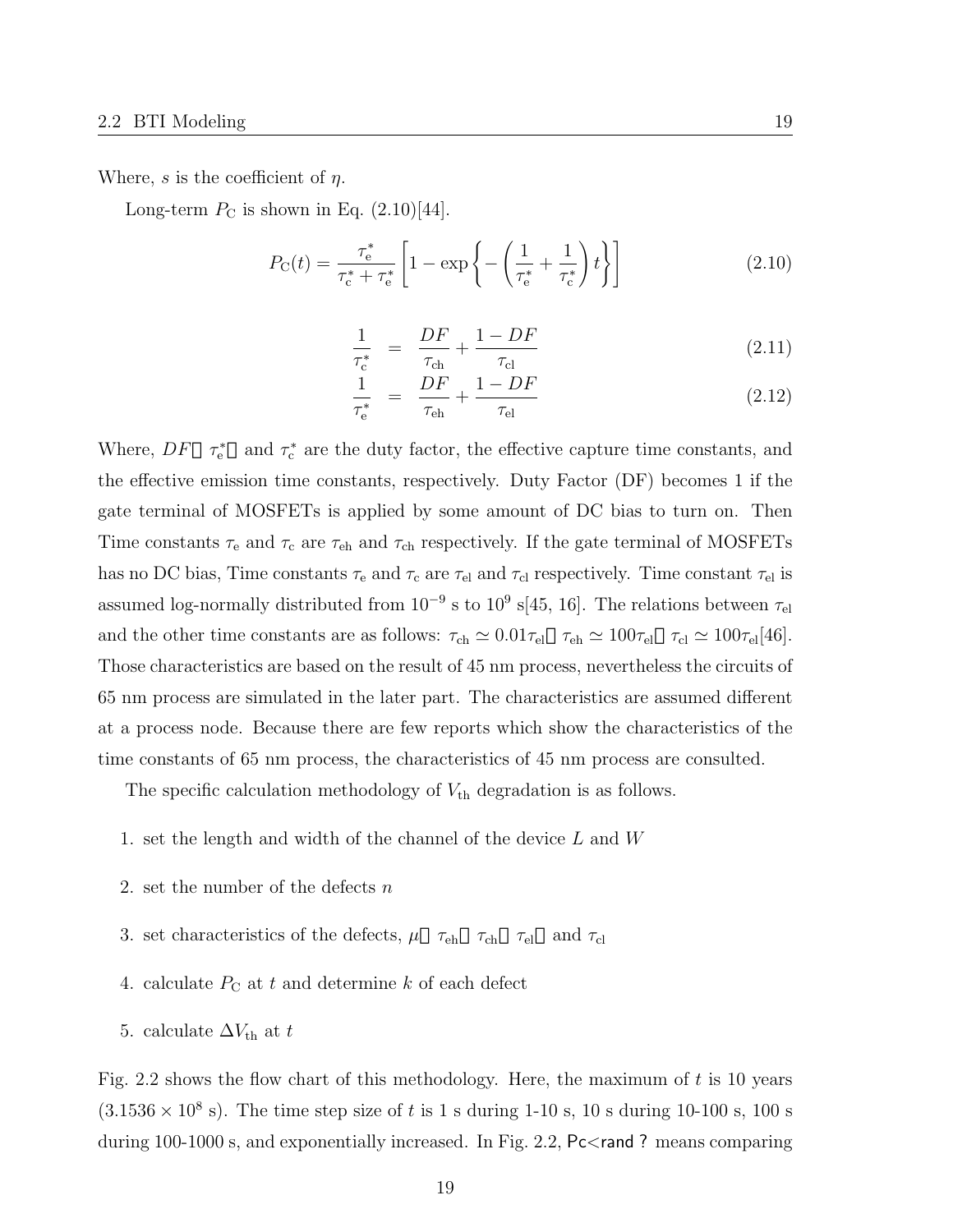Where, $s$ is the coefficient of $\eta$.

Long-term $P_{\mathrm{C}}$ is shown in Eq. (2.10)[44].

$$P_{\mathrm{C}}(t) = \frac{\tau_{\mathrm{e}}^*}{\tau_{\mathrm{c}}^* + \tau_{\mathrm{e}}^*}\left[1 - \exp\left\{-\left(\frac{1}{\tau_{\mathrm{e}}^*} + \frac{1}{\tau_{\mathrm{c}}^*}\right)t\right\}\right] \tag{2.10}$$

$$\frac{1}{\tau_{\mathrm{c}}^*} = \frac{DF}{\tau_{\mathrm{ch}}} + \frac{1 - DF}{\tau_{\mathrm{cl}}} \tag{2.11}$$

$$\frac{1}{\tau_{\mathrm{e}}^*} = \frac{DF}{\tau_{\mathrm{eh}}} + \frac{1 - DF}{\tau_{\mathrm{el}}} \tag{2.12}$$

Where, $DF$, $\tau_{\mathrm{e}}^*$, and $\tau_{\mathrm{c}}^*$ are the duty factor, the effective capture time constants, and the effective emission time constants, respectively. Duty Factor (DF) becomes 1 if the gate terminal of MOSFETs is applied by some amount of DC bias to turn on. Then Time constants $\tau_{\mathrm{e}}$ and $\tau_{\mathrm{c}}$ are $\tau_{\mathrm{eh}}$ and $\tau_{\mathrm{ch}}$ respectively. If the gate terminal of MOSFETs has no DC bias, Time constants $\tau_{\mathrm{e}}$ and $\tau_{\mathrm{c}}$ are $\tau_{\mathrm{el}}$ and $\tau_{\mathrm{cl}}$ respectively. Time constant $\tau_{\mathrm{el}}$ is assumed log-normally distributed from $10^{-9}$ s to $10^{9}$ s[45, 16]. The relations between $\tau_{\mathrm{el}}$ and the other time constants are as follows: $\tau_{\mathrm{ch}} \simeq 0.01\tau_{\mathrm{el}}$, $\tau_{\mathrm{eh}} \simeq 100\tau_{\mathrm{el}}$, $\tau_{\mathrm{cl}} \simeq 100\tau_{\mathrm{el}}$[46]. Those characteristics are based on the result of 45 nm process, nevertheless the circuits of 65 nm process are simulated in the later part. The characteristics are assumed different at a process node. Because there are few reports which show the characteristics of the time constants of 65 nm process, the characteristics of 45 nm process are consulted.

The specific calculation methodology of $V_{\mathrm{th}}$ degradation is as follows.

1. set the length and width of the channel of the device $L$ and $W$
2. set the number of the defects $n$
3. set characteristics of the defects, $\mu$, $\tau_{\mathrm{eh}}$, $\tau_{\mathrm{ch}}$, $\tau_{\mathrm{el}}$, and $\tau_{\mathrm{cl}}$
4. calculate $P_{\mathrm{C}}$ at $t$ and determine $k$ of each defect
5. calculate $\Delta V_{\mathrm{th}}$ at $t$

Fig. 2.2 shows the flow chart of this methodology. Here, the maximum of $t$ is 10 years ($3.1536 \times 10^{8}$ s). The time step size of $t$ is 1 s during 1-10 s, 10 s during 10-100 s, 100 s during 100-1000 s, and exponentially increased. In Fig. 2.2, Pc<rand ? means comparing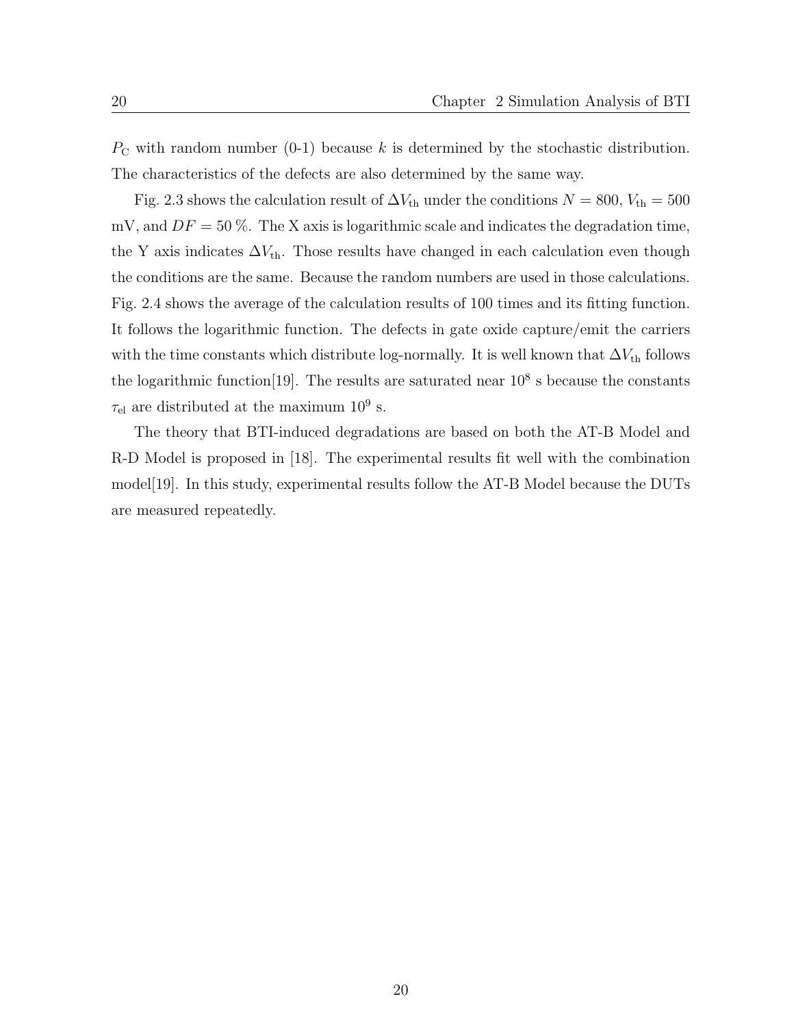$P_{\mathrm{C}}$ with random number (0-1) because $k$ is determined by the stochastic distribution. The characteristics of the defects are also determined by the same way.

Fig. 2.3 shows the calculation result of $\Delta V_{\mathrm{th}}$ under the conditions $N = 800$, $V_{\mathrm{th}} = 500$ mV, and $DF = 50$ %. The X axis is logarithmic scale and indicates the degradation time, the Y axis indicates $\Delta V_{\mathrm{th}}$. Those results have changed in each calculation even though the conditions are the same. Because the random numbers are used in those calculations. Fig. 2.4 shows the average of the calculation results of 100 times and its fitting function. It follows the logarithmic function. The defects in gate oxide capture/emit the carriers with the time constants which distribute log-normally. It is well known that $\Delta V_{\mathrm{th}}$ follows the logarithmic function[19]. The results are saturated near $10^8$ s because the constants $\tau_{\mathrm{el}}$ are distributed at the maximum $10^9$ s.

The theory that BTI-induced degradations are based on both the AT-B Model and R-D Model is proposed in [18]. The experimental results fit well with the combination model[19]. In this study, experimental results follow the AT-B Model because the DUTs are measured repeatedly.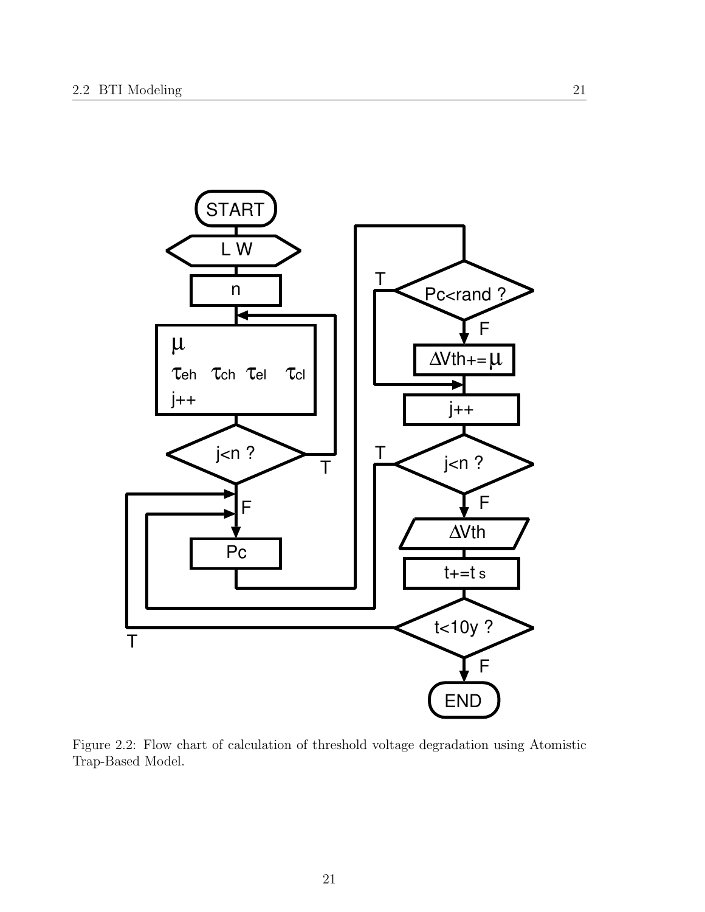Figure 2.2: Flow chart of calculation of threshold voltage degradation using Atomistic Trap-Based Model.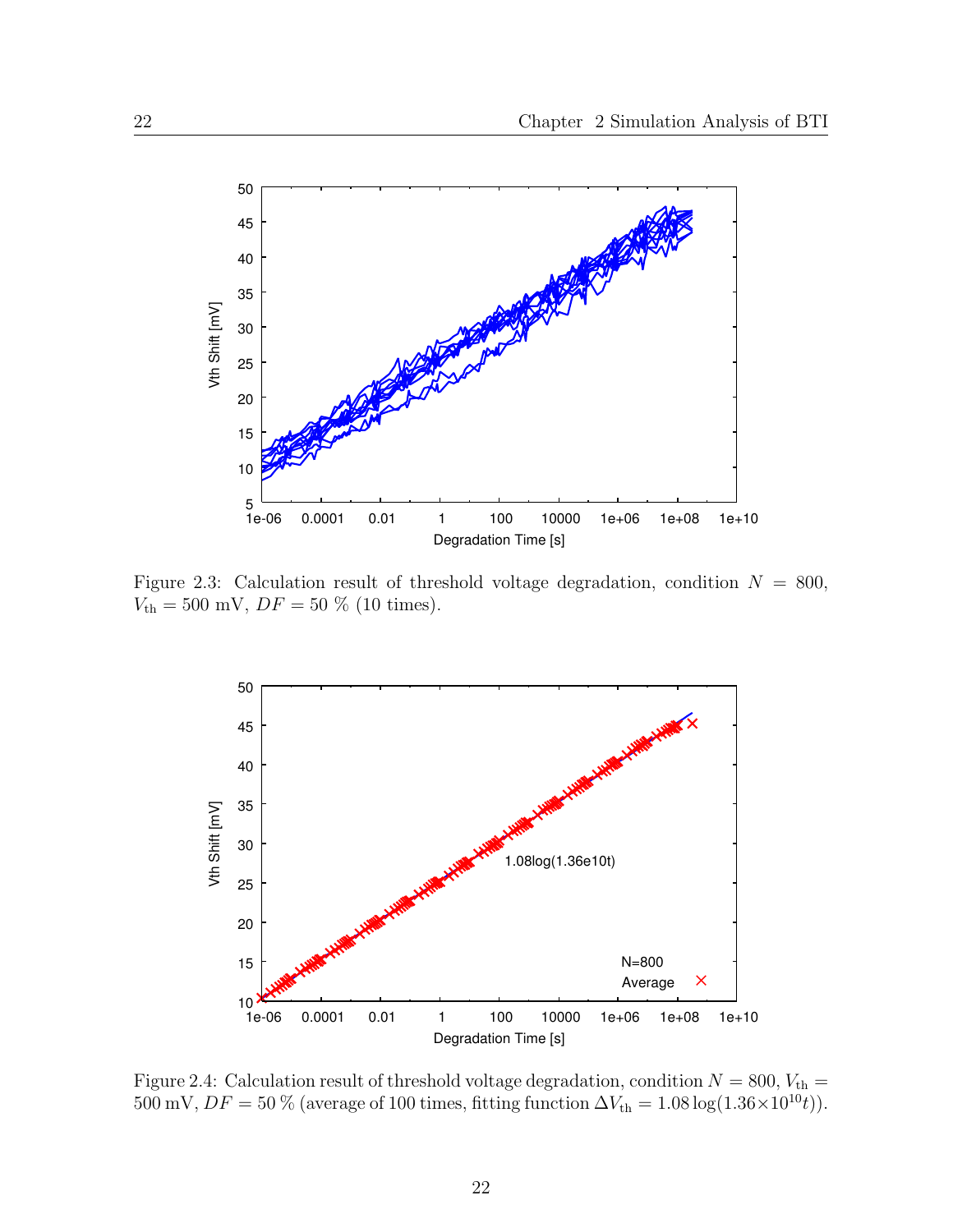Figure 2.3: Calculation result of threshold voltage degradation, condition $N = 800$, $V_{\mathrm{th}} = 500$ mV, $DF = 50$ % (10 times).

Figure 2.4: Calculation result of threshold voltage degradation, condition $N = 800$, $V_{\mathrm{th}} = 500$ mV, $DF = 50$ % (average of 100 times, fitting function $\Delta V_{\mathrm{th}} = 1.08 \log(1.36{\times}10^{10}t)$).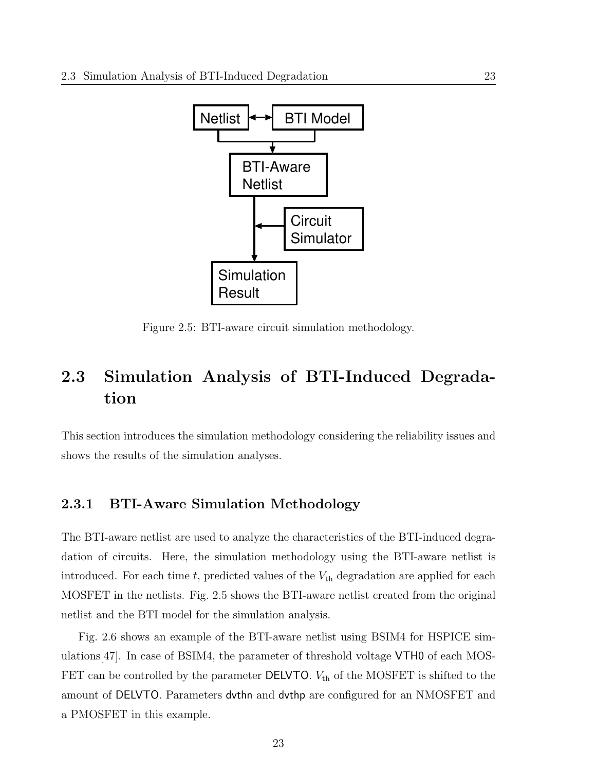Figure 2.5: BTI-aware circuit simulation methodology.

## 2.3 Simulation Analysis of BTI-Induced Degradation

This section introduces the simulation methodology considering the reliability issues and shows the results of the simulation analyses.

### 2.3.1 BTI-Aware Simulation Methodology

The BTI-aware netlist are used to analyze the characteristics of the BTI-induced degradation of circuits. Here, the simulation methodology using the BTI-aware netlist is introduced. For each time $t$, predicted values of the $V_{\mathrm{th}}$ degradation are applied for each MOSFET in the netlists. Fig. 2.5 shows the BTI-aware netlist created from the original netlist and the BTI model for the simulation analysis.

Fig. 2.6 shows an example of the BTI-aware netlist using BSIM4 for HSPICE simulations[47]. In case of BSIM4, the parameter of threshold voltage VTH0 of each MOSFET can be controlled by the parameter DELVTO. $V_{\mathrm{th}}$ of the MOSFET is shifted to the amount of DELVTO. Parameters dvthn and dvthp are configured for an NMOSFET and a PMOSFET in this example.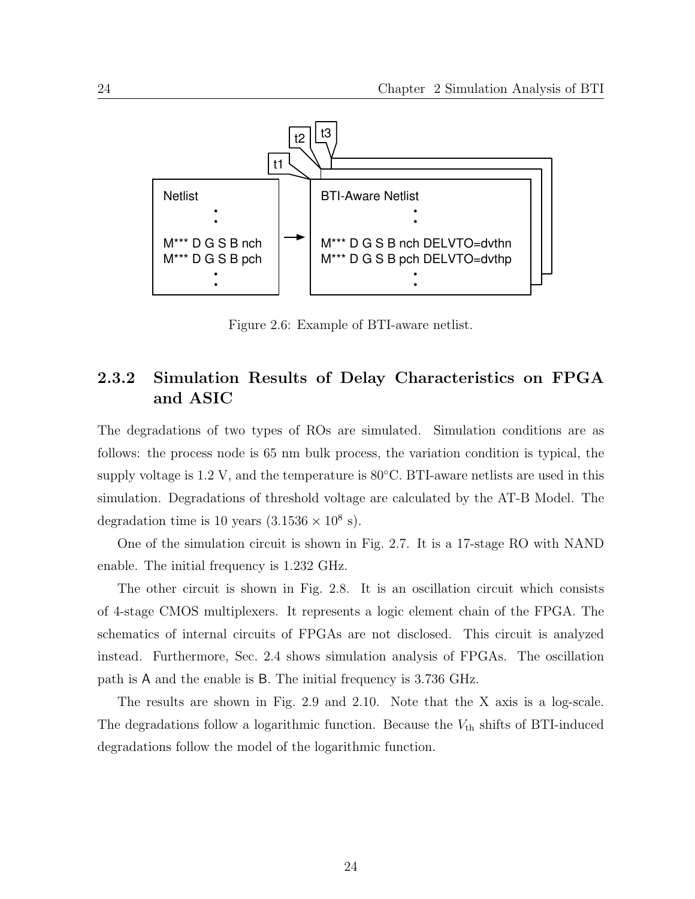Figure 2.6: Example of BTI-aware netlist.

### 2.3.2 Simulation Results of Delay Characteristics on FPGA and ASIC

The degradations of two types of ROs are simulated. Simulation conditions are as follows: the process node is 65 nm bulk process, the variation condition is typical, the supply voltage is 1.2 V, and the temperature is 80°C. BTI-aware netlists are used in this simulation. Degradations of threshold voltage are calculated by the AT-B Model. The degradation time is 10 years ($3.1536 \times 10^8$ s).

One of the simulation circuit is shown in Fig. 2.7. It is a 17-stage RO with NAND enable. The initial frequency is 1.232 GHz.

The other circuit is shown in Fig. 2.8. It is an oscillation circuit which consists of 4-stage CMOS multiplexers. It represents a logic element chain of the FPGA. The schematics of internal circuits of FPGAs are not disclosed. This circuit is analyzed instead. Furthermore, Sec. 2.4 shows simulation analysis of FPGAs. The oscillation path is A and the enable is B. The initial frequency is 3.736 GHz.

The results are shown in Fig. 2.9 and 2.10. Note that the X axis is a log-scale. The degradations follow a logarithmic function. Because the $V_{\mathrm{th}}$ shifts of BTI-induced degradations follow the model of the logarithmic function.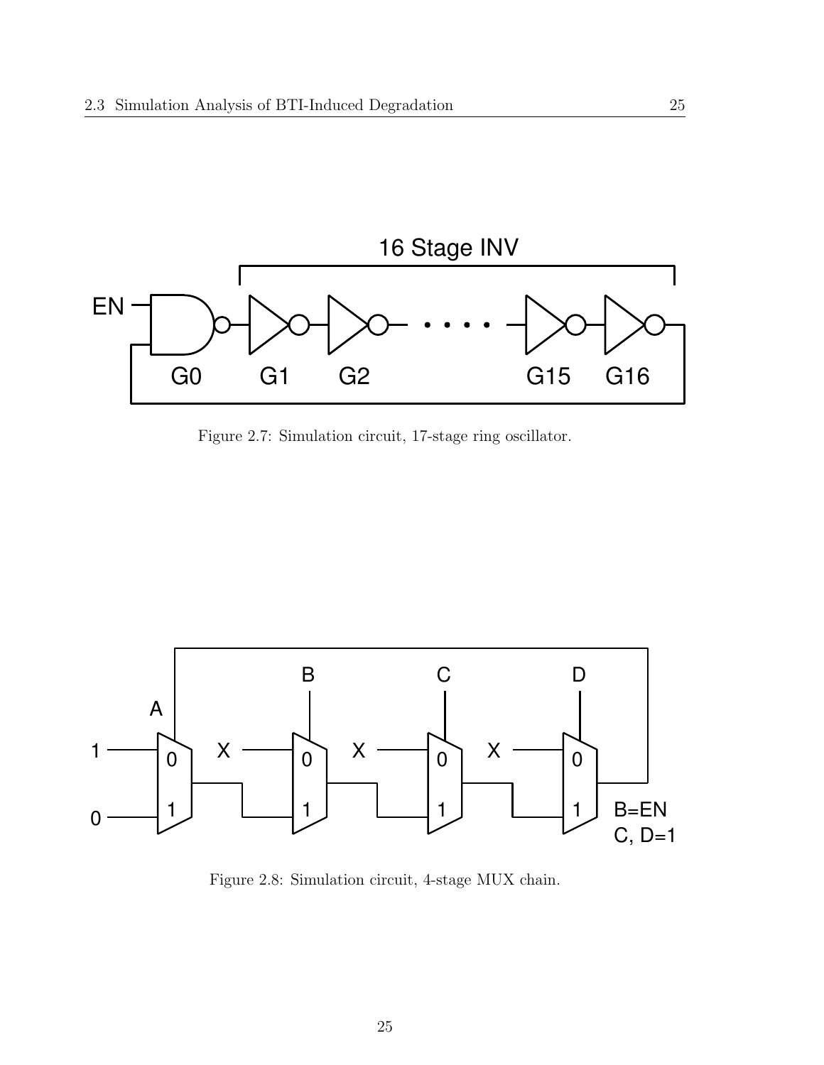Figure 2.7: Simulation circuit, 17-stage ring oscillator.

Figure 2.8: Simulation circuit, 4-stage MUX chain.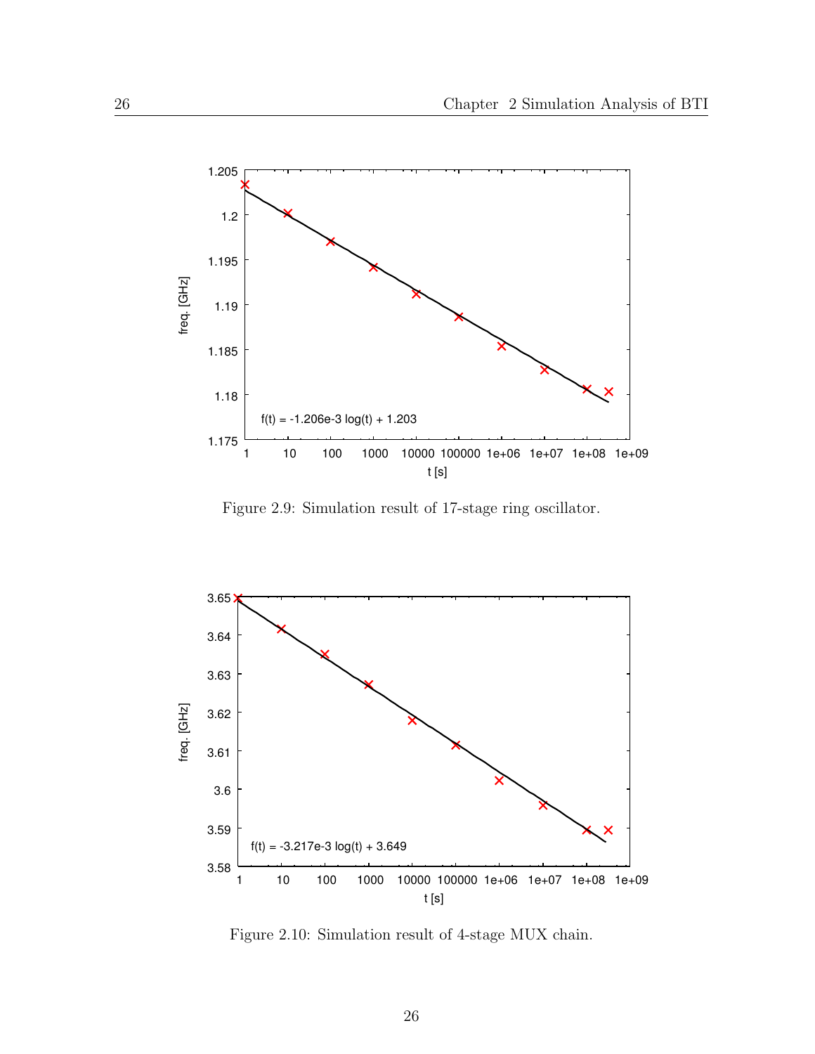Figure 2.9: Simulation result of 17-stage ring oscillator.

Figure 2.10: Simulation result of 4-stage MUX chain.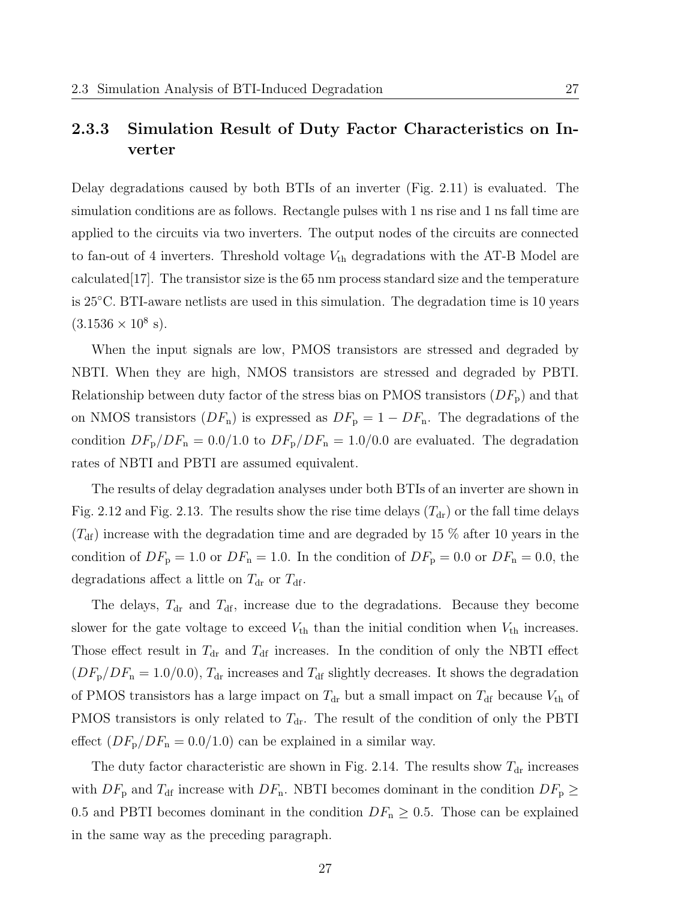### 2.3.3 Simulation Result of Duty Factor Characteristics on Inverter

Delay degradations caused by both BTIs of an inverter (Fig. 2.11) is evaluated. The simulation conditions are as follows. Rectangle pulses with 1 ns rise and 1 ns fall time are applied to the circuits via two inverters. The output nodes of the circuits are connected to fan-out of 4 inverters. Threshold voltage $V_{\mathrm{th}}$ degradations with the AT-B Model are calculated[17]. The transistor size is the 65 nm process standard size and the temperature is 25°C. BTI-aware netlists are used in this simulation. The degradation time is 10 years ($3.1536 \times 10^8$ s).

When the input signals are low, PMOS transistors are stressed and degraded by NBTI. When they are high, NMOS transistors are stressed and degraded by PBTI. Relationship between duty factor of the stress bias on PMOS transistors ($DF_{\mathrm{p}}$) and that on NMOS transistors ($DF_{\mathrm{n}}$) is expressed as $DF_{\mathrm{p}} = 1 - DF_{\mathrm{n}}$. The degradations of the condition $DF_{\mathrm{p}}/DF_{\mathrm{n}} = 0.0/1.0$ to $DF_{\mathrm{p}}/DF_{\mathrm{n}} = 1.0/0.0$ are evaluated. The degradation rates of NBTI and PBTI are assumed equivalent.

The results of delay degradation analyses under both BTIs of an inverter are shown in Fig. 2.12 and Fig. 2.13. The results show the rise time delays ($T_{\mathrm{dr}}$) or the fall time delays ($T_{\mathrm{df}}$) increase with the degradation time and are degraded by 15 % after 10 years in the condition of $DF_{\mathrm{p}} = 1.0$ or $DF_{\mathrm{n}} = 1.0$. In the condition of $DF_{\mathrm{p}} = 0.0$ or $DF_{\mathrm{n}} = 0.0$, the degradations affect a little on $T_{\mathrm{dr}}$ or $T_{\mathrm{df}}$.

The delays, $T_{\mathrm{dr}}$ and $T_{\mathrm{df}}$, increase due to the degradations. Because they become slower for the gate voltage to exceed $V_{\mathrm{th}}$ than the initial condition when $V_{\mathrm{th}}$ increases. Those effect result in $T_{\mathrm{dr}}$ and $T_{\mathrm{df}}$ increases. In the condition of only the NBTI effect ($DF_{\mathrm{p}}/DF_{\mathrm{n}} = 1.0/0.0$), $T_{\mathrm{dr}}$ increases and $T_{\mathrm{df}}$ slightly decreases. It shows the degradation of PMOS transistors has a large impact on $T_{\mathrm{dr}}$ but a small impact on $T_{\mathrm{df}}$ because $V_{\mathrm{th}}$ of PMOS transistors is only related to $T_{\mathrm{dr}}$. The result of the condition of only the PBTI effect ($DF_{\mathrm{p}}/DF_{\mathrm{n}} = 0.0/1.0$) can be explained in a similar way.

The duty factor characteristic are shown in Fig. 2.14. The results show $T_{\mathrm{dr}}$ increases with $DF_{\mathrm{p}}$ and $T_{\mathrm{df}}$ increase with $DF_{\mathrm{n}}$. NBTI becomes dominant in the condition $DF_{\mathrm{p}} \geq 0.5$ and PBTI becomes dominant in the condition $DF_{\mathrm{n}} \geq 0.5$. Those can be explained in the same way as the preceding paragraph.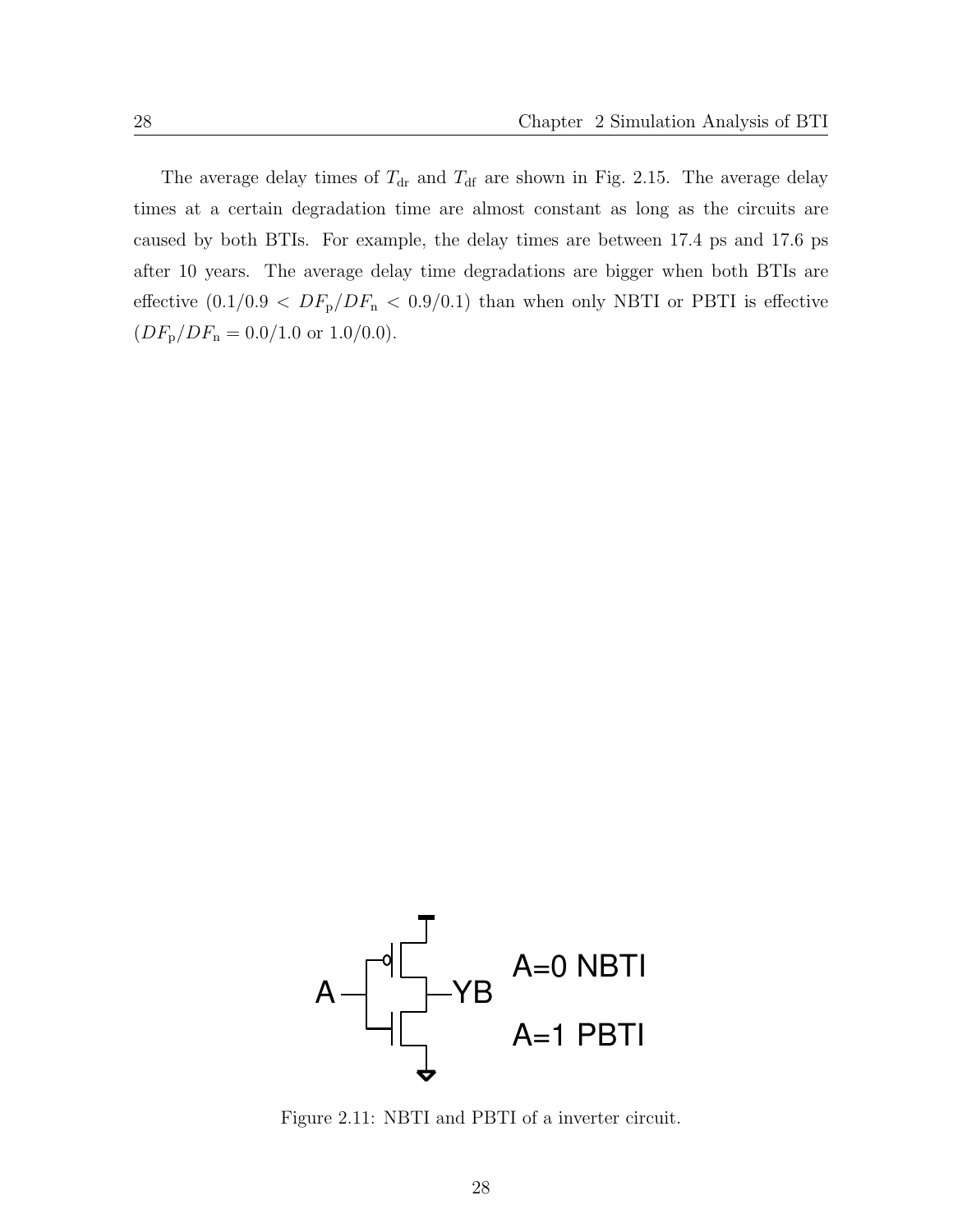The average delay times of $T_{\rm dr}$ and $T_{\rm df}$ are shown in Fig. 2.15. The average delay times at a certain degradation time are almost constant as long as the circuits are caused by both BTIs. For example, the delay times are between 17.4 ps and 17.6 ps after 10 years. The average delay time degradations are bigger when both BTIs are effective ($0.1/0.9 < DF_{\rm p}/DF_{\rm n} < 0.9/0.1$) than when only NBTI or PBTI is effective ($DF_{\rm p}/DF_{\rm n} = 0.0/1.0$ or $1.0/0.0$).

A YB A=0 NBTI A=1 PBTI

Figure 2.11: NBTI and PBTI of a inverter circuit.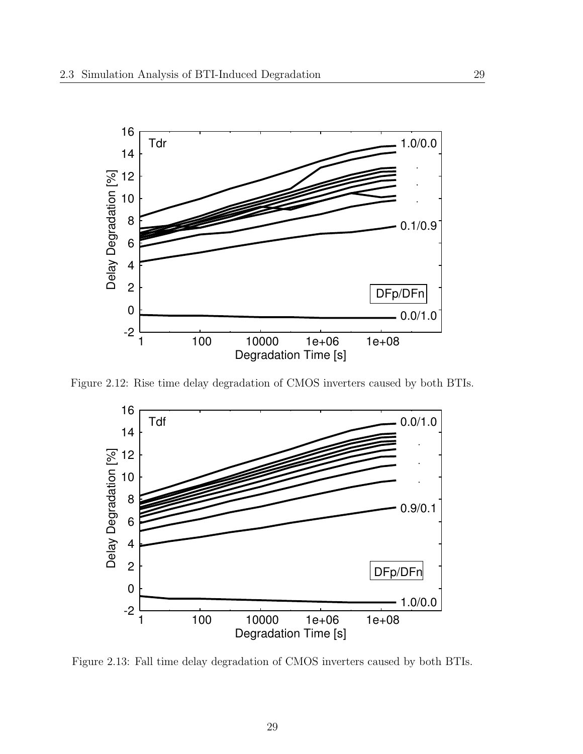Figure 2.12: Rise time delay degradation of CMOS inverters caused by both BTIs.

Figure 2.13: Fall time delay degradation of CMOS inverters caused by both BTIs.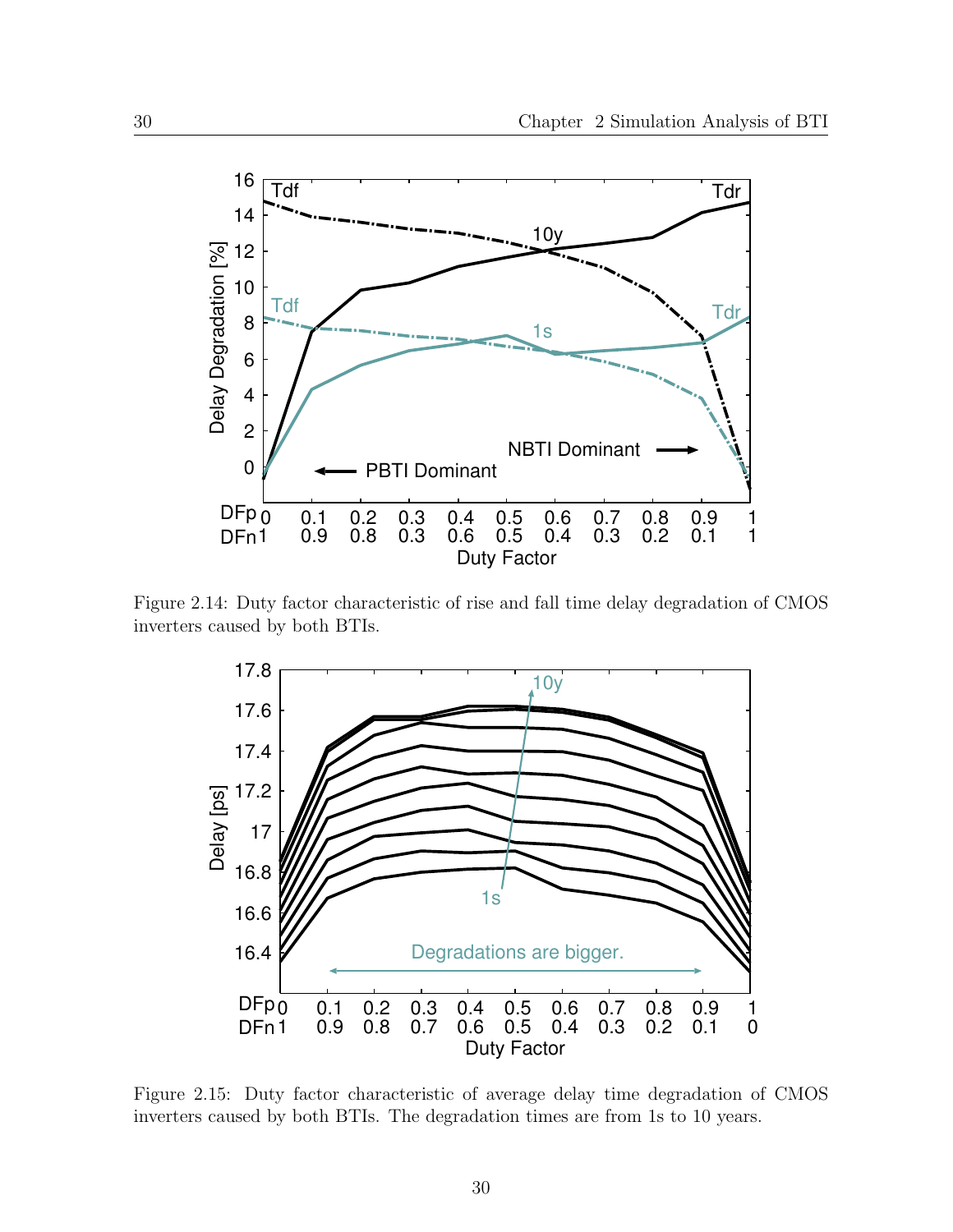Figure 2.14: Duty factor characteristic of rise and fall time delay degradation of CMOS inverters caused by both BTIs.

Figure 2.15: Duty factor characteristic of average delay time degradation of CMOS inverters caused by both BTIs. The degradation times are from 1s to 10 years.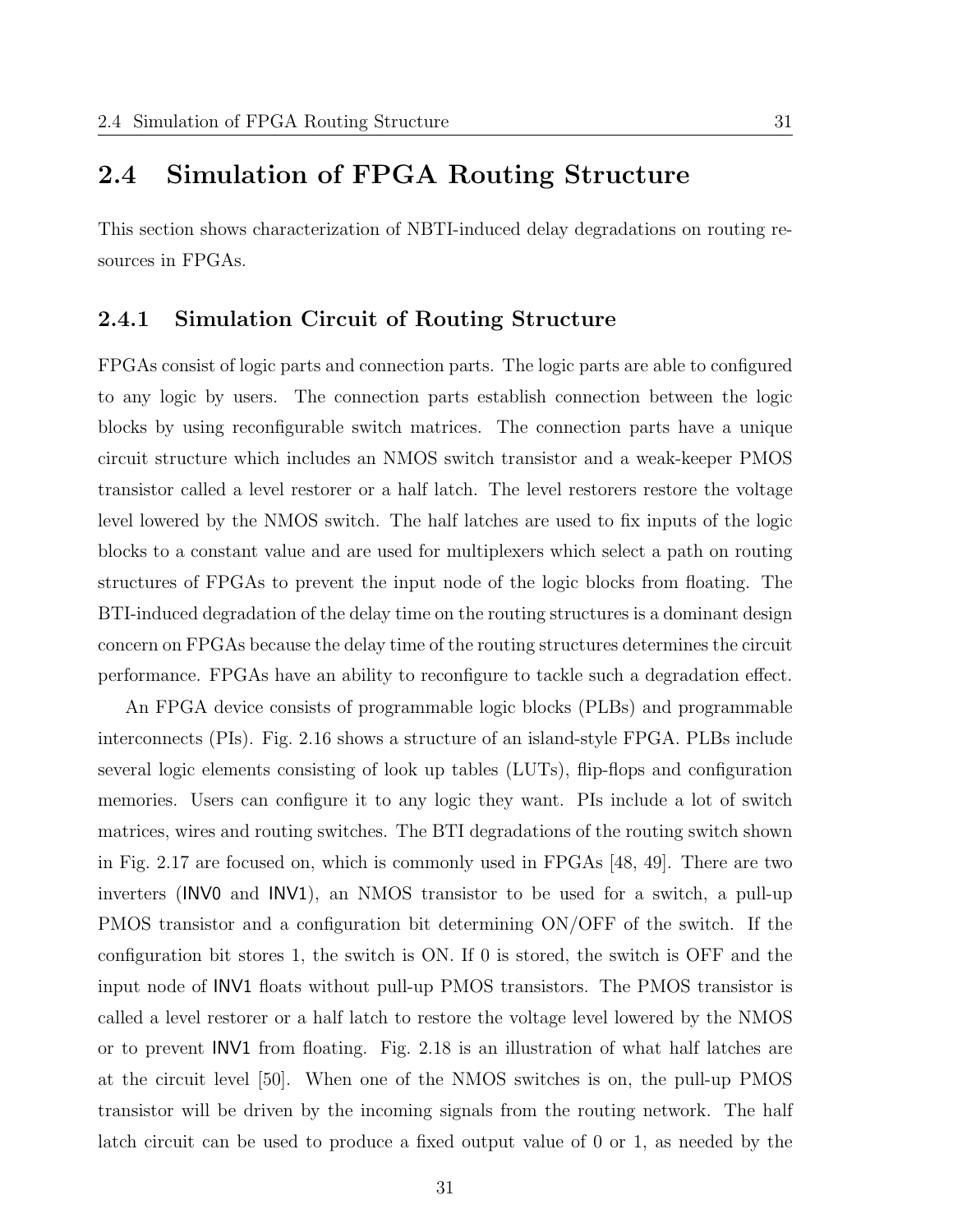## 2.4 Simulation of FPGA Routing Structure

This section shows characterization of NBTI-induced delay degradations on routing resources in FPGAs.

### 2.4.1 Simulation Circuit of Routing Structure

FPGAs consist of logic parts and connection parts. The logic parts are able to configured to any logic by users. The connection parts establish connection between the logic blocks by using reconfigurable switch matrices. The connection parts have a unique circuit structure which includes an NMOS switch transistor and a weak-keeper PMOS transistor called a level restorer or a half latch. The level restorers restore the voltage level lowered by the NMOS switch. The half latches are used to fix inputs of the logic blocks to a constant value and are used for multiplexers which select a path on routing structures of FPGAs to prevent the input node of the logic blocks from floating. The BTI-induced degradation of the delay time on the routing structures is a dominant design concern on FPGAs because the delay time of the routing structures determines the circuit performance. FPGAs have an ability to reconfigure to tackle such a degradation effect.

An FPGA device consists of programmable logic blocks (PLBs) and programmable interconnects (PIs). Fig. 2.16 shows a structure of an island-style FPGA. PLBs include several logic elements consisting of look up tables (LUTs), flip-flops and configuration memories. Users can configure it to any logic they want. PIs include a lot of switch matrices, wires and routing switches. The BTI degradations of the routing switch shown in Fig. 2.17 are focused on, which is commonly used in FPGAs [48, 49]. There are two inverters (INV0 and INV1), an NMOS transistor to be used for a switch, a pull-up PMOS transistor and a configuration bit determining ON/OFF of the switch. If the configuration bit stores 1, the switch is ON. If 0 is stored, the switch is OFF and the input node of INV1 floats without pull-up PMOS transistors. The PMOS transistor is called a level restorer or a half latch to restore the voltage level lowered by the NMOS or to prevent INV1 from floating. Fig. 2.18 is an illustration of what half latches are at the circuit level [50]. When one of the NMOS switches is on, the pull-up PMOS transistor will be driven by the incoming signals from the routing network. The half latch circuit can be used to produce a fixed output value of 0 or 1, as needed by the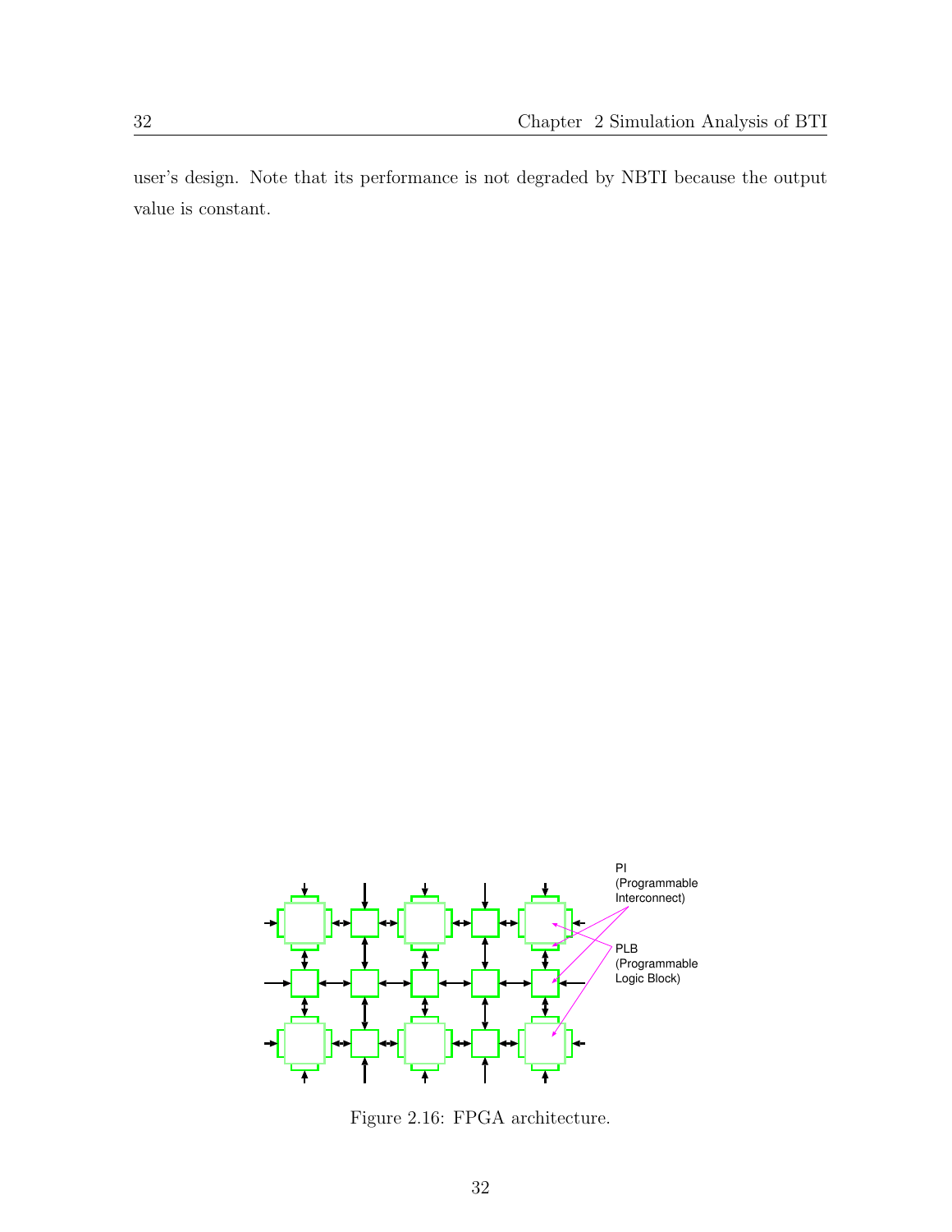user's design. Note that its performance is not degraded by NBTI because the output value is constant.

Figure 2.16: FPGA architecture.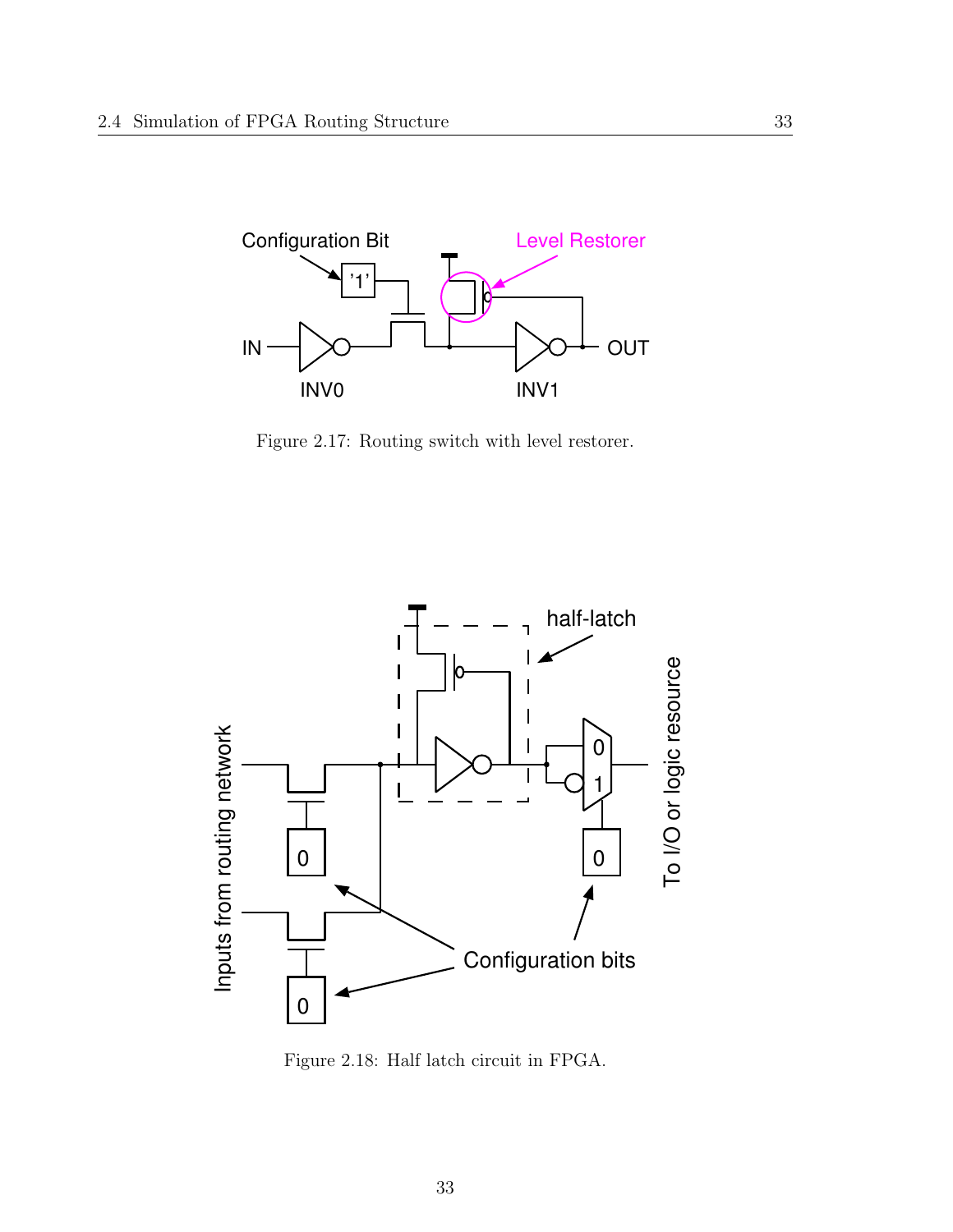Figure 2.17: Routing switch with level restorer.

Figure 2.18: Half latch circuit in FPGA.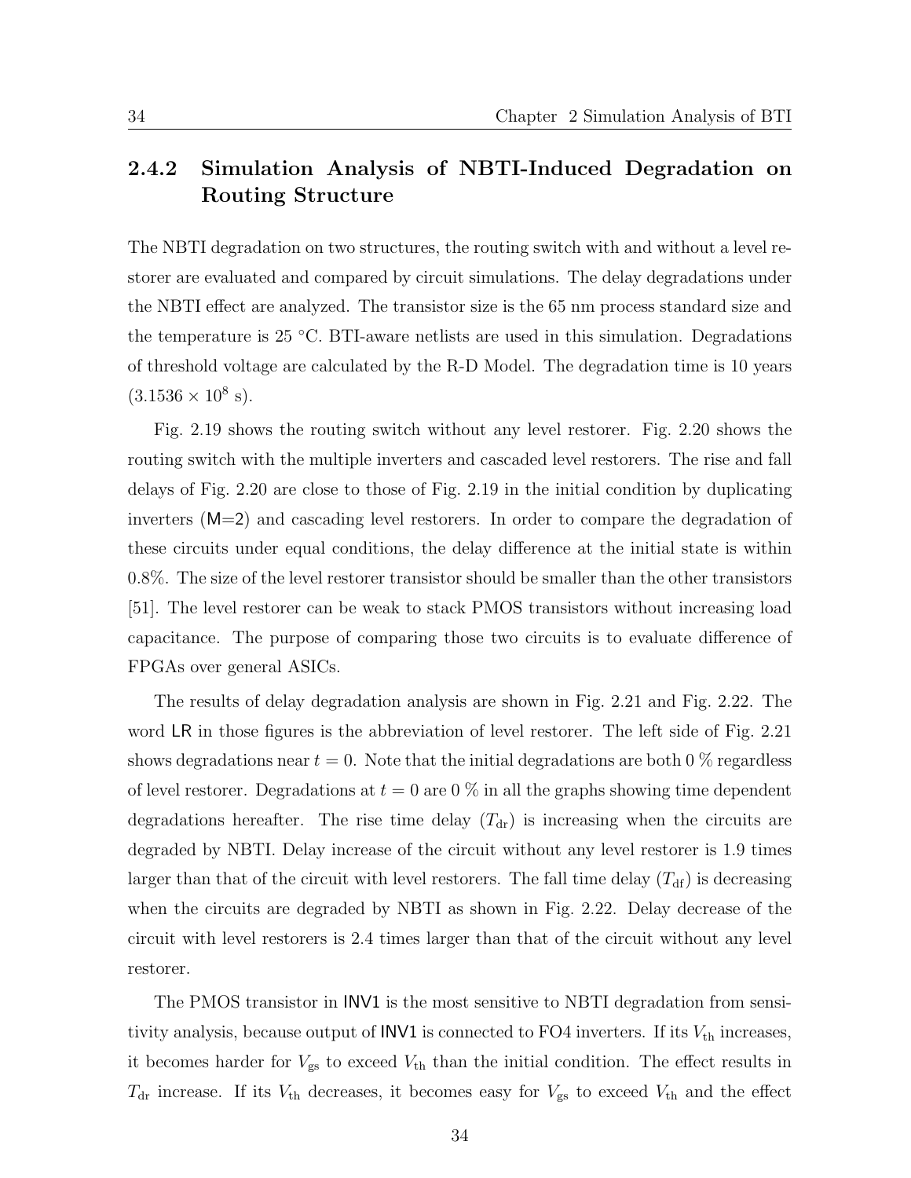### 2.4.2 Simulation Analysis of NBTI-Induced Degradation on Routing Structure

The NBTI degradation on two structures, the routing switch with and without a level restorer are evaluated and compared by circuit simulations. The delay degradations under the NBTI effect are analyzed. The transistor size is the 65 nm process standard size and the temperature is 25 °C. BTI-aware netlists are used in this simulation. Degradations of threshold voltage are calculated by the R-D Model. The degradation time is 10 years ($3.1536 \times 10^8$ s).

Fig. 2.19 shows the routing switch without any level restorer. Fig. 2.20 shows the routing switch with the multiple inverters and cascaded level restorers. The rise and fall delays of Fig. 2.20 are close to those of Fig. 2.19 in the initial condition by duplicating inverters (M=2) and cascading level restorers. In order to compare the degradation of these circuits under equal conditions, the delay difference at the initial state is within 0.8%. The size of the level restorer transistor should be smaller than the other transistors [51]. The level restorer can be weak to stack PMOS transistors without increasing load capacitance. The purpose of comparing those two circuits is to evaluate difference of FPGAs over general ASICs.

The results of delay degradation analysis are shown in Fig. 2.21 and Fig. 2.22. The word LR in those figures is the abbreviation of level restorer. The left side of Fig. 2.21 shows degradations near $t = 0$. Note that the initial degradations are both 0 % regardless of level restorer. Degradations at $t = 0$ are 0 % in all the graphs showing time dependent degradations hereafter. The rise time delay ($T_{\mathrm{dr}}$) is increasing when the circuits are degraded by NBTI. Delay increase of the circuit without any level restorer is 1.9 times larger than that of the circuit with level restorers. The fall time delay ($T_{\mathrm{df}}$) is decreasing when the circuits are degraded by NBTI as shown in Fig. 2.22. Delay decrease of the circuit with level restorers is 2.4 times larger than that of the circuit without any level restorer.

The PMOS transistor in INV1 is the most sensitive to NBTI degradation from sensitivity analysis, because output of INV1 is connected to FO4 inverters. If its $V_{\mathrm{th}}$ increases, it becomes harder for $V_{\mathrm{gs}}$ to exceed $V_{\mathrm{th}}$ than the initial condition. The effect results in $T_{\mathrm{dr}}$ increase. If its $V_{\mathrm{th}}$ decreases, it becomes easy for $V_{\mathrm{gs}}$ to exceed $V_{\mathrm{th}}$ and the effect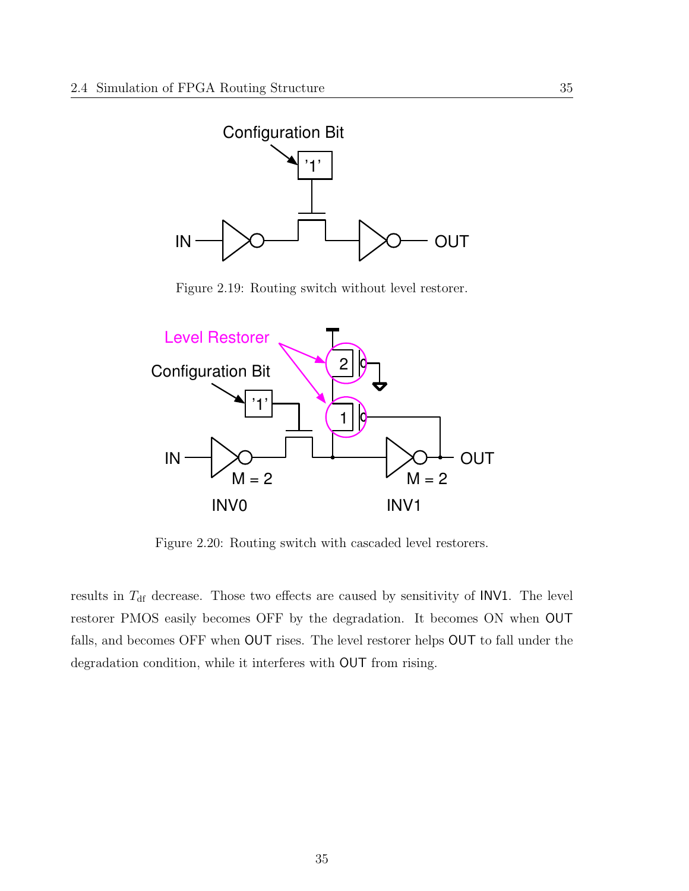Figure 2.19: Routing switch without level restorer.

Figure 2.20: Routing switch with cascaded level restorers.

results in $T_{df}$ decrease. Those two effects are caused by sensitivity of INV1. The level restorer PMOS easily becomes OFF by the degradation. It becomes ON when OUT falls, and becomes OFF when OUT rises. The level restorer helps OUT to fall under the degradation condition, while it interferes with OUT from rising.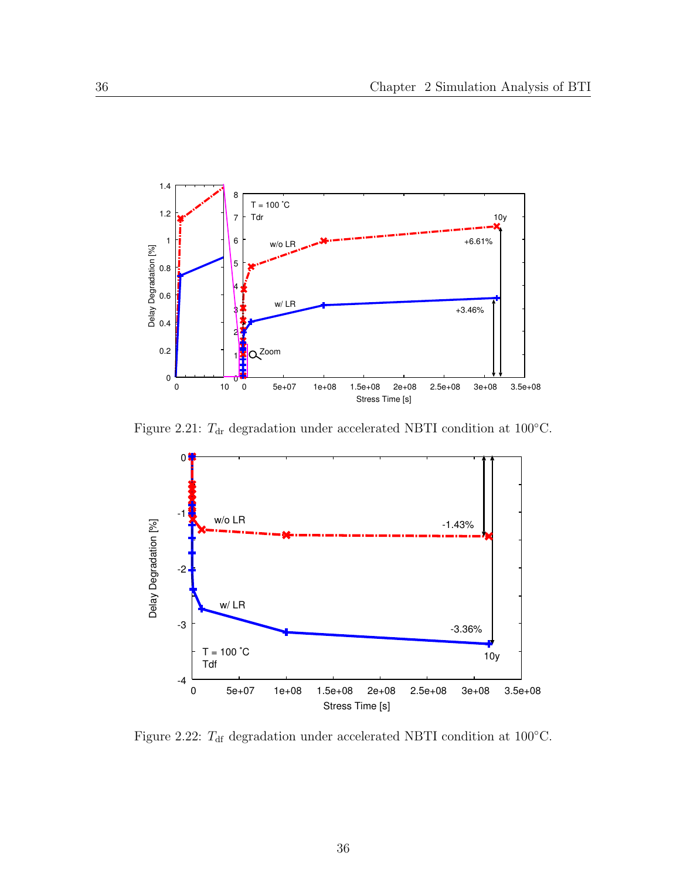Figure 2.21: $T_{\mathrm{dr}}$ degradation under accelerated NBTI condition at 100°C.

Figure 2.22: $T_{\mathrm{df}}$ degradation under accelerated NBTI condition at 100°C.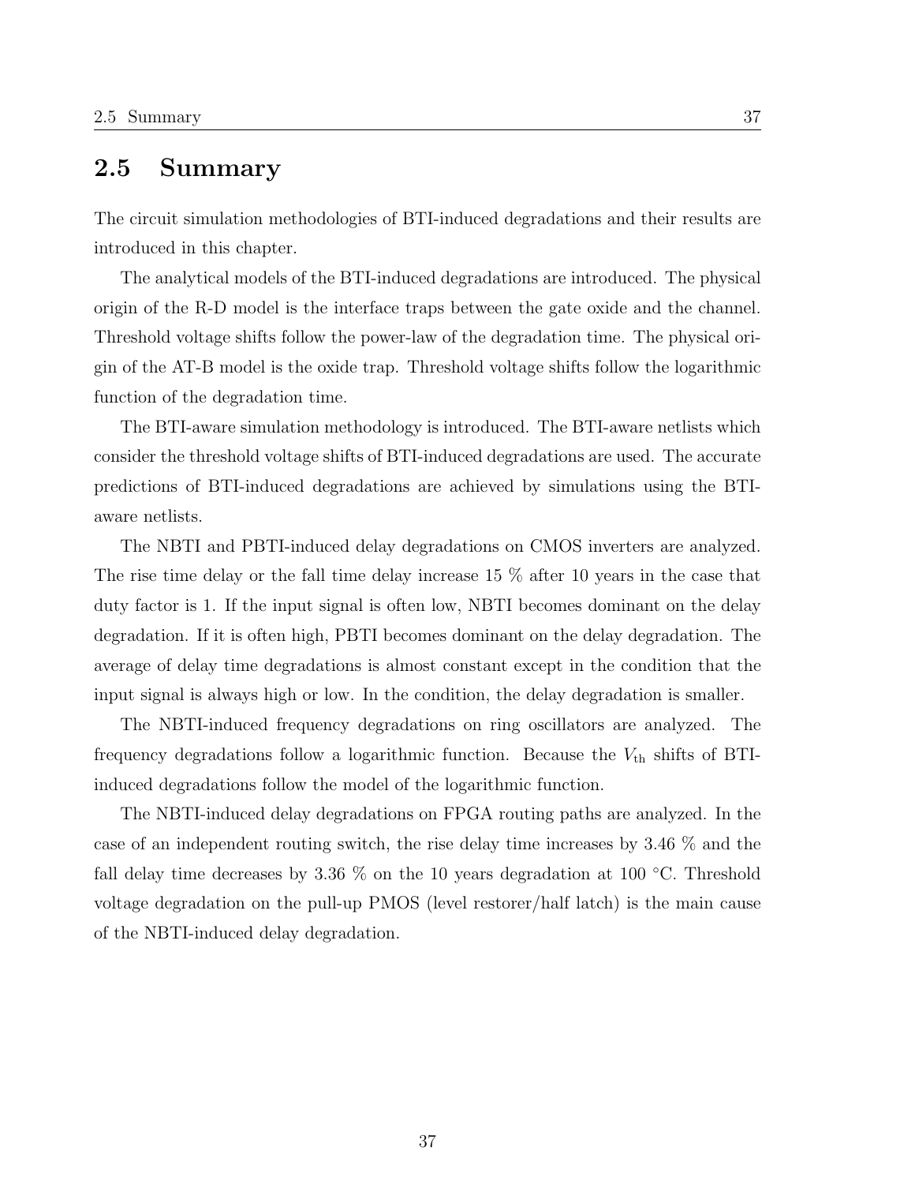## 2.5 Summary

The circuit simulation methodologies of BTI-induced degradations and their results are introduced in this chapter.

The analytical models of the BTI-induced degradations are introduced. The physical origin of the R-D model is the interface traps between the gate oxide and the channel. Threshold voltage shifts follow the power-law of the degradation time. The physical origin of the AT-B model is the oxide trap. Threshold voltage shifts follow the logarithmic function of the degradation time.

The BTI-aware simulation methodology is introduced. The BTI-aware netlists which consider the threshold voltage shifts of BTI-induced degradations are used. The accurate predictions of BTI-induced degradations are achieved by simulations using the BTI-aware netlists.

The NBTI and PBTI-induced delay degradations on CMOS inverters are analyzed. The rise time delay or the fall time delay increase 15 % after 10 years in the case that duty factor is 1. If the input signal is often low, NBTI becomes dominant on the delay degradation. If it is often high, PBTI becomes dominant on the delay degradation. The average of delay time degradations is almost constant except in the condition that the input signal is always high or low. In the condition, the delay degradation is smaller.

The NBTI-induced frequency degradations on ring oscillators are analyzed. The frequency degradations follow a logarithmic function. Because the $V_{\mathrm{th}}$ shifts of BTI-induced degradations follow the model of the logarithmic function.

The NBTI-induced delay degradations on FPGA routing paths are analyzed. In the case of an independent routing switch, the rise delay time increases by 3.46 % and the fall delay time decreases by 3.36 % on the 10 years degradation at 100 °C. Threshold voltage degradation on the pull-up PMOS (level restorer/half latch) is the main cause of the NBTI-induced delay degradation.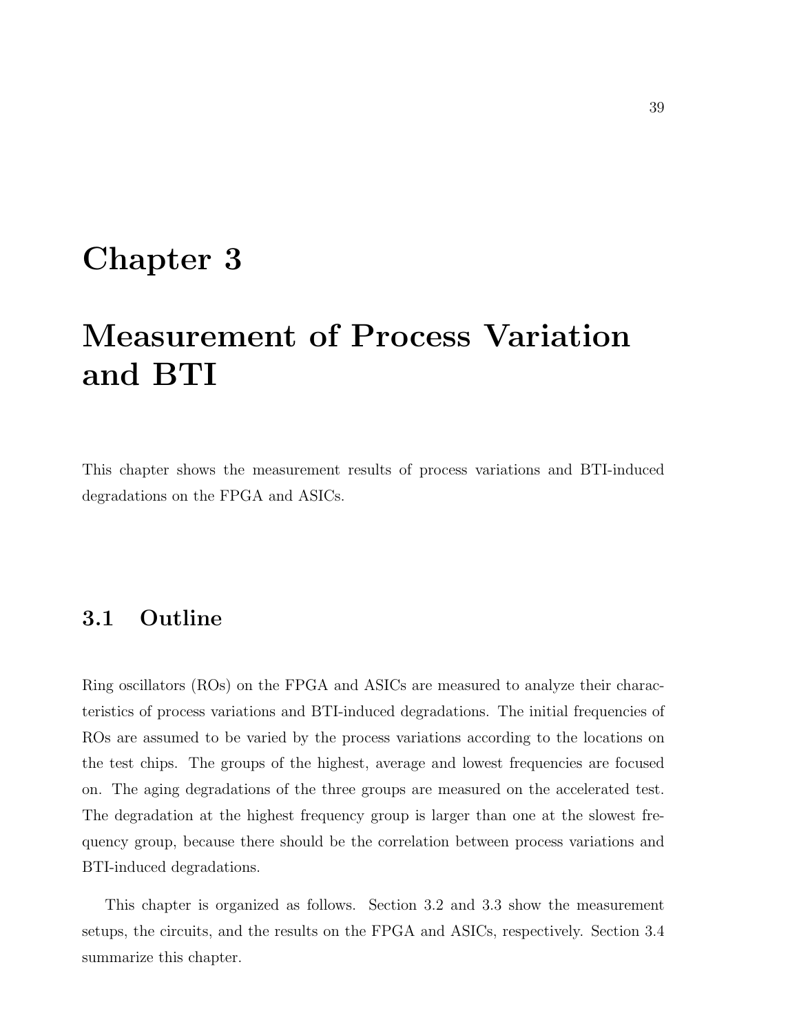# Chapter 3

# Measurement of Process Variation and BTI

This chapter shows the measurement results of process variations and BTI-induced degradations on the FPGA and ASICs.

## 3.1 Outline

Ring oscillators (ROs) on the FPGA and ASICs are measured to analyze their characteristics of process variations and BTI-induced degradations. The initial frequencies of ROs are assumed to be varied by the process variations according to the locations on the test chips. The groups of the highest, average and lowest frequencies are focused on. The aging degradations of the three groups are measured on the accelerated test. The degradation at the highest frequency group is larger than one at the slowest frequency group, because there should be the correlation between process variations and BTI-induced degradations.

This chapter is organized as follows. Section 3.2 and 3.3 show the measurement setups, the circuits, and the results on the FPGA and ASICs, respectively. Section 3.4 summarize this chapter.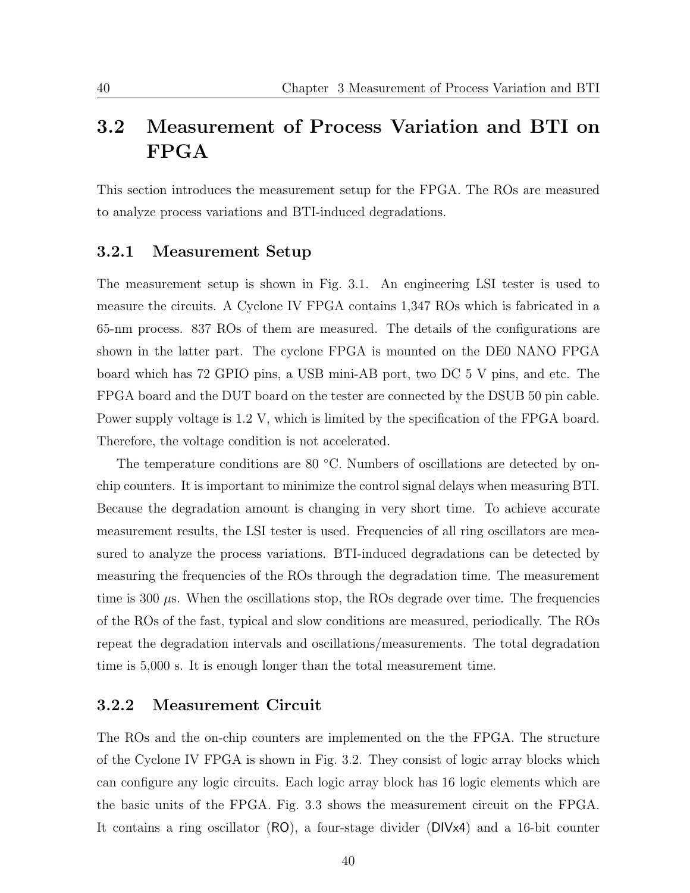## 3.2 Measurement of Process Variation and BTI on FPGA

This section introduces the measurement setup for the FPGA. The ROs are measured to analyze process variations and BTI-induced degradations.

### 3.2.1 Measurement Setup

The measurement setup is shown in Fig. 3.1. An engineering LSI tester is used to measure the circuits. A Cyclone IV FPGA contains 1,347 ROs which is fabricated in a 65-nm process. 837 ROs of them are measured. The details of the configurations are shown in the latter part. The cyclone FPGA is mounted on the DE0 NANO FPGA board which has 72 GPIO pins, a USB mini-AB port, two DC 5 V pins, and etc. The FPGA board and the DUT board on the tester are connected by the DSUB 50 pin cable. Power supply voltage is 1.2 V, which is limited by the specification of the FPGA board. Therefore, the voltage condition is not accelerated.

The temperature conditions are 80 °C. Numbers of oscillations are detected by on-chip counters. It is important to minimize the control signal delays when measuring BTI. Because the degradation amount is changing in very short time. To achieve accurate measurement results, the LSI tester is used. Frequencies of all ring oscillators are measured to analyze the process variations. BTI-induced degradations can be detected by measuring the frequencies of the ROs through the degradation time. The measurement time is 300 $\mu$s. When the oscillations stop, the ROs degrade over time. The frequencies of the ROs of the fast, typical and slow conditions are measured, periodically. The ROs repeat the degradation intervals and oscillations/measurements. The total degradation time is 5,000 s. It is enough longer than the total measurement time.

### 3.2.2 Measurement Circuit

The ROs and the on-chip counters are implemented on the the FPGA. The structure of the Cyclone IV FPGA is shown in Fig. 3.2. They consist of logic array blocks which can configure any logic circuits. Each logic array block has 16 logic elements which are the basic units of the FPGA. Fig. 3.3 shows the measurement circuit on the FPGA. It contains a ring oscillator (RO), a four-stage divider (DIVx4) and a 16-bit counter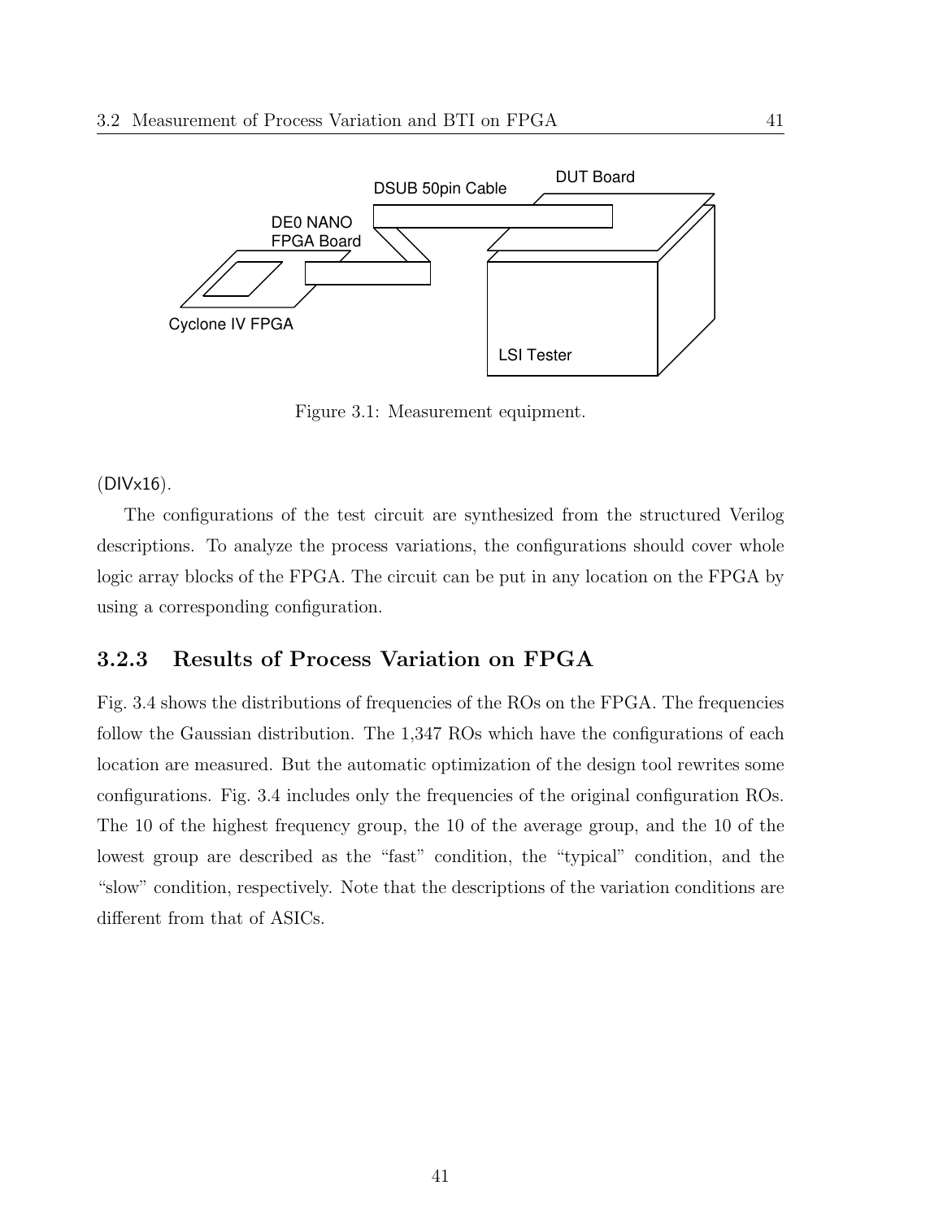Figure 3.1: Measurement equipment.

(DIVx16).

The configurations of the test circuit are synthesized from the structured Verilog descriptions. To analyze the process variations, the configurations should cover whole logic array blocks of the FPGA. The circuit can be put in any location on the FPGA by using a corresponding configuration.

### 3.2.3 Results of Process Variation on FPGA

Fig. 3.4 shows the distributions of frequencies of the ROs on the FPGA. The frequencies follow the Gaussian distribution. The 1,347 ROs which have the configurations of each location are measured. But the automatic optimization of the design tool rewrites some configurations. Fig. 3.4 includes only the frequencies of the original configuration ROs. The 10 of the highest frequency group, the 10 of the average group, and the 10 of the lowest group are described as the "fast" condition, the "typical" condition, and the "slow" condition, respectively. Note that the descriptions of the variation conditions are different from that of ASICs.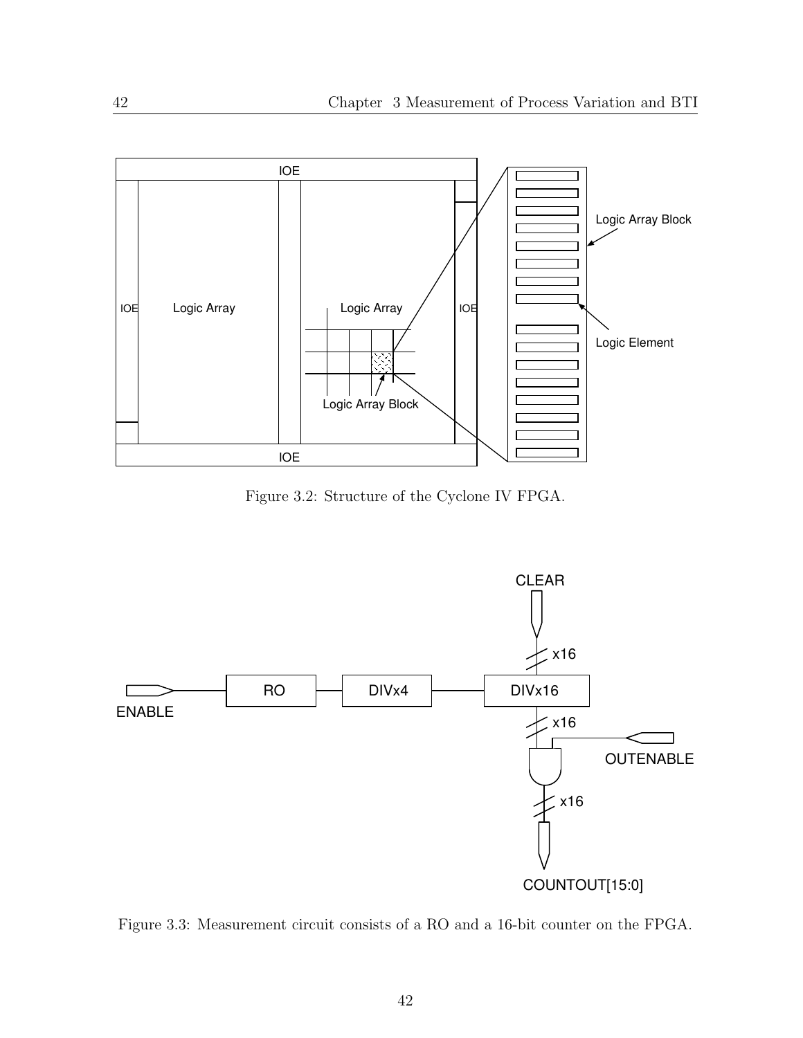Figure 3.2: Structure of the Cyclone IV FPGA.

Figure 3.3: Measurement circuit consists of a RO and a 16-bit counter on the FPGA.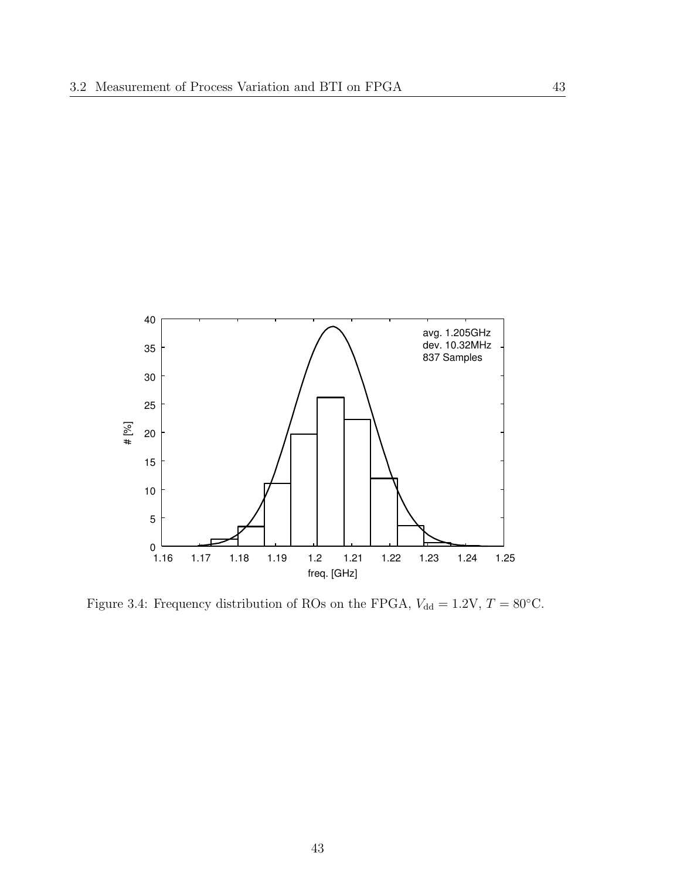Figure 3.4: Frequency distribution of ROs on the FPGA, $V_{\mathrm{dd}} = 1.2\mathrm{V}$, $T = 80^{\circ}\mathrm{C}$.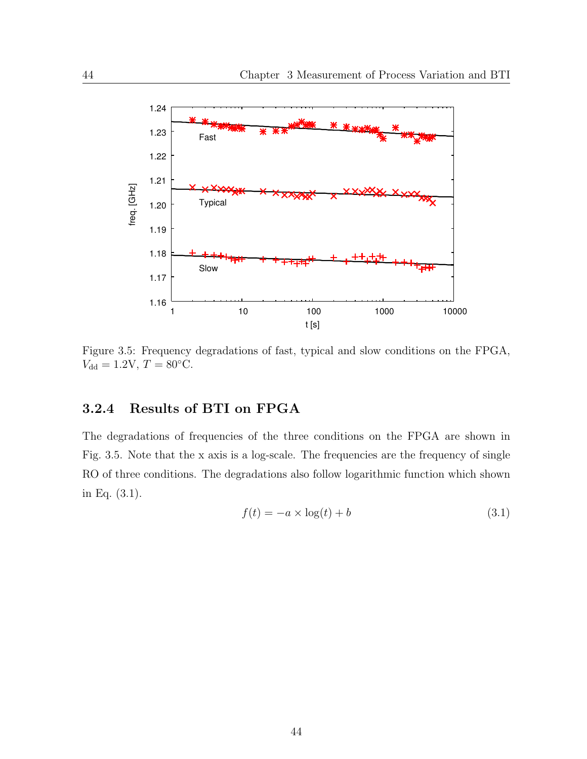Figure 3.5: Frequency degradations of fast, typical and slow conditions on the FPGA, $V_{\rm dd} = 1.2$V, $T = 80$°C.

### 3.2.4 Results of BTI on FPGA

The degradations of frequencies of the three conditions on the FPGA are shown in Fig. 3.5. Note that the x axis is a log-scale. The frequencies are the frequency of single RO of three conditions. The degradations also follow logarithmic function which shown in Eq. (3.1).

$$f(t) = -a \times \log(t) + b \tag{3.1}$$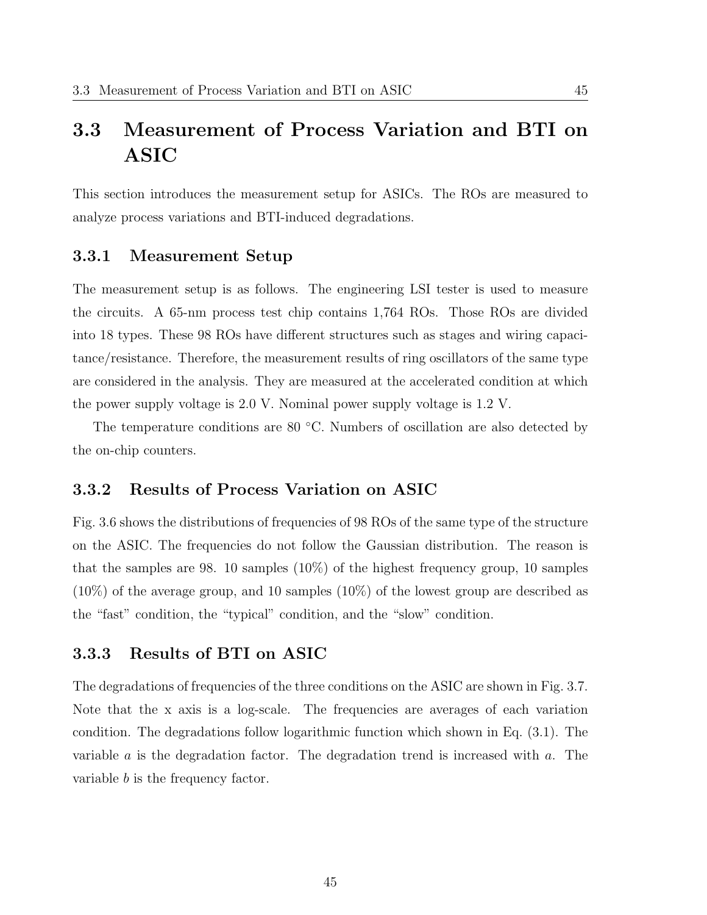## 3.3 Measurement of Process Variation and BTI on ASIC

This section introduces the measurement setup for ASICs. The ROs are measured to analyze process variations and BTI-induced degradations.

### 3.3.1 Measurement Setup

The measurement setup is as follows. The engineering LSI tester is used to measure the circuits. A 65-nm process test chip contains 1,764 ROs. Those ROs are divided into 18 types. These 98 ROs have different structures such as stages and wiring capacitance/resistance. Therefore, the measurement results of ring oscillators of the same type are considered in the analysis. They are measured at the accelerated condition at which the power supply voltage is 2.0 V. Nominal power supply voltage is 1.2 V.

The temperature conditions are 80 °C. Numbers of oscillation are also detected by the on-chip counters.

### 3.3.2 Results of Process Variation on ASIC

Fig. 3.6 shows the distributions of frequencies of 98 ROs of the same type of the structure on the ASIC. The frequencies do not follow the Gaussian distribution. The reason is that the samples are 98. 10 samples (10%) of the highest frequency group, 10 samples (10%) of the average group, and 10 samples (10%) of the lowest group are described as the "fast" condition, the "typical" condition, and the "slow" condition.

### 3.3.3 Results of BTI on ASIC

The degradations of frequencies of the three conditions on the ASIC are shown in Fig. 3.7. Note that the x axis is a log-scale. The frequencies are averages of each variation condition. The degradations follow logarithmic function which shown in Eq. (3.1). The variable $a$ is the degradation factor. The degradation trend is increased with $a$. The variable $b$ is the frequency factor.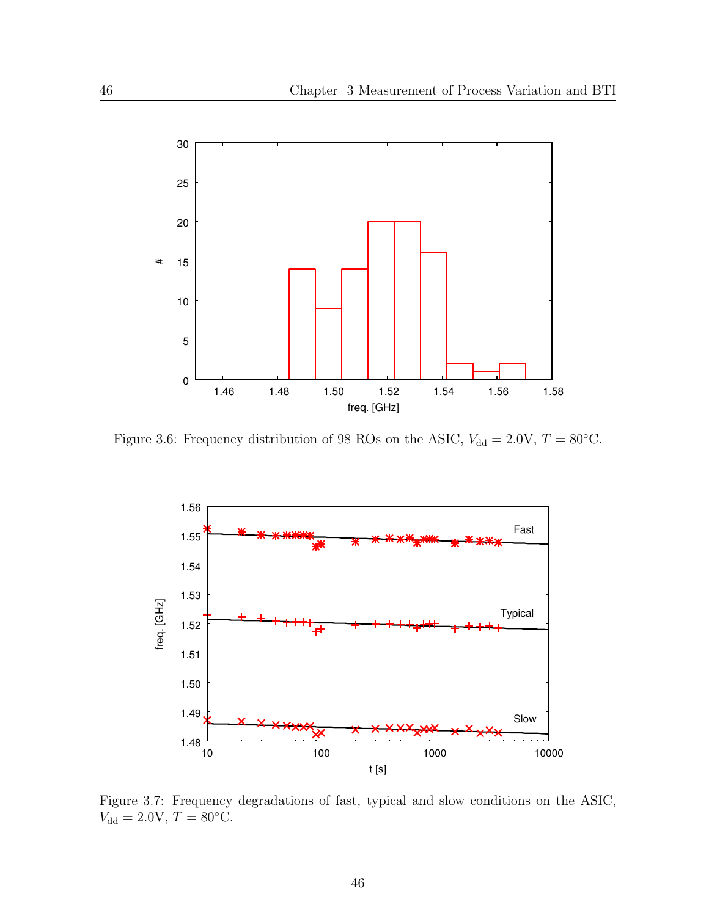Figure 3.6: Frequency distribution of 98 ROs on the ASIC, $V_{\mathrm{dd}} = 2.0\mathrm{V}$, $T = 80°\mathrm{C}$.

Figure 3.7: Frequency degradations of fast, typical and slow conditions on the ASIC, $V_{\mathrm{dd}} = 2.0\mathrm{V}$, $T = 80°\mathrm{C}$.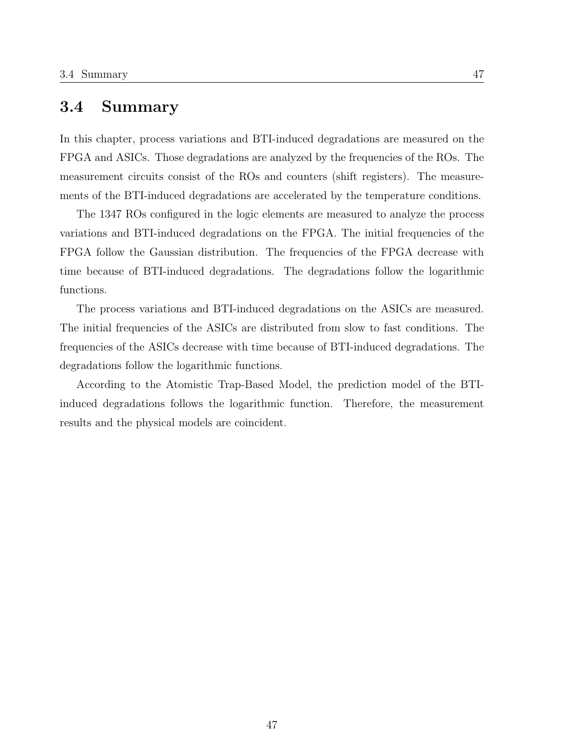## 3.4 Summary

In this chapter, process variations and BTI-induced degradations are measured on the FPGA and ASICs. Those degradations are analyzed by the frequencies of the ROs. The measurement circuits consist of the ROs and counters (shift registers). The measurements of the BTI-induced degradations are accelerated by the temperature conditions.

The 1347 ROs configured in the logic elements are measured to analyze the process variations and BTI-induced degradations on the FPGA. The initial frequencies of the FPGA follow the Gaussian distribution. The frequencies of the FPGA decrease with time because of BTI-induced degradations. The degradations follow the logarithmic functions.

The process variations and BTI-induced degradations on the ASICs are measured. The initial frequencies of the ASICs are distributed from slow to fast conditions. The frequencies of the ASICs decrease with time because of BTI-induced degradations. The degradations follow the logarithmic functions.

According to the Atomistic Trap-Based Model, the prediction model of the BTI-induced degradations follows the logarithmic function. Therefore, the measurement results and the physical models are coincident.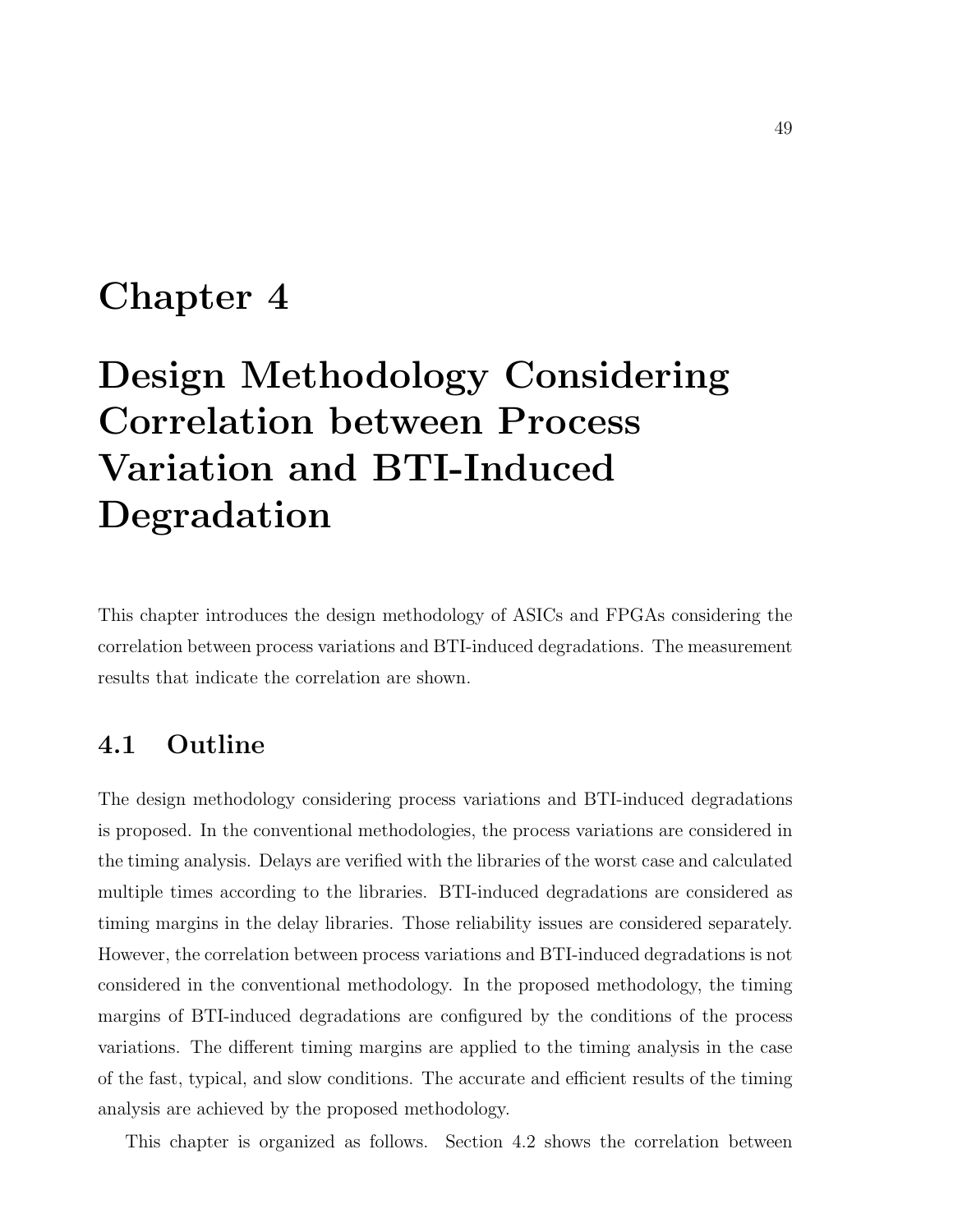# Chapter 4

# Design Methodology Considering Correlation between Process Variation and BTI-Induced Degradation

This chapter introduces the design methodology of ASICs and FPGAs considering the correlation between process variations and BTI-induced degradations. The measurement results that indicate the correlation are shown.

## 4.1 Outline

The design methodology considering process variations and BTI-induced degradations is proposed. In the conventional methodologies, the process variations are considered in the timing analysis. Delays are verified with the libraries of the worst case and calculated multiple times according to the libraries. BTI-induced degradations are considered as timing margins in the delay libraries. Those reliability issues are considered separately. However, the correlation between process variations and BTI-induced degradations is not considered in the conventional methodology. In the proposed methodology, the timing margins of BTI-induced degradations are configured by the conditions of the process variations. The different timing margins are applied to the timing analysis in the case of the fast, typical, and slow conditions. The accurate and efficient results of the timing analysis are achieved by the proposed methodology.

This chapter is organized as follows. Section 4.2 shows the correlation between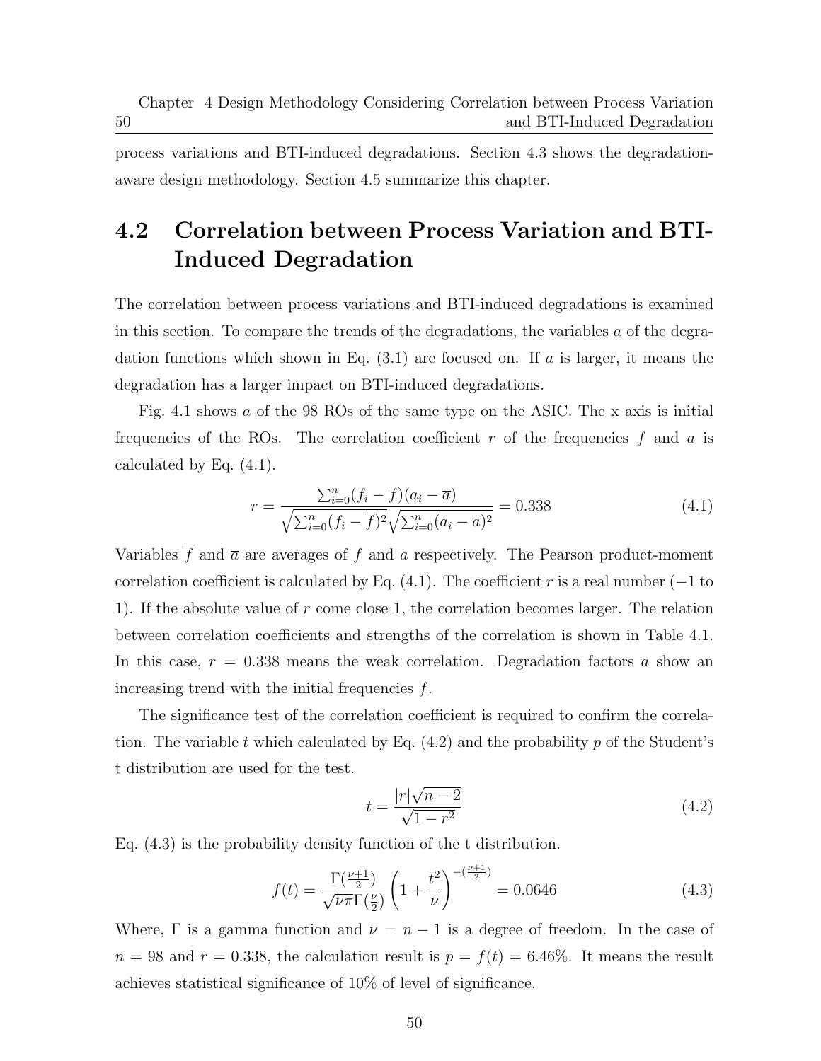process variations and BTI-induced degradations. Section 4.3 shows the degradation-aware design methodology. Section 4.5 summarize this chapter.

## 4.2 Correlation between Process Variation and BTI-Induced Degradation

The correlation between process variations and BTI-induced degradations is examined in this section. To compare the trends of the degradations, the variables $a$ of the degradation functions which shown in Eq. (3.1) are focused on. If $a$ is larger, it means the degradation has a larger impact on BTI-induced degradations.

Fig. 4.1 shows $a$ of the 98 ROs of the same type on the ASIC. The x axis is initial frequencies of the ROs. The correlation coefficient $r$ of the frequencies $f$ and $a$ is calculated by Eq. (4.1).

$$r = \frac{\sum_{i=0}^{n}(f_i - \overline{f})(a_i - \overline{a})}{\sqrt{\sum_{i=0}^{n}(f_i - \overline{f})^2}\sqrt{\sum_{i=0}^{n}(a_i - \overline{a})^2}} = 0.338 \tag{4.1}$$

Variables $\overline{f}$ and $\overline{a}$ are averages of $f$ and $a$ respectively. The Pearson product-moment correlation coefficient is calculated by Eq. (4.1). The coefficient $r$ is a real number ($-1$ to 1). If the absolute value of $r$ come close 1, the correlation becomes larger. The relation between correlation coefficients and strengths of the correlation is shown in Table 4.1. In this case, $r = 0.338$ means the weak correlation. Degradation factors $a$ show an increasing trend with the initial frequencies $f$.

The significance test of the correlation coefficient is required to confirm the correlation. The variable $t$ which calculated by Eq. (4.2) and the probability $p$ of the Student's t distribution are used for the test.

$$t = \frac{|r|\sqrt{n-2}}{\sqrt{1-r^2}} \tag{4.2}$$

Eq. (4.3) is the probability density function of the t distribution.

$$f(t) = \frac{\Gamma(\frac{\nu+1}{2})}{\sqrt{\nu\pi}\Gamma(\frac{\nu}{2})}\left(1 + \frac{t^2}{\nu}\right)^{-(\frac{\nu+1}{2})} = 0.0646 \tag{4.3}$$

Where, $\Gamma$ is a gamma function and $\nu = n - 1$ is a degree of freedom. In the case of $n = 98$ and $r = 0.338$, the calculation result is $p = f(t) = 6.46\%$. It means the result achieves statistical significance of 10% of level of significance.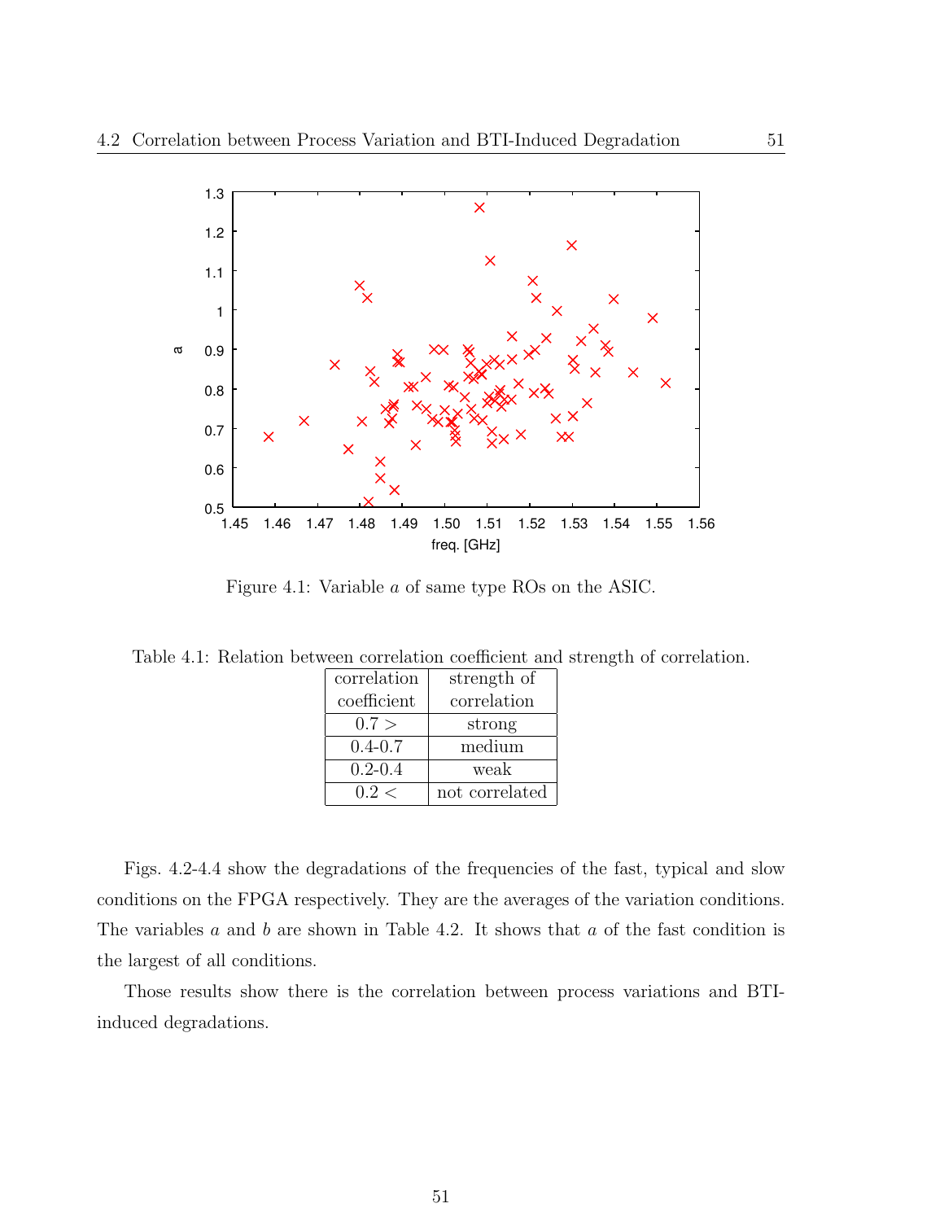Figure 4.1: Variable $a$ of same type ROs on the ASIC.

Table 4.1: Relation between correlation coefficient and strength of correlation.

| correlation coefficient | strength of correlation |
|---|---|
| 0.7 > | strong |
| 0.4-0.7 | medium |
| 0.2-0.4 | weak |
| 0.2 < | not correlated |

Figs. 4.2-4.4 show the degradations of the frequencies of the fast, typical and slow conditions on the FPGA respectively. They are the averages of the variation conditions. The variables $a$ and $b$ are shown in Table 4.2. It shows that $a$ of the fast condition is the largest of all conditions.

Those results show there is the correlation between process variations and BTI-induced degradations.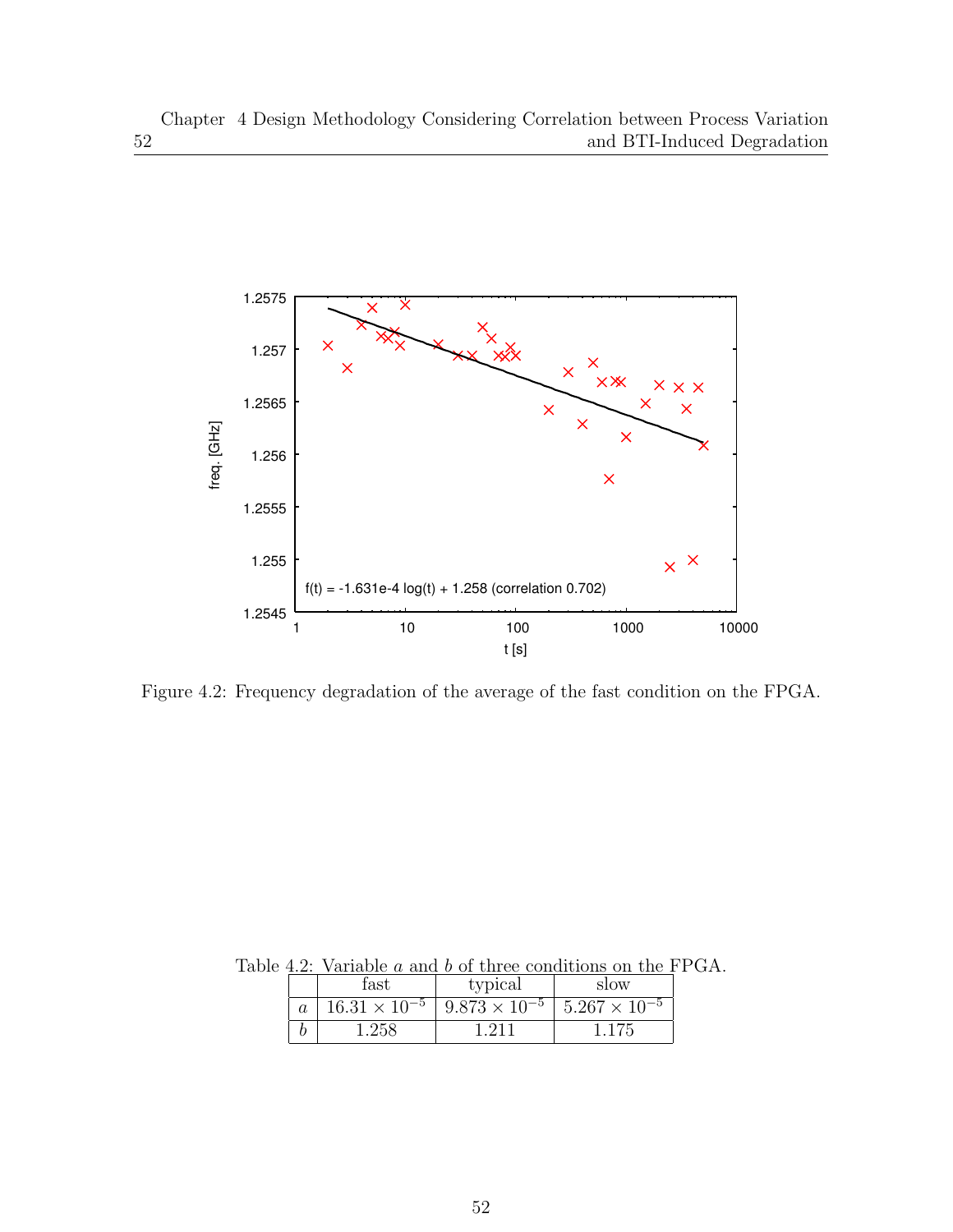Figure 4.2: Frequency degradation of the average of the fast condition on the FPGA.

Table 4.2: Variable $a$ and $b$ of three conditions on the FPGA.

| | fast | typical | slow |
|---|---|---|---|
| $a$ | $16.31 \times 10^{-5}$ | $9.873 \times 10^{-5}$ | $5.267 \times 10^{-5}$ |
| $b$ | 1.258 | 1.211 | 1.175 |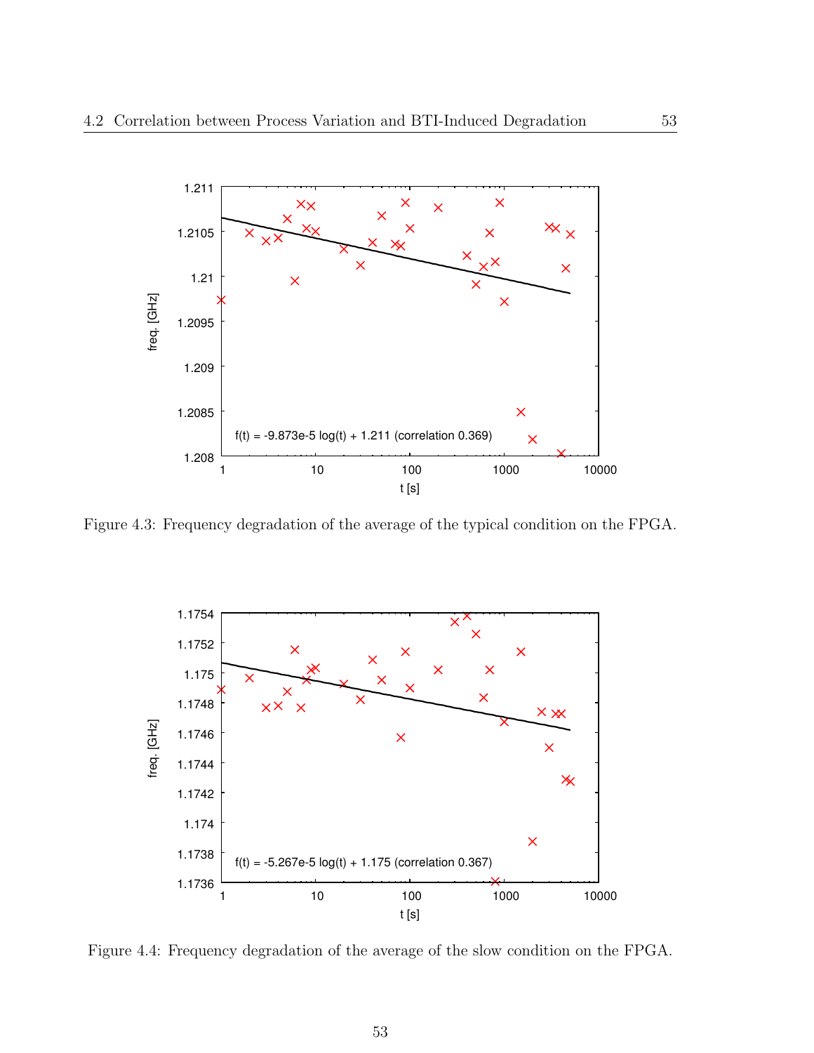Figure 4.3: Frequency degradation of the average of the typical condition on the FPGA.

Figure 4.4: Frequency degradation of the average of the slow condition on the FPGA.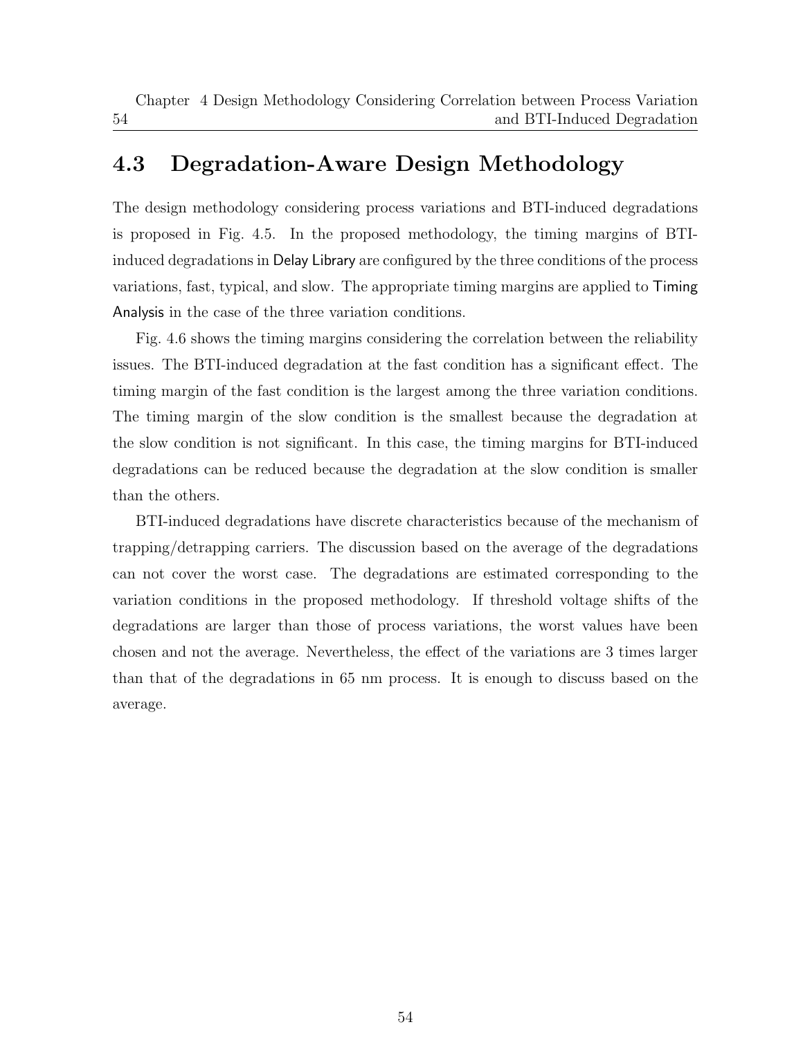## 4.3 Degradation-Aware Design Methodology

The design methodology considering process variations and BTI-induced degradations is proposed in Fig. 4.5. In the proposed methodology, the timing margins of BTI-induced degradations in Delay Library are configured by the three conditions of the process variations, fast, typical, and slow. The appropriate timing margins are applied to Timing Analysis in the case of the three variation conditions.

Fig. 4.6 shows the timing margins considering the correlation between the reliability issues. The BTI-induced degradation at the fast condition has a significant effect. The timing margin of the fast condition is the largest among the three variation conditions. The timing margin of the slow condition is the smallest because the degradation at the slow condition is not significant. In this case, the timing margins for BTI-induced degradations can be reduced because the degradation at the slow condition is smaller than the others.

BTI-induced degradations have discrete characteristics because of the mechanism of trapping/detrapping carriers. The discussion based on the average of the degradations can not cover the worst case. The degradations are estimated corresponding to the variation conditions in the proposed methodology. If threshold voltage shifts of the degradations are larger than those of process variations, the worst values have been chosen and not the average. Nevertheless, the effect of the variations are 3 times larger than that of the degradations in 65 nm process. It is enough to discuss based on the average.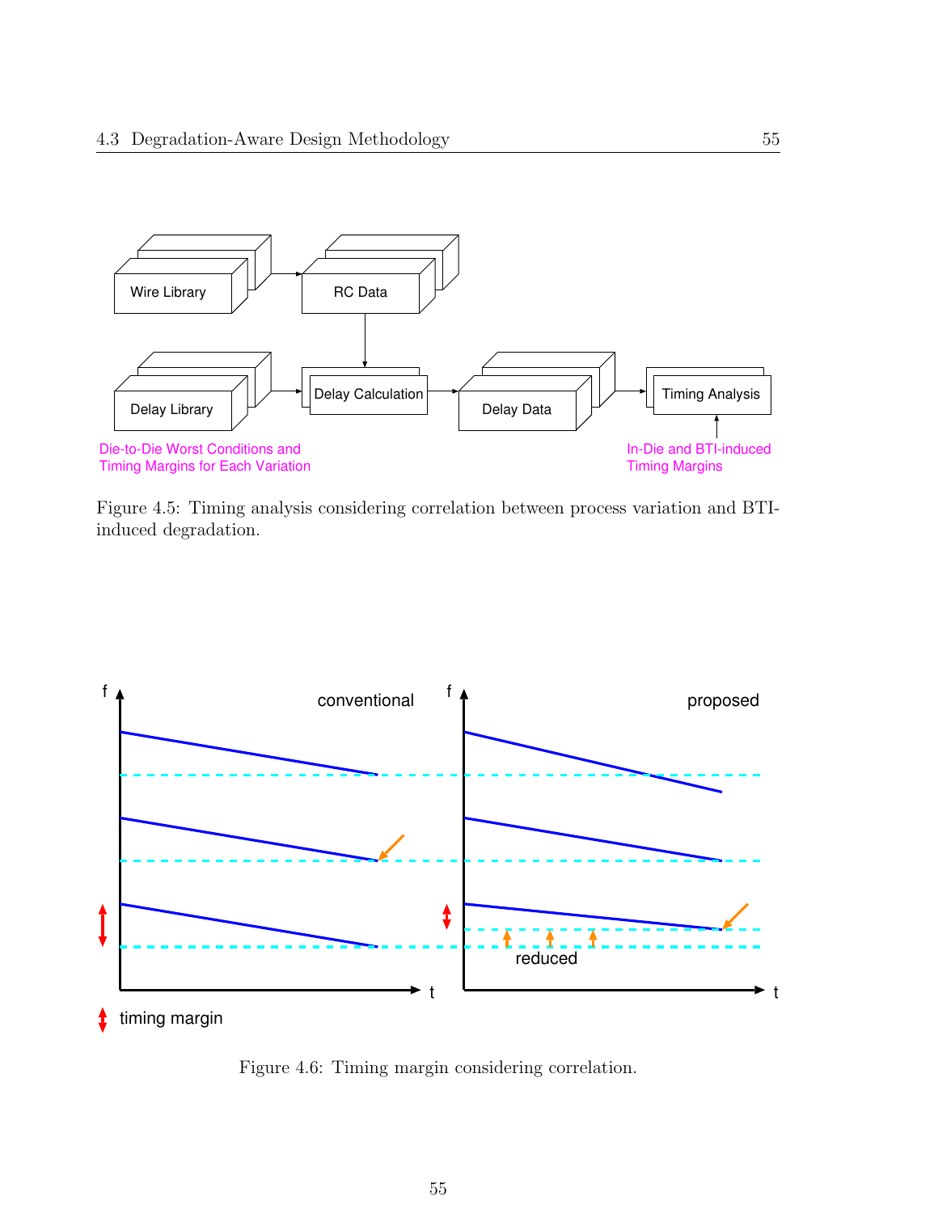Figure 4.5: Timing analysis considering correlation between process variation and BTI-induced degradation.

Figure 4.6: Timing margin considering correlation.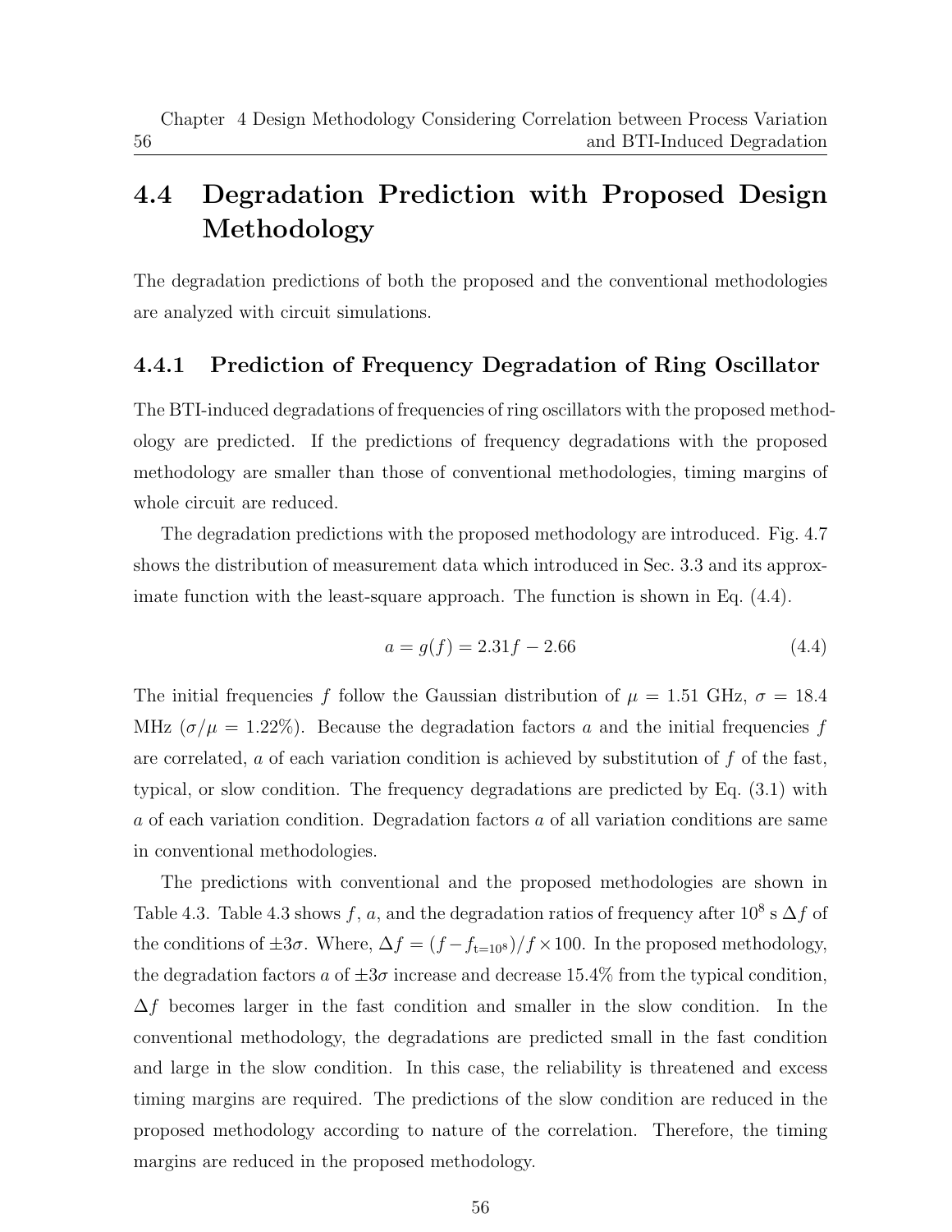## 4.4 Degradation Prediction with Proposed Design Methodology

The degradation predictions of both the proposed and the conventional methodologies are analyzed with circuit simulations.

### 4.4.1 Prediction of Frequency Degradation of Ring Oscillator

The BTI-induced degradations of frequencies of ring oscillators with the proposed methodology are predicted. If the predictions of frequency degradations with the proposed methodology are smaller than those of conventional methodologies, timing margins of whole circuit are reduced.

The degradation predictions with the proposed methodology are introduced. Fig. 4.7 shows the distribution of measurement data which introduced in Sec. 3.3 and its approximate function with the least-square approach. The function is shown in Eq. (4.4).

$$a = g(f) = 2.31f - 2.66 \tag{4.4}$$

The initial frequencies $f$ follow the Gaussian distribution of $\mu$ = 1.51 GHz, $\sigma$ = 18.4 MHz ($\sigma/\mu$ = 1.22%). Because the degradation factors $a$ and the initial frequencies $f$ are correlated, $a$ of each variation condition is achieved by substitution of $f$ of the fast, typical, or slow condition. The frequency degradations are predicted by Eq. (3.1) with $a$ of each variation condition. Degradation factors $a$ of all variation conditions are same in conventional methodologies.

The predictions with conventional and the proposed methodologies are shown in Table 4.3. Table 4.3 shows $f$, $a$, and the degradation ratios of frequency after $10^8$ s $\Delta f$ of the conditions of $\pm 3\sigma$. Where, $\Delta f = (f - f_{\mathrm{t}=10^8})/f \times 100$. In the proposed methodology, the degradation factors $a$ of $\pm 3\sigma$ increase and decrease 15.4% from the typical condition, $\Delta f$ becomes larger in the fast condition and smaller in the slow condition. In the conventional methodology, the degradations are predicted small in the fast condition and large in the slow condition. In this case, the reliability is threatened and excess timing margins are required. The predictions of the slow condition are reduced in the proposed methodology according to nature of the correlation. Therefore, the timing margins are reduced in the proposed methodology.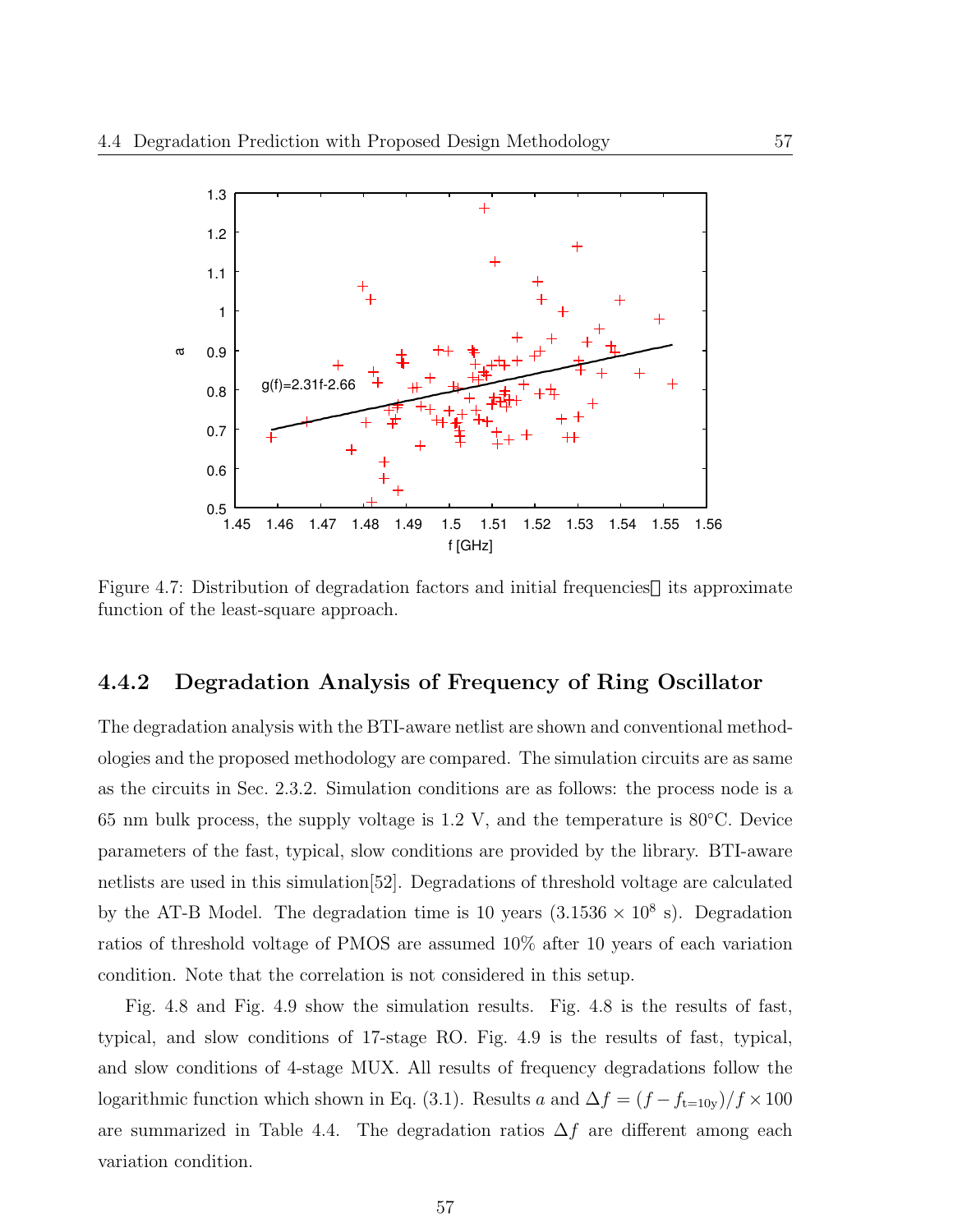Figure 4.7: Distribution of degradation factors and initial frequencies， its approximate function of the least-square approach.

### 4.4.2 Degradation Analysis of Frequency of Ring Oscillator

The degradation analysis with the BTI-aware netlist are shown and conventional methodologies and the proposed methodology are compared. The simulation circuits are as same as the circuits in Sec. 2.3.2. Simulation conditions are as follows: the process node is a 65 nm bulk process, the supply voltage is 1.2 V, and the temperature is 80°C. Device parameters of the fast, typical, slow conditions are provided by the library. BTI-aware netlists are used in this simulation[52]. Degradations of threshold voltage are calculated by the AT-B Model. The degradation time is 10 years ($3.1536 \times 10^8$ s). Degradation ratios of threshold voltage of PMOS are assumed 10% after 10 years of each variation condition. Note that the correlation is not considered in this setup.

Fig. 4.8 and Fig. 4.9 show the simulation results. Fig. 4.8 is the results of fast, typical, and slow conditions of 17-stage RO. Fig. 4.9 is the results of fast, typical, and slow conditions of 4-stage MUX. All results of frequency degradations follow the logarithmic function which shown in Eq. (3.1). Results $a$ and $\Delta f = (f - f_{\mathrm{t=10y}})/f \times 100$ are summarized in Table 4.4. The degradation ratios $\Delta f$ are different among each variation condition.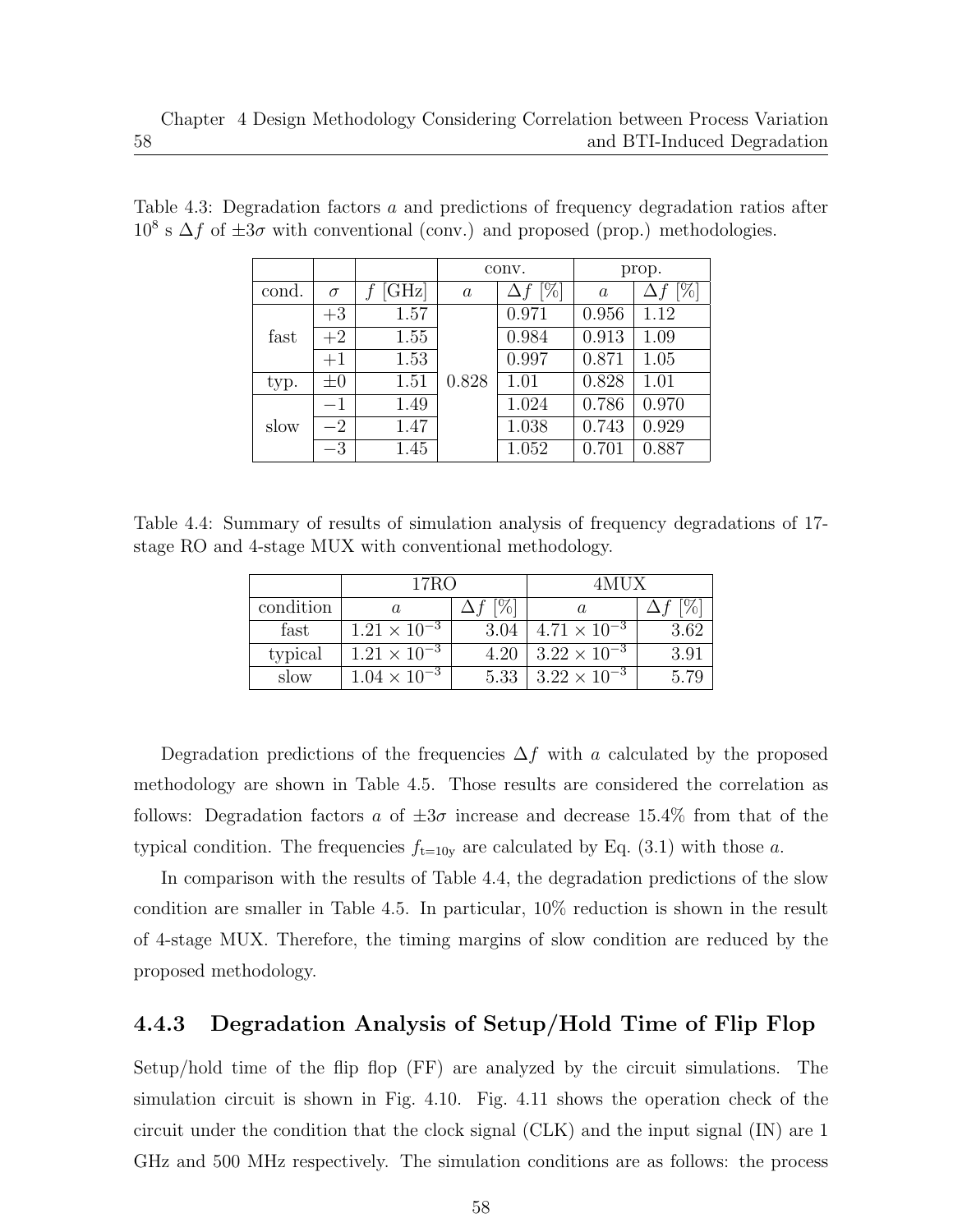Table 4.3: Degradation factors $a$ and predictions of frequency degradation ratios after $10^8$ s $\Delta f$ of $\pm 3\sigma$ with conventional (conv.) and proposed (prop.) methodologies.

| | | | conv. | | prop. | |
|---|---|---|---|---|---|---|
| cond. | $\sigma$ | $f$ [GHz] | $a$ | $\Delta f$ [%] | $a$ | $\Delta f$ [%] |
| fast | $+3$ | 1.57 | 0.828 | 0.971 | 0.956 | 1.12 |
| | $+2$ | 1.55 | | 0.984 | 0.913 | 1.09 |
| | $+1$ | 1.53 | | 0.997 | 0.871 | 1.05 |
| typ. | $\pm 0$ | 1.51 | | 1.01 | 0.828 | 1.01 |
| slow | $-1$ | 1.49 | | 1.024 | 0.786 | 0.970 |
| | $-2$ | 1.47 | | 1.038 | 0.743 | 0.929 |
| | $-3$ | 1.45 | | 1.052 | 0.701 | 0.887 |

Table 4.4: Summary of results of simulation analysis of frequency degradations of 17-stage RO and 4-stage MUX with conventional methodology.

| | 17RO | | 4MUX | |
|---|---|---|---|---|
| condition | $a$ | $\Delta f$ [%] | $a$ | $\Delta f$ [%] |
| fast | $1.21 \times 10^{-3}$ | 3.04 | $4.71 \times 10^{-3}$ | 3.62 |
| typical | $1.21 \times 10^{-3}$ | 4.20 | $3.22 \times 10^{-3}$ | 3.91 |
| slow | $1.04 \times 10^{-3}$ | 5.33 | $3.22 \times 10^{-3}$ | 5.79 |

Degradation predictions of the frequencies $\Delta f$ with $a$ calculated by the proposed methodology are shown in Table 4.5. Those results are considered the correlation as follows: Degradation factors $a$ of $\pm 3\sigma$ increase and decrease 15.4% from that of the typical condition. The frequencies $f_{\mathrm{t=10y}}$ are calculated by Eq. (3.1) with those $a$.

In comparison with the results of Table 4.4, the degradation predictions of the slow condition are smaller in Table 4.5. In particular, 10% reduction is shown in the result of 4-stage MUX. Therefore, the timing margins of slow condition are reduced by the proposed methodology.

### 4.4.3 Degradation Analysis of Setup/Hold Time of Flip Flop

Setup/hold time of the flip flop (FF) are analyzed by the circuit simulations. The simulation circuit is shown in Fig. 4.10. Fig. 4.11 shows the operation check of the circuit under the condition that the clock signal (CLK) and the input signal (IN) are 1 GHz and 500 MHz respectively. The simulation conditions are as follows: the process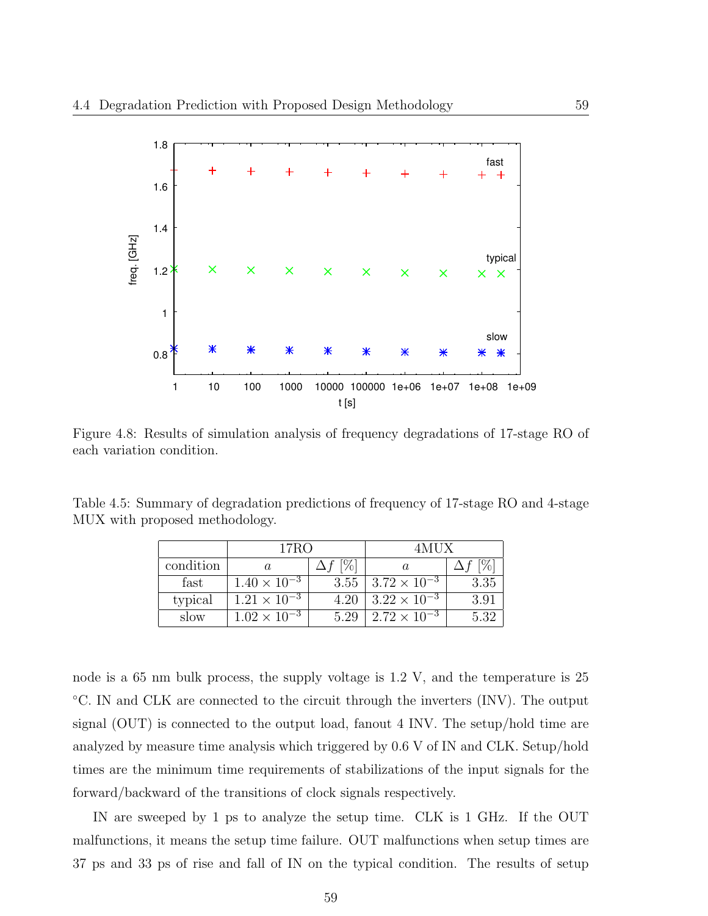Figure 4.8: Results of simulation analysis of frequency degradations of 17-stage RO of each variation condition.

Table 4.5: Summary of degradation predictions of frequency of 17-stage RO and 4-stage MUX with proposed methodology.

| | 17RO | | 4MUX | |
|---|---|---|---|---|
| condition | $a$ | $\Delta f$ [%] | $a$ | $\Delta f$ [%] |
| fast | $1.40 \times 10^{-3}$ | 3.55 | $3.72 \times 10^{-3}$ | 3.35 |
| typical | $1.21 \times 10^{-3}$ | 4.20 | $3.22 \times 10^{-3}$ | 3.91 |
| slow | $1.02 \times 10^{-3}$ | 5.29 | $2.72 \times 10^{-3}$ | 5.32 |

node is a 65 nm bulk process, the supply voltage is 1.2 V, and the temperature is 25 °C. IN and CLK are connected to the circuit through the inverters (INV). The output signal (OUT) is connected to the output load, fanout 4 INV. The setup/hold time are analyzed by measure time analysis which triggered by 0.6 V of IN and CLK. Setup/hold times are the minimum time requirements of stabilizations of the input signals for the forward/backward of the transitions of clock signals respectively.

IN are sweeped by 1 ps to analyze the setup time. CLK is 1 GHz. If the OUT malfunctions, it means the setup time failure. OUT malfunctions when setup times are 37 ps and 33 ps of rise and fall of IN on the typical condition. The results of setup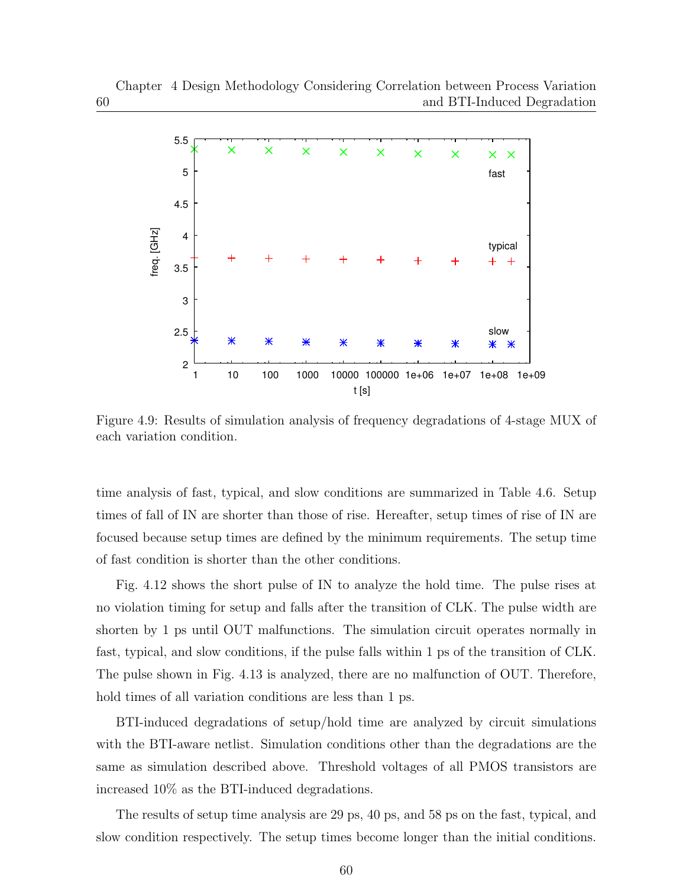Figure 4.9: Results of simulation analysis of frequency degradations of 4-stage MUX of each variation condition.

time analysis of fast, typical, and slow conditions are summarized in Table 4.6. Setup times of fall of IN are shorter than those of rise. Hereafter, setup times of rise of IN are focused because setup times are defined by the minimum requirements. The setup time of fast condition is shorter than the other conditions.

Fig. 4.12 shows the short pulse of IN to analyze the hold time. The pulse rises at no violation timing for setup and falls after the transition of CLK. The pulse width are shorten by 1 ps until OUT malfunctions. The simulation circuit operates normally in fast, typical, and slow conditions, if the pulse falls within 1 ps of the transition of CLK. The pulse shown in Fig. 4.13 is analyzed, there are no malfunction of OUT. Therefore, hold times of all variation conditions are less than 1 ps.

BTI-induced degradations of setup/hold time are analyzed by circuit simulations with the BTI-aware netlist. Simulation conditions other than the degradations are the same as simulation described above. Threshold voltages of all PMOS transistors are increased 10% as the BTI-induced degradations.

The results of setup time analysis are 29 ps, 40 ps, and 58 ps on the fast, typical, and slow condition respectively. The setup times become longer than the initial conditions.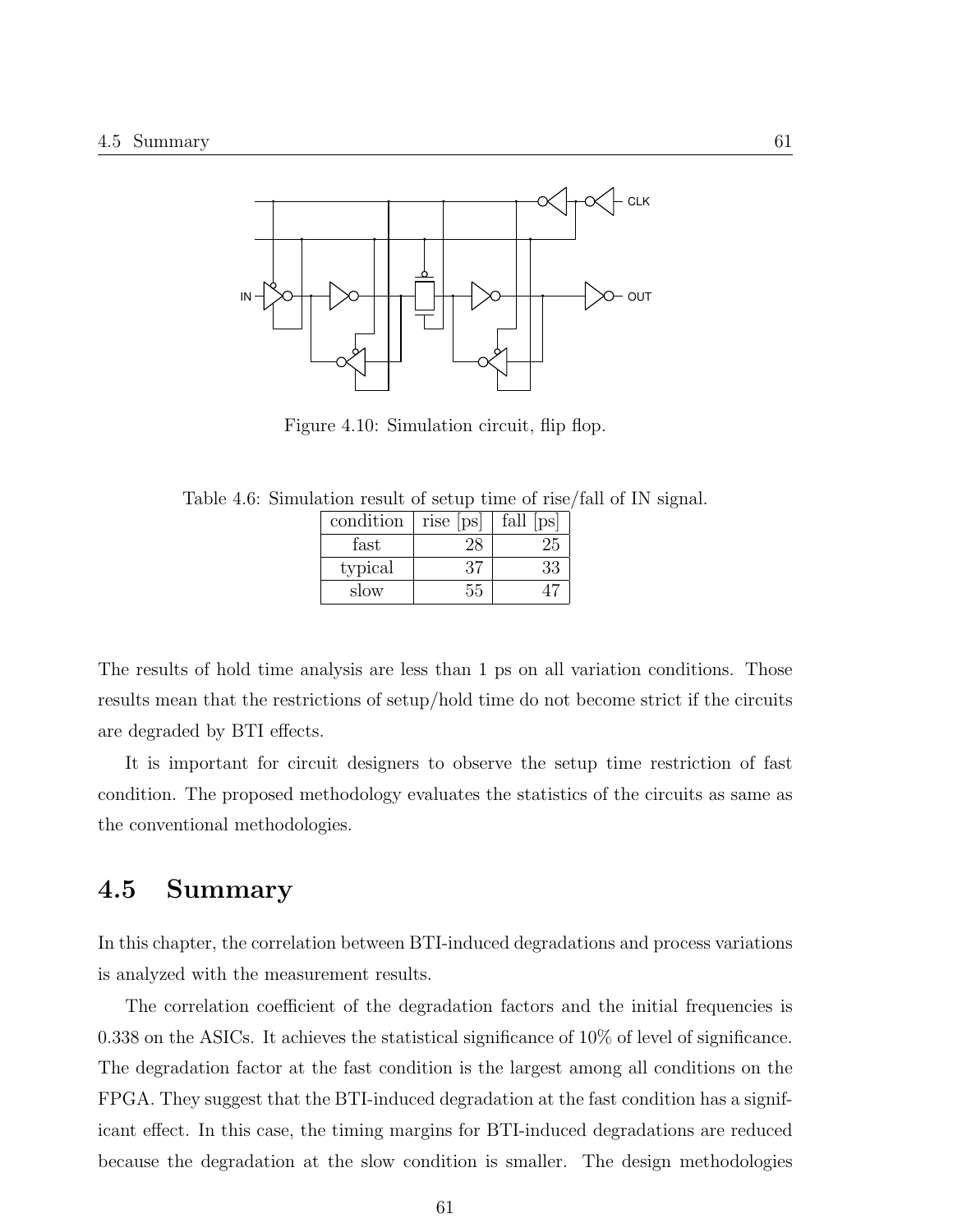Figure 4.10: Simulation circuit, flip flop.

Table 4.6: Simulation result of setup time of rise/fall of IN signal.

| condition | rise [ps] | fall [ps] |
|---|---|---|
| fast | 28 | 25 |
| typical | 37 | 33 |
| slow | 55 | 47 |

The results of hold time analysis are less than 1 ps on all variation conditions. Those results mean that the restrictions of setup/hold time do not become strict if the circuits are degraded by BTI effects.

It is important for circuit designers to observe the setup time restriction of fast condition. The proposed methodology evaluates the statistics of the circuits as same as the conventional methodologies.

## 4.5 Summary

In this chapter, the correlation between BTI-induced degradations and process variations is analyzed with the measurement results.

The correlation coefficient of the degradation factors and the initial frequencies is 0.338 on the ASICs. It achieves the statistical significance of 10% of level of significance. The degradation factor at the fast condition is the largest among all conditions on the FPGA. They suggest that the BTI-induced degradation at the fast condition has a significant effect. In this case, the timing margins for BTI-induced degradations are reduced because the degradation at the slow condition is smaller. The design methodologies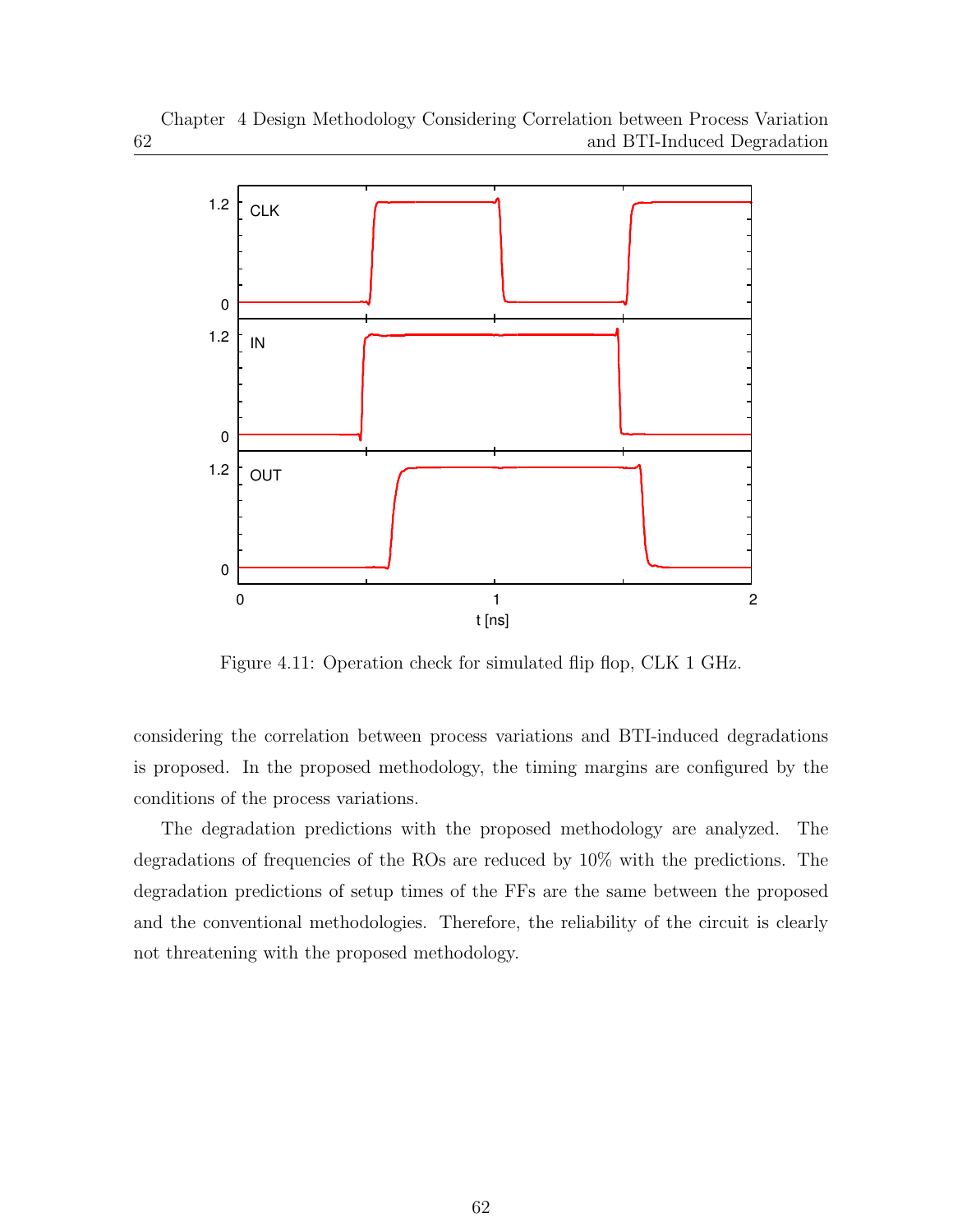Figure 4.11: Operation check for simulated flip flop, CLK 1 GHz.

considering the correlation between process variations and BTI-induced degradations is proposed. In the proposed methodology, the timing margins are configured by the conditions of the process variations.

The degradation predictions with the proposed methodology are analyzed. The degradations of frequencies of the ROs are reduced by 10% with the predictions. The degradation predictions of setup times of the FFs are the same between the proposed and the conventional methodologies. Therefore, the reliability of the circuit is clearly not threatening with the proposed methodology.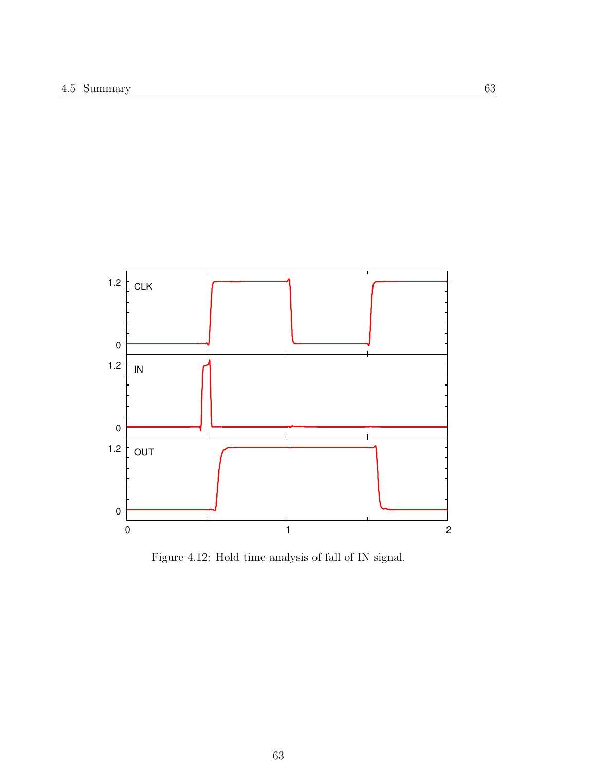Figure 4.12: Hold time analysis of fall of IN signal.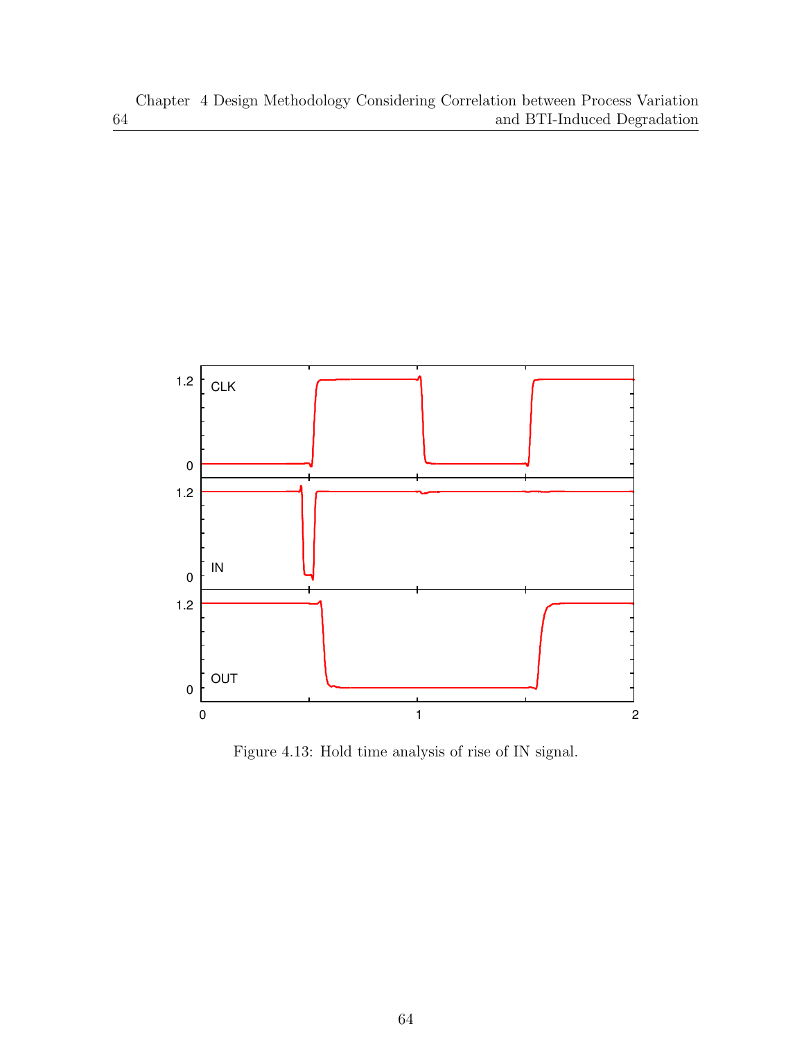Figure 4.13: Hold time analysis of rise of IN signal.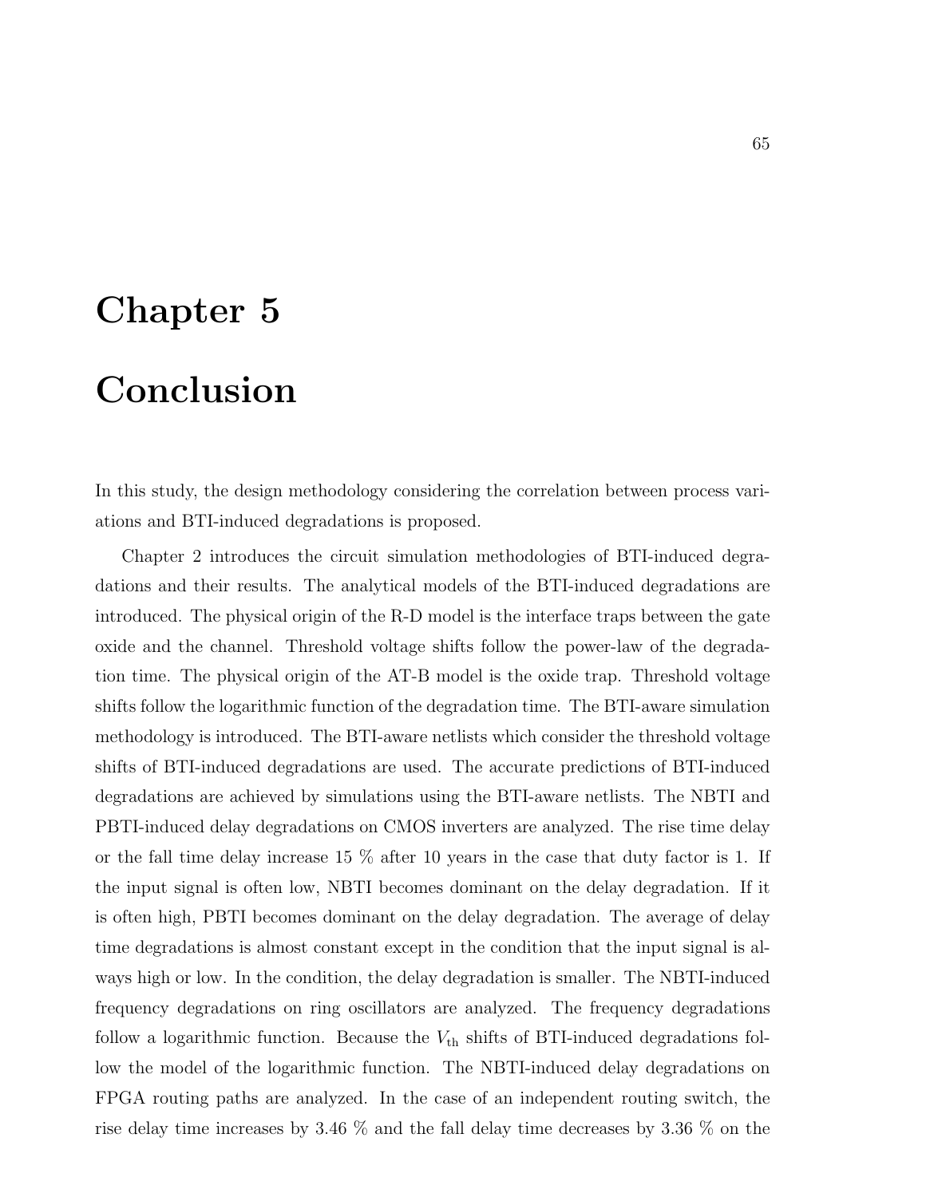# Chapter 5

# Conclusion

In this study, the design methodology considering the correlation between process variations and BTI-induced degradations is proposed.

Chapter 2 introduces the circuit simulation methodologies of BTI-induced degradations and their results. The analytical models of the BTI-induced degradations are introduced. The physical origin of the R-D model is the interface traps between the gate oxide and the channel. Threshold voltage shifts follow the power-law of the degradation time. The physical origin of the AT-B model is the oxide trap. Threshold voltage shifts follow the logarithmic function of the degradation time. The BTI-aware simulation methodology is introduced. The BTI-aware netlists which consider the threshold voltage shifts of BTI-induced degradations are used. The accurate predictions of BTI-induced degradations are achieved by simulations using the BTI-aware netlists. The NBTI and PBTI-induced delay degradations on CMOS inverters are analyzed. The rise time delay or the fall time delay increase 15 % after 10 years in the case that duty factor is 1. If the input signal is often low, NBTI becomes dominant on the delay degradation. If it is often high, PBTI becomes dominant on the delay degradation. The average of delay time degradations is almost constant except in the condition that the input signal is always high or low. In the condition, the delay degradation is smaller. The NBTI-induced frequency degradations on ring oscillators are analyzed. The frequency degradations follow a logarithmic function. Because the $V_{\mathrm{th}}$ shifts of BTI-induced degradations follow the model of the logarithmic function. The NBTI-induced delay degradations on FPGA routing paths are analyzed. In the case of an independent routing switch, the rise delay time increases by 3.46 % and the fall delay time decreases by 3.36 % on the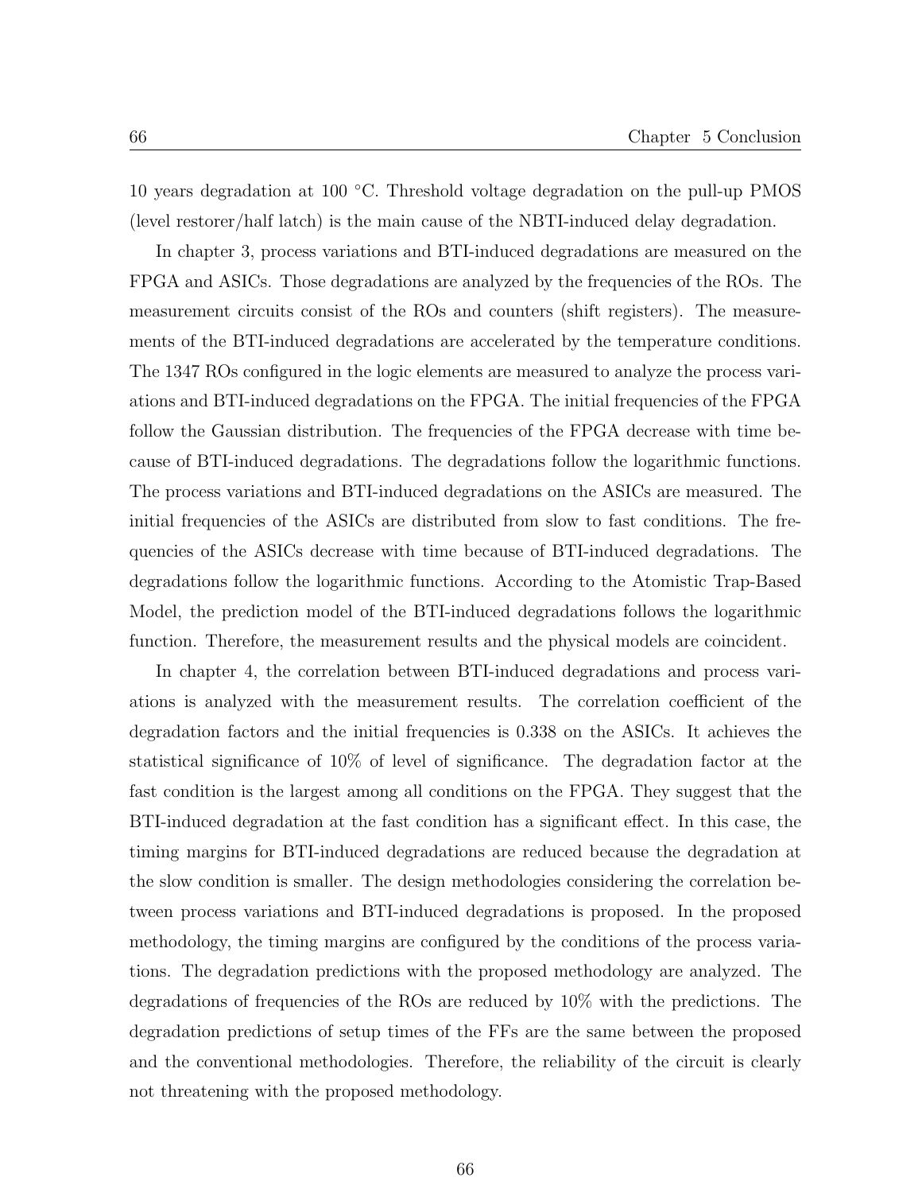10 years degradation at 100 °C. Threshold voltage degradation on the pull-up PMOS (level restorer/half latch) is the main cause of the NBTI-induced delay degradation.

In chapter 3, process variations and BTI-induced degradations are measured on the FPGA and ASICs. Those degradations are analyzed by the frequencies of the ROs. The measurement circuits consist of the ROs and counters (shift registers). The measurements of the BTI-induced degradations are accelerated by the temperature conditions. The 1347 ROs configured in the logic elements are measured to analyze the process variations and BTI-induced degradations on the FPGA. The initial frequencies of the FPGA follow the Gaussian distribution. The frequencies of the FPGA decrease with time because of BTI-induced degradations. The degradations follow the logarithmic functions. The process variations and BTI-induced degradations on the ASICs are measured. The initial frequencies of the ASICs are distributed from slow to fast conditions. The frequencies of the ASICs decrease with time because of BTI-induced degradations. The degradations follow the logarithmic functions. According to the Atomistic Trap-Based Model, the prediction model of the BTI-induced degradations follows the logarithmic function. Therefore, the measurement results and the physical models are coincident.

In chapter 4, the correlation between BTI-induced degradations and process variations is analyzed with the measurement results. The correlation coefficient of the degradation factors and the initial frequencies is 0.338 on the ASICs. It achieves the statistical significance of 10% of level of significance. The degradation factor at the fast condition is the largest among all conditions on the FPGA. They suggest that the BTI-induced degradation at the fast condition has a significant effect. In this case, the timing margins for BTI-induced degradations are reduced because the degradation at the slow condition is smaller. The design methodologies considering the correlation between process variations and BTI-induced degradations is proposed. In the proposed methodology, the timing margins are configured by the conditions of the process variations. The degradation predictions with the proposed methodology are analyzed. The degradations of frequencies of the ROs are reduced by 10% with the predictions. The degradation predictions of setup times of the FFs are the same between the proposed and the conventional methodologies. Therefore, the reliability of the circuit is clearly not threatening with the proposed methodology.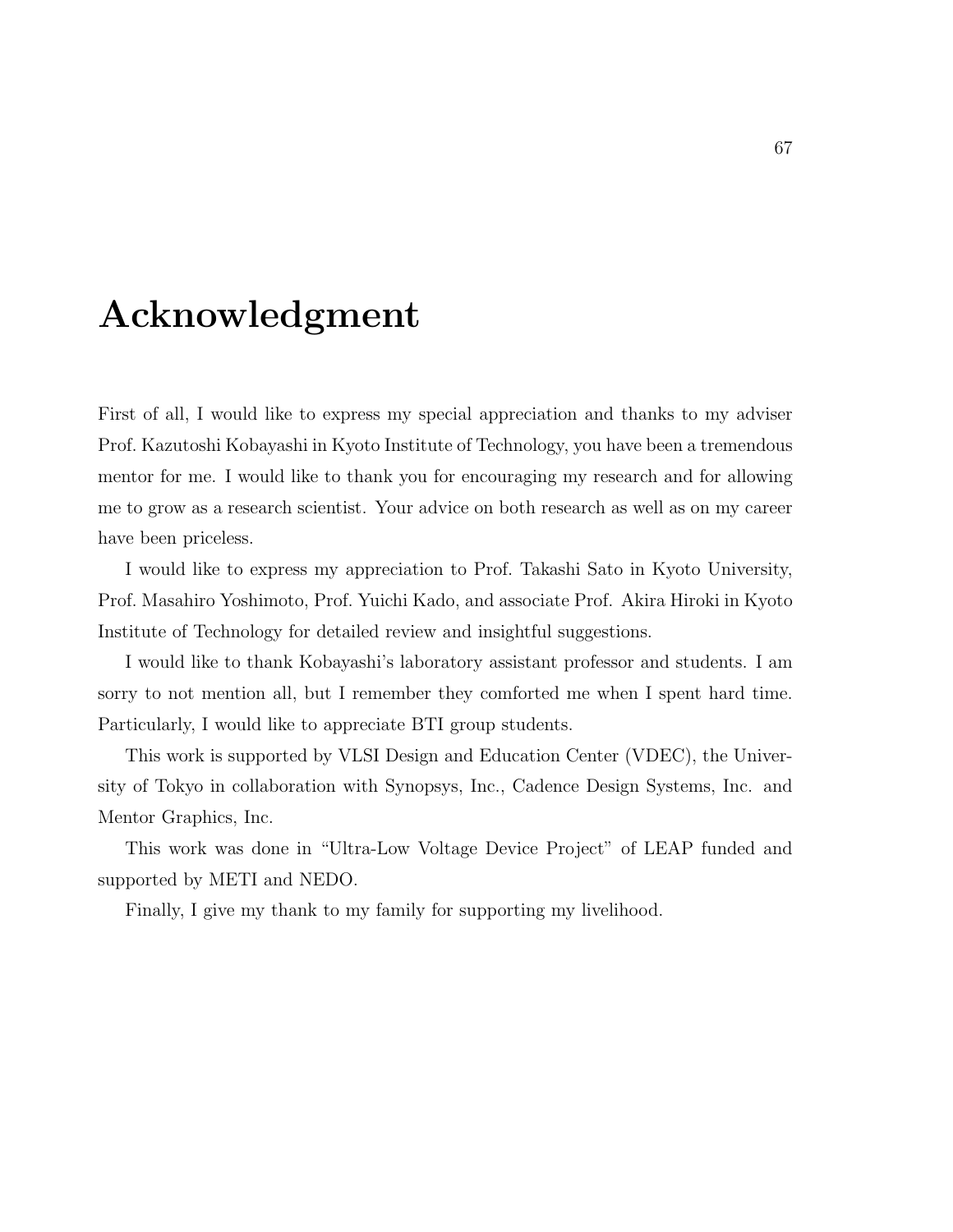# Acknowledgment

First of all, I would like to express my special appreciation and thanks to my adviser Prof. Kazutoshi Kobayashi in Kyoto Institute of Technology, you have been a tremendous mentor for me. I would like to thank you for encouraging my research and for allowing me to grow as a research scientist. Your advice on both research as well as on my career have been priceless.

I would like to express my appreciation to Prof. Takashi Sato in Kyoto University, Prof. Masahiro Yoshimoto, Prof. Yuichi Kado, and associate Prof. Akira Hiroki in Kyoto Institute of Technology for detailed review and insightful suggestions.

I would like to thank Kobayashi's laboratory assistant professor and students. I am sorry to not mention all, but I remember they comforted me when I spent hard time. Particularly, I would like to appreciate BTI group students.

This work is supported by VLSI Design and Education Center (VDEC), the University of Tokyo in collaboration with Synopsys, Inc., Cadence Design Systems, Inc. and Mentor Graphics, Inc.

This work was done in "Ultra-Low Voltage Device Project" of LEAP funded and supported by METI and NEDO.

Finally, I give my thank to my family for supporting my livelihood.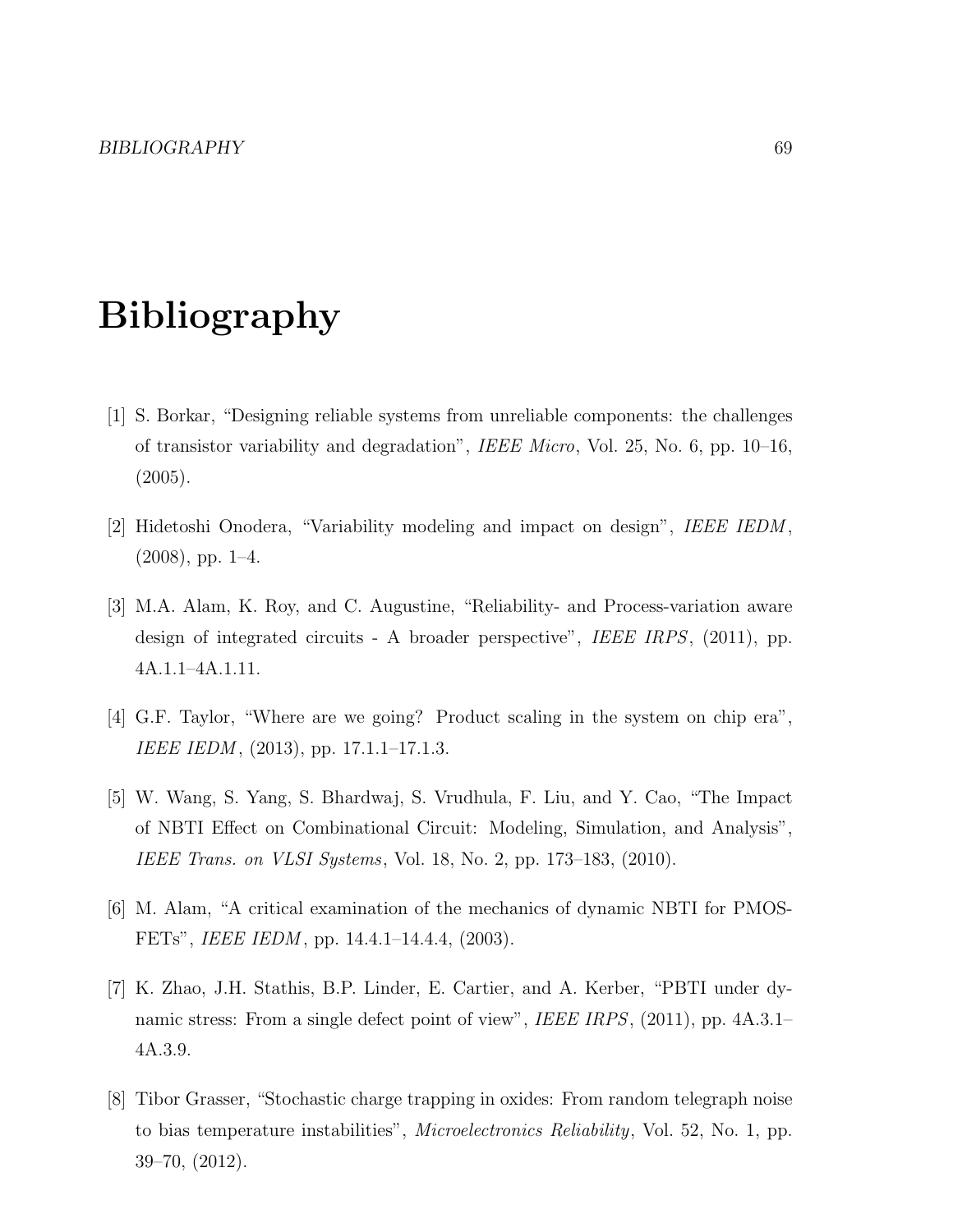# Bibliography

[1] S. Borkar, "Designing reliable systems from unreliable components: the challenges of transistor variability and degradation", *IEEE Micro*, Vol. 25, No. 6, pp. 10–16, (2005).

[2] Hidetoshi Onodera, "Variability modeling and impact on design", *IEEE IEDM*, (2008), pp. 1–4.

[3] M.A. Alam, K. Roy, and C. Augustine, "Reliability- and Process-variation aware design of integrated circuits - A broader perspective", *IEEE IRPS*, (2011), pp. 4A.1.1–4A.1.11.

[4] G.F. Taylor, "Where are we going? Product scaling in the system on chip era", *IEEE IEDM*, (2013), pp. 17.1.1–17.1.3.

[5] W. Wang, S. Yang, S. Bhardwaj, S. Vrudhula, F. Liu, and Y. Cao, "The Impact of NBTI Effect on Combinational Circuit: Modeling, Simulation, and Analysis", *IEEE Trans. on VLSI Systems*, Vol. 18, No. 2, pp. 173–183, (2010).

[6] M. Alam, "A critical examination of the mechanics of dynamic NBTI for PMOSFETs", *IEEE IEDM*, pp. 14.4.1–14.4.4, (2003).

[7] K. Zhao, J.H. Stathis, B.P. Linder, E. Cartier, and A. Kerber, "PBTI under dynamic stress: From a single defect point of view", *IEEE IRPS*, (2011), pp. 4A.3.1–4A.3.9.

[8] Tibor Grasser, "Stochastic charge trapping in oxides: From random telegraph noise to bias temperature instabilities", *Microelectronics Reliability*, Vol. 52, No. 1, pp. 39–70, (2012).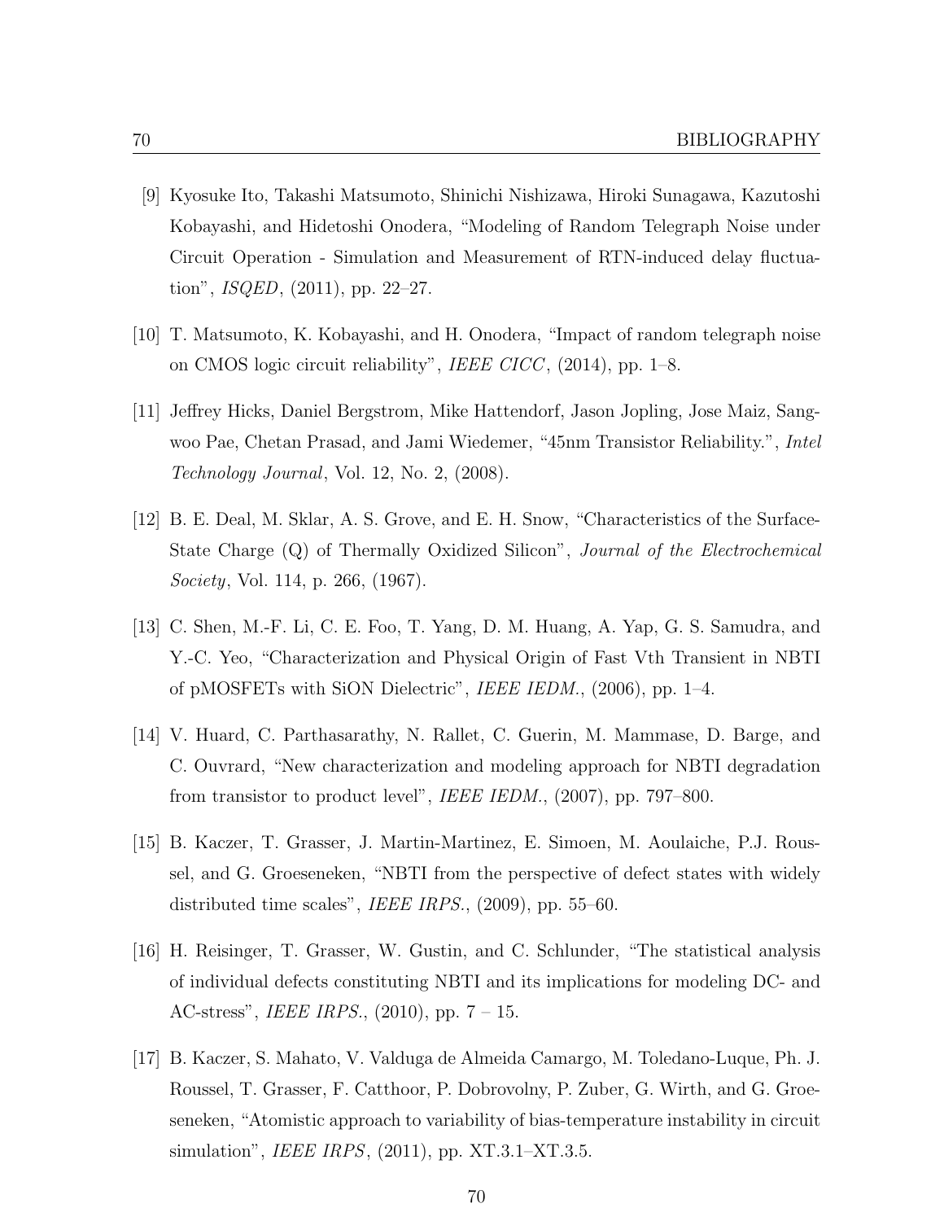[9] Kyosuke Ito, Takashi Matsumoto, Shinichi Nishizawa, Hiroki Sunagawa, Kazutoshi Kobayashi, and Hidetoshi Onodera, "Modeling of Random Telegraph Noise under Circuit Operation - Simulation and Measurement of RTN-induced delay fluctuation", *ISQED*, (2011), pp. 22–27.

[10] T. Matsumoto, K. Kobayashi, and H. Onodera, "Impact of random telegraph noise on CMOS logic circuit reliability", *IEEE CICC*, (2014), pp. 1–8.

[11] Jeffrey Hicks, Daniel Bergstrom, Mike Hattendorf, Jason Jopling, Jose Maiz, Sangwoo Pae, Chetan Prasad, and Jami Wiedemer, "45nm Transistor Reliability.", *Intel Technology Journal*, Vol. 12, No. 2, (2008).

[12] B. E. Deal, M. Sklar, A. S. Grove, and E. H. Snow, "Characteristics of the Surface-State Charge (Q) of Thermally Oxidized Silicon", *Journal of the Electrochemical Society*, Vol. 114, p. 266, (1967).

[13] C. Shen, M.-F. Li, C. E. Foo, T. Yang, D. M. Huang, A. Yap, G. S. Samudra, and Y.-C. Yeo, "Characterization and Physical Origin of Fast Vth Transient in NBTI of pMOSFETs with SiON Dielectric", *IEEE IEDM.*, (2006), pp. 1–4.

[14] V. Huard, C. Parthasarathy, N. Rallet, C. Guerin, M. Mammase, D. Barge, and C. Ouvrard, "New characterization and modeling approach for NBTI degradation from transistor to product level", *IEEE IEDM.*, (2007), pp. 797–800.

[15] B. Kaczer, T. Grasser, J. Martin-Martinez, E. Simoen, M. Aoulaiche, P.J. Roussel, and G. Groeseneken, "NBTI from the perspective of defect states with widely distributed time scales", *IEEE IRPS.*, (2009), pp. 55–60.

[16] H. Reisinger, T. Grasser, W. Gustin, and C. Schlunder, "The statistical analysis of individual defects constituting NBTI and its implications for modeling DC- and AC-stress", *IEEE IRPS.*, (2010), pp. 7 – 15.

[17] B. Kaczer, S. Mahato, V. Valduga de Almeida Camargo, M. Toledano-Luque, Ph. J. Roussel, T. Grasser, F. Catthoor, P. Dobrovolny, P. Zuber, G. Wirth, and G. Groeseneken, "Atomistic approach to variability of bias-temperature instability in circuit simulation", *IEEE IRPS*, (2011), pp. XT.3.1–XT.3.5.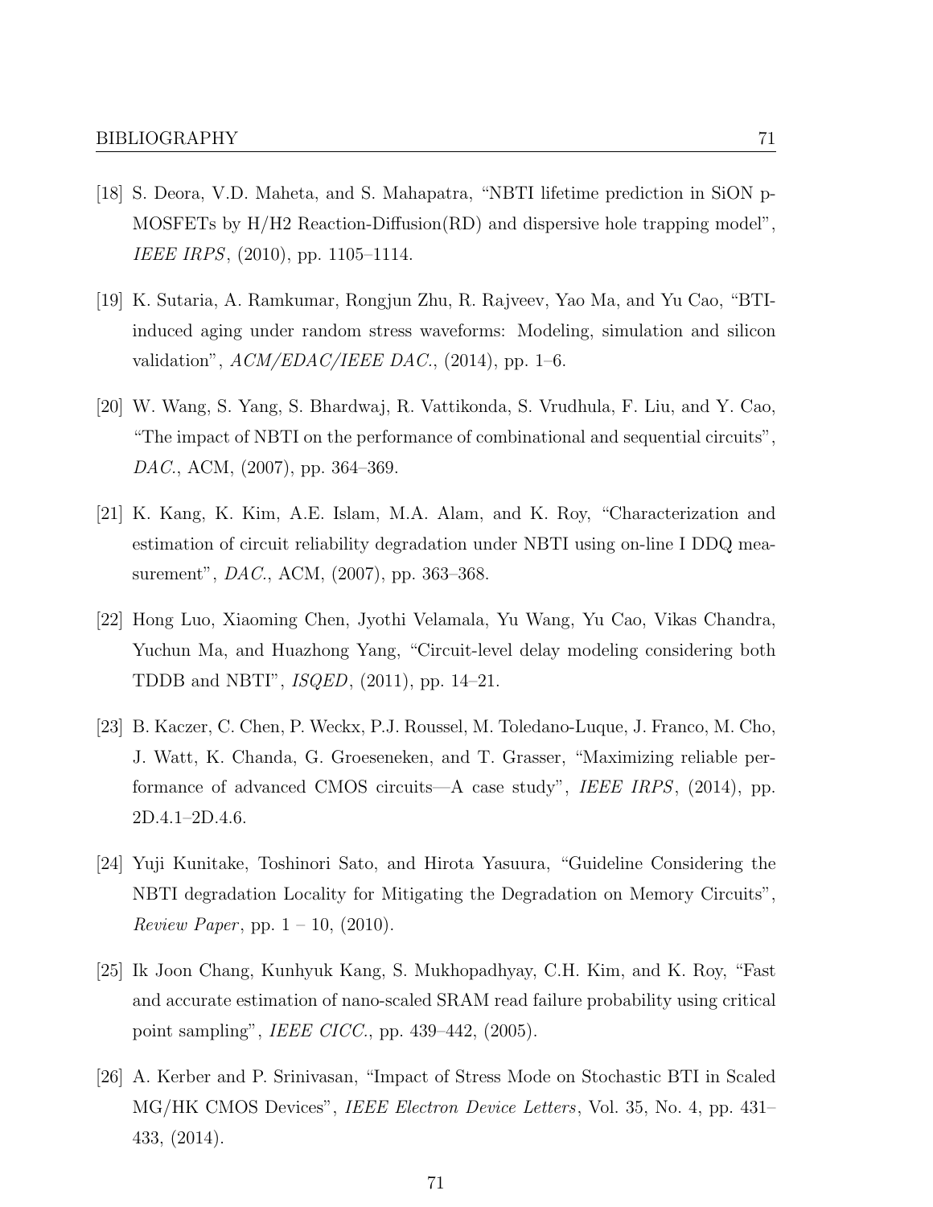[18] S. Deora, V.D. Maheta, and S. Mahapatra, "NBTI lifetime prediction in SiON p-MOSFETs by H/H2 Reaction-Diffusion(RD) and dispersive hole trapping model", *IEEE IRPS*, (2010), pp. 1105–1114.

[19] K. Sutaria, A. Ramkumar, Rongjun Zhu, R. Rajveev, Yao Ma, and Yu Cao, "BTI-induced aging under random stress waveforms: Modeling, simulation and silicon validation", *ACM/EDAC/IEEE DAC.*, (2014), pp. 1–6.

[20] W. Wang, S. Yang, S. Bhardwaj, R. Vattikonda, S. Vrudhula, F. Liu, and Y. Cao, "The impact of NBTI on the performance of combinational and sequential circuits", *DAC.*, ACM, (2007), pp. 364–369.

[21] K. Kang, K. Kim, A.E. Islam, M.A. Alam, and K. Roy, "Characterization and estimation of circuit reliability degradation under NBTI using on-line I DDQ measurement", *DAC.*, ACM, (2007), pp. 363–368.

[22] Hong Luo, Xiaoming Chen, Jyothi Velamala, Yu Wang, Yu Cao, Vikas Chandra, Yuchun Ma, and Huazhong Yang, "Circuit-level delay modeling considering both TDDB and NBTI", *ISQED*, (2011), pp. 14–21.

[23] B. Kaczer, C. Chen, P. Weckx, P.J. Roussel, M. Toledano-Luque, J. Franco, M. Cho, J. Watt, K. Chanda, G. Groeseneken, and T. Grasser, "Maximizing reliable performance of advanced CMOS circuits—A case study", *IEEE IRPS*, (2014), pp. 2D.4.1–2D.4.6.

[24] Yuji Kunitake, Toshinori Sato, and Hirota Yasuura, "Guideline Considering the NBTI degradation Locality for Mitigating the Degradation on Memory Circuits", *Review Paper*, pp. 1 – 10, (2010).

[25] Ik Joon Chang, Kunhyuk Kang, S. Mukhopadhyay, C.H. Kim, and K. Roy, "Fast and accurate estimation of nano-scaled SRAM read failure probability using critical point sampling", *IEEE CICC.*, pp. 439–442, (2005).

[26] A. Kerber and P. Srinivasan, "Impact of Stress Mode on Stochastic BTI in Scaled MG/HK CMOS Devices", *IEEE Electron Device Letters*, Vol. 35, No. 4, pp. 431–433, (2014).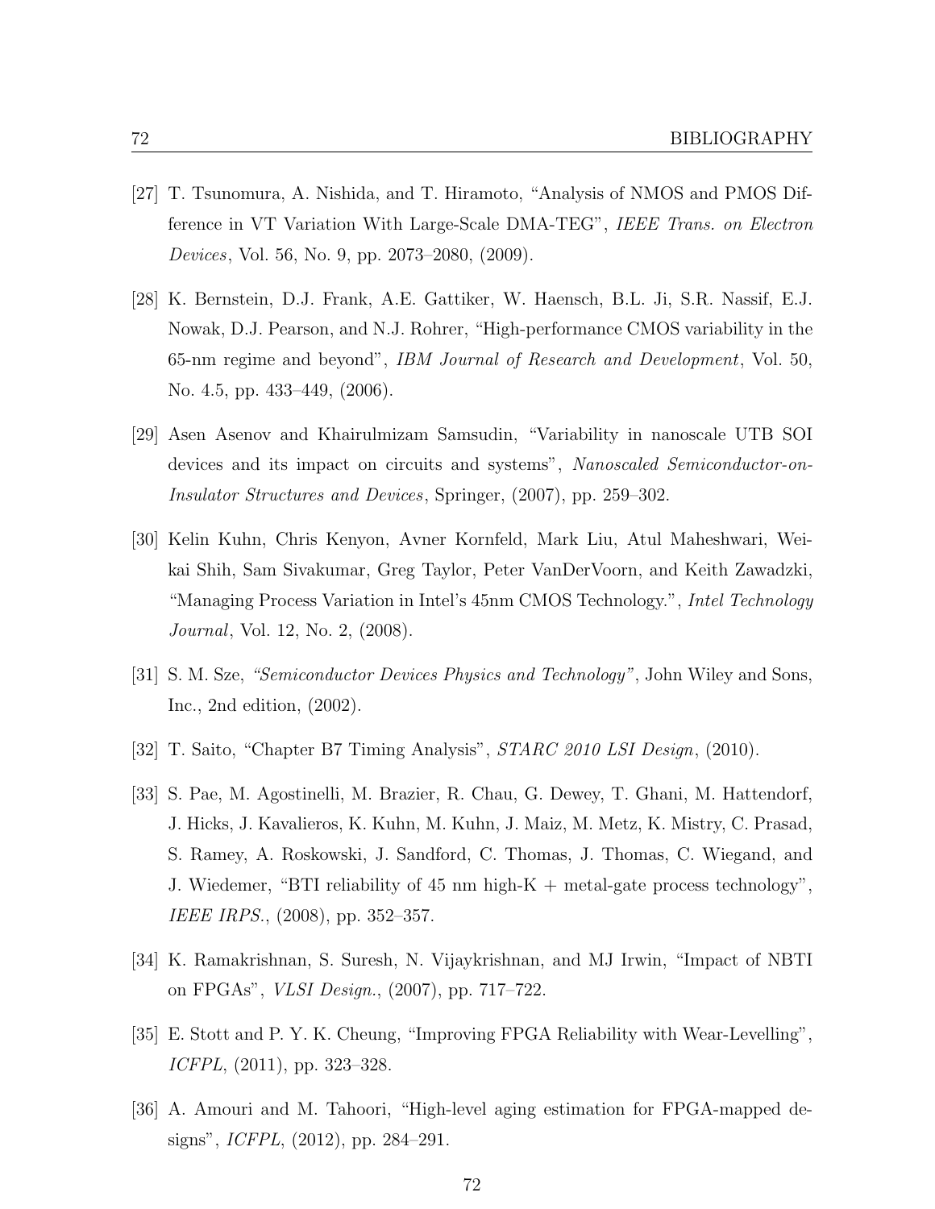[27] T. Tsunomura, A. Nishida, and T. Hiramoto, "Analysis of NMOS and PMOS Difference in VT Variation With Large-Scale DMA-TEG", *IEEE Trans. on Electron Devices*, Vol. 56, No. 9, pp. 2073–2080, (2009).

[28] K. Bernstein, D.J. Frank, A.E. Gattiker, W. Haensch, B.L. Ji, S.R. Nassif, E.J. Nowak, D.J. Pearson, and N.J. Rohrer, "High-performance CMOS variability in the 65-nm regime and beyond", *IBM Journal of Research and Development*, Vol. 50, No. 4.5, pp. 433–449, (2006).

[29] Asen Asenov and Khairulmizam Samsudin, "Variability in nanoscale UTB SOI devices and its impact on circuits and systems", *Nanoscaled Semiconductor-on-Insulator Structures and Devices*, Springer, (2007), pp. 259–302.

[30] Kelin Kuhn, Chris Kenyon, Avner Kornfeld, Mark Liu, Atul Maheshwari, Wei-kai Shih, Sam Sivakumar, Greg Taylor, Peter VanDerVoorn, and Keith Zawadzki, "Managing Process Variation in Intel's 45nm CMOS Technology.", *Intel Technology Journal*, Vol. 12, No. 2, (2008).

[31] S. M. Sze, *"Semiconductor Devices Physics and Technology"*, John Wiley and Sons, Inc., 2nd edition, (2002).

[32] T. Saito, "Chapter B7 Timing Analysis", *STARC 2010 LSI Design*, (2010).

[33] S. Pae, M. Agostinelli, M. Brazier, R. Chau, G. Dewey, T. Ghani, M. Hattendorf, J. Hicks, J. Kavalieros, K. Kuhn, M. Kuhn, J. Maiz, M. Metz, K. Mistry, C. Prasad, S. Ramey, A. Roskowski, J. Sandford, C. Thomas, J. Thomas, C. Wiegand, and J. Wiedemer, "BTI reliability of 45 nm high-K + metal-gate process technology", *IEEE IRPS.*, (2008), pp. 352–357.

[34] K. Ramakrishnan, S. Suresh, N. Vijaykrishnan, and MJ Irwin, "Impact of NBTI on FPGAs", *VLSI Design.*, (2007), pp. 717–722.

[35] E. Stott and P. Y. K. Cheung, "Improving FPGA Reliability with Wear-Levelling", *ICFPL*, (2011), pp. 323–328.

[36] A. Amouri and M. Tahoori, "High-level aging estimation for FPGA-mapped designs", *ICFPL*, (2012), pp. 284–291.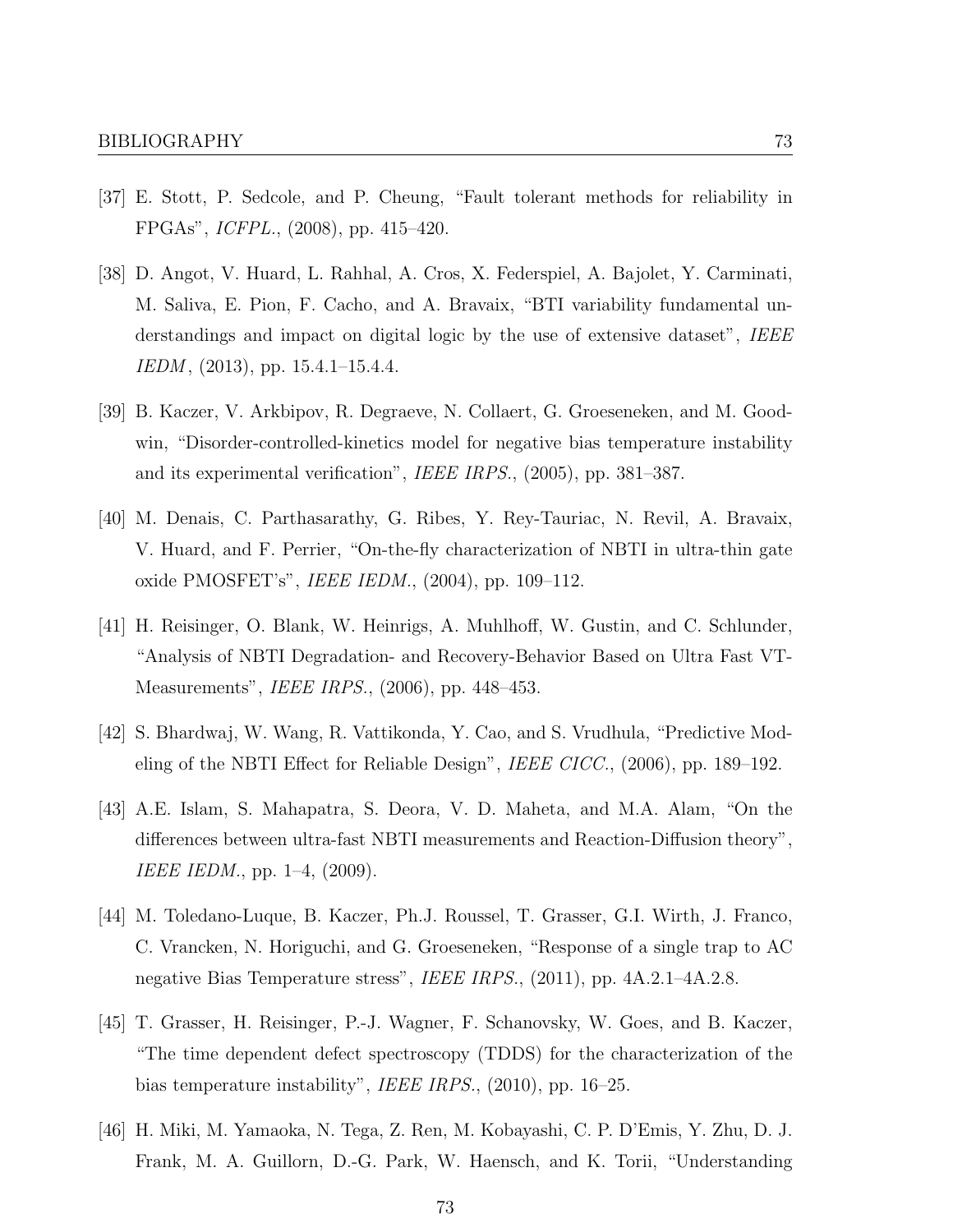[37] E. Stott, P. Sedcole, and P. Cheung, "Fault tolerant methods for reliability in FPGAs", *ICFPL.*, (2008), pp. 415–420.

[38] D. Angot, V. Huard, L. Rahhal, A. Cros, X. Federspiel, A. Bajolet, Y. Carminati, M. Saliva, E. Pion, F. Cacho, and A. Bravaix, "BTI variability fundamental understandings and impact on digital logic by the use of extensive dataset", *IEEE IEDM*, (2013), pp. 15.4.1–15.4.4.

[39] B. Kaczer, V. Arkbipov, R. Degraeve, N. Collaert, G. Groeseneken, and M. Goodwin, "Disorder-controlled-kinetics model for negative bias temperature instability and its experimental verification", *IEEE IRPS.*, (2005), pp. 381–387.

[40] M. Denais, C. Parthasarathy, G. Ribes, Y. Rey-Tauriac, N. Revil, A. Bravaix, V. Huard, and F. Perrier, "On-the-fly characterization of NBTI in ultra-thin gate oxide PMOSFET's", *IEEE IEDM.*, (2004), pp. 109–112.

[41] H. Reisinger, O. Blank, W. Heinrigs, A. Muhlhoff, W. Gustin, and C. Schlunder, "Analysis of NBTI Degradation- and Recovery-Behavior Based on Ultra Fast VT-Measurements", *IEEE IRPS.*, (2006), pp. 448–453.

[42] S. Bhardwaj, W. Wang, R. Vattikonda, Y. Cao, and S. Vrudhula, "Predictive Modeling of the NBTI Effect for Reliable Design", *IEEE CICC.*, (2006), pp. 189–192.

[43] A.E. Islam, S. Mahapatra, S. Deora, V. D. Maheta, and M.A. Alam, "On the differences between ultra-fast NBTI measurements and Reaction-Diffusion theory", *IEEE IEDM.*, pp. 1–4, (2009).

[44] M. Toledano-Luque, B. Kaczer, Ph.J. Roussel, T. Grasser, G.I. Wirth, J. Franco, C. Vrancken, N. Horiguchi, and G. Groeseneken, "Response of a single trap to AC negative Bias Temperature stress", *IEEE IRPS.*, (2011), pp. 4A.2.1–4A.2.8.

[45] T. Grasser, H. Reisinger, P.-J. Wagner, F. Schanovsky, W. Goes, and B. Kaczer, "The time dependent defect spectroscopy (TDDS) for the characterization of the bias temperature instability", *IEEE IRPS.*, (2010), pp. 16–25.

[46] H. Miki, M. Yamaoka, N. Tega, Z. Ren, M. Kobayashi, C. P. D'Emis, Y. Zhu, D. J. Frank, M. A. Guillorn, D.-G. Park, W. Haensch, and K. Torii, "Understanding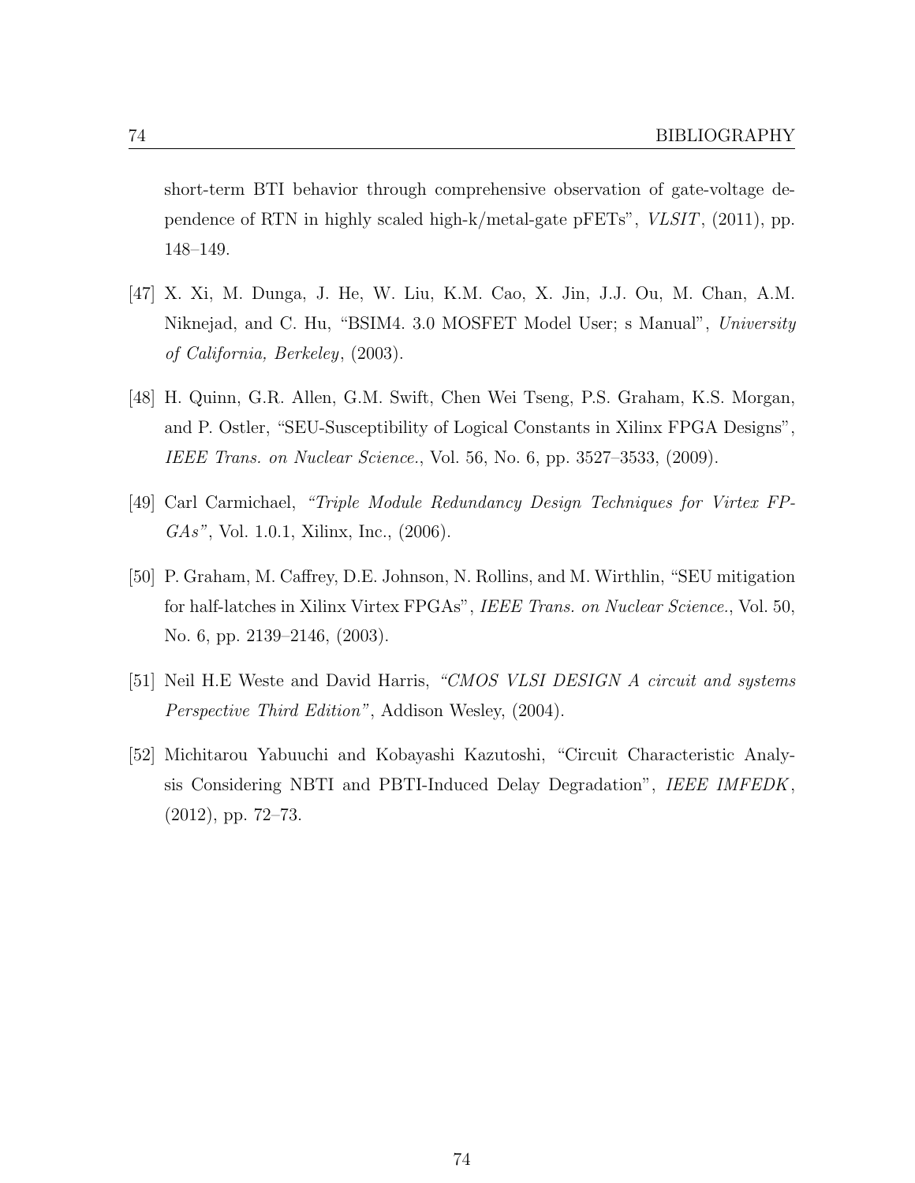short-term BTI behavior through comprehensive observation of gate-voltage dependence of RTN in highly scaled high-k/metal-gate pFETs", *VLSIT*, (2011), pp. 148–149.

[47] X. Xi, M. Dunga, J. He, W. Liu, K.M. Cao, X. Jin, J.J. Ou, M. Chan, A.M. Niknejad, and C. Hu, "BSIM4. 3.0 MOSFET Model User; s Manual", *University of California, Berkeley*, (2003).

[48] H. Quinn, G.R. Allen, G.M. Swift, Chen Wei Tseng, P.S. Graham, K.S. Morgan, and P. Ostler, "SEU-Susceptibility of Logical Constants in Xilinx FPGA Designs", *IEEE Trans. on Nuclear Science.*, Vol. 56, No. 6, pp. 3527–3533, (2009).

[49] Carl Carmichael, *"Triple Module Redundancy Design Techniques for Virtex FPGAs"*, Vol. 1.0.1, Xilinx, Inc., (2006).

[50] P. Graham, M. Caffrey, D.E. Johnson, N. Rollins, and M. Wirthlin, "SEU mitigation for half-latches in Xilinx Virtex FPGAs", *IEEE Trans. on Nuclear Science.*, Vol. 50, No. 6, pp. 2139–2146, (2003).

[51] Neil H.E Weste and David Harris, *"CMOS VLSI DESIGN A circuit and systems Perspective Third Edition"*, Addison Wesley, (2004).

[52] Michitarou Yabuuchi and Kobayashi Kazutoshi, "Circuit Characteristic Analysis Considering NBTI and PBTI-Induced Delay Degradation", *IEEE IMFEDK*, (2012), pp. 72–73.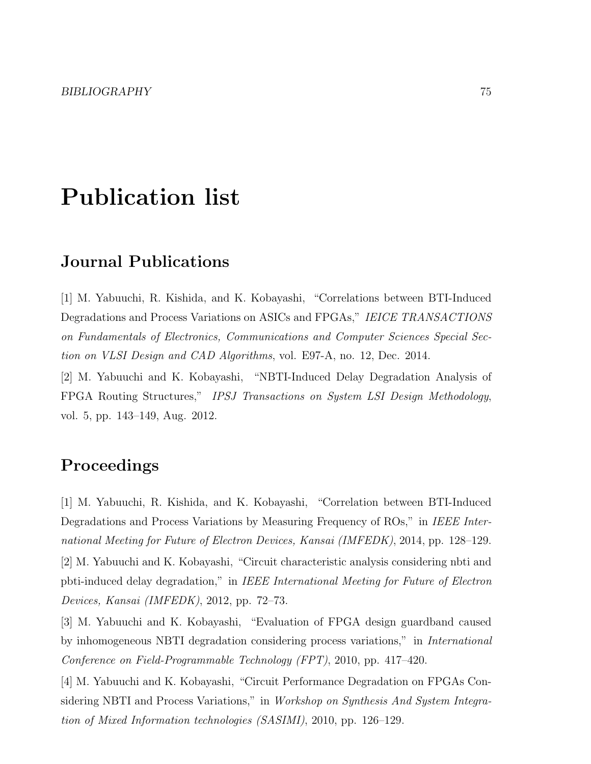# Publication list

## Journal Publications

[1] M. Yabuuchi, R. Kishida, and K. Kobayashi, "Correlations between BTI-Induced Degradations and Process Variations on ASICs and FPGAs," *IEICE TRANSACTIONS on Fundamentals of Electronics, Communications and Computer Sciences Special Section on VLSI Design and CAD Algorithms*, vol. E97-A, no. 12, Dec. 2014.

[2] M. Yabuuchi and K. Kobayashi, "NBTI-Induced Delay Degradation Analysis of FPGA Routing Structures," *IPSJ Transactions on System LSI Design Methodology*, vol. 5, pp. 143–149, Aug. 2012.

## Proceedings

[1] M. Yabuuchi, R. Kishida, and K. Kobayashi, "Correlation between BTI-Induced Degradations and Process Variations by Measuring Frequency of ROs," in *IEEE International Meeting for Future of Electron Devices, Kansai (IMFEDK)*, 2014, pp. 128–129.

[2] M. Yabuuchi and K. Kobayashi, "Circuit characteristic analysis considering nbti and pbti-induced delay degradation," in *IEEE International Meeting for Future of Electron Devices, Kansai (IMFEDK)*, 2012, pp. 72–73.

[3] M. Yabuuchi and K. Kobayashi, "Evaluation of FPGA design guardband caused by inhomogeneous NBTI degradation considering process variations," in *International Conference on Field-Programmable Technology (FPT)*, 2010, pp. 417–420.

[4] M. Yabuuchi and K. Kobayashi, "Circuit Performance Degradation on FPGAs Considering NBTI and Process Variations," in *Workshop on Synthesis And System Integration of Mixed Information technologies (SASIMI)*, 2010, pp. 126–129.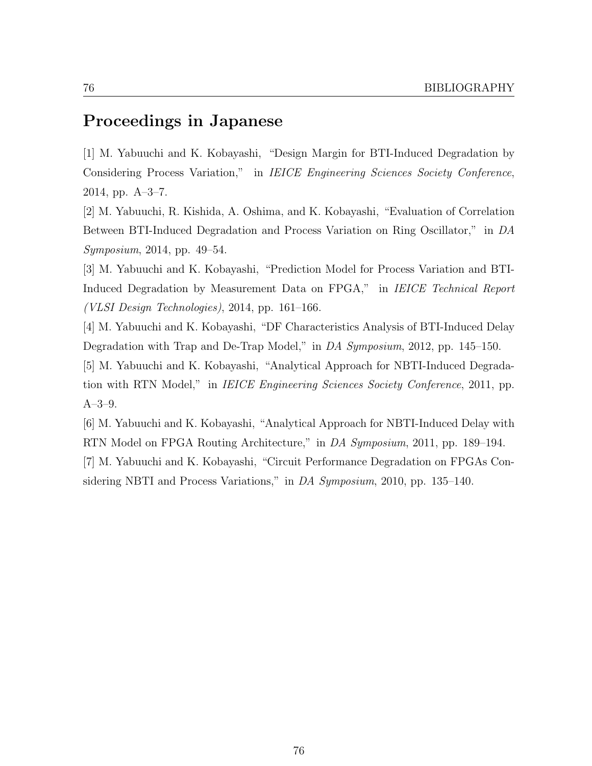## Proceedings in Japanese

[1] M. Yabuuchi and K. Kobayashi, "Design Margin for BTI-Induced Degradation by Considering Process Variation," in *IEICE Engineering Sciences Society Conference*, 2014, pp. A–3–7.

[2] M. Yabuuchi, R. Kishida, A. Oshima, and K. Kobayashi, "Evaluation of Correlation Between BTI-Induced Degradation and Process Variation on Ring Oscillator," in *DA Symposium*, 2014, pp. 49–54.

[3] M. Yabuuchi and K. Kobayashi, "Prediction Model for Process Variation and BTI-Induced Degradation by Measurement Data on FPGA," in *IEICE Technical Report (VLSI Design Technologies)*, 2014, pp. 161–166.

[4] M. Yabuuchi and K. Kobayashi, "DF Characteristics Analysis of BTI-Induced Delay Degradation with Trap and De-Trap Model," in *DA Symposium*, 2012, pp. 145–150.

[5] M. Yabuuchi and K. Kobayashi, "Analytical Approach for NBTI-Induced Degradation with RTN Model," in *IEICE Engineering Sciences Society Conference*, 2011, pp. A–3–9.

[6] M. Yabuuchi and K. Kobayashi, "Analytical Approach for NBTI-Induced Delay with RTN Model on FPGA Routing Architecture," in *DA Symposium*, 2011, pp. 189–194.

[7] M. Yabuuchi and K. Kobayashi, "Circuit Performance Degradation on FPGAs Considering NBTI and Process Variations," in *DA Symposium*, 2010, pp. 135–140.